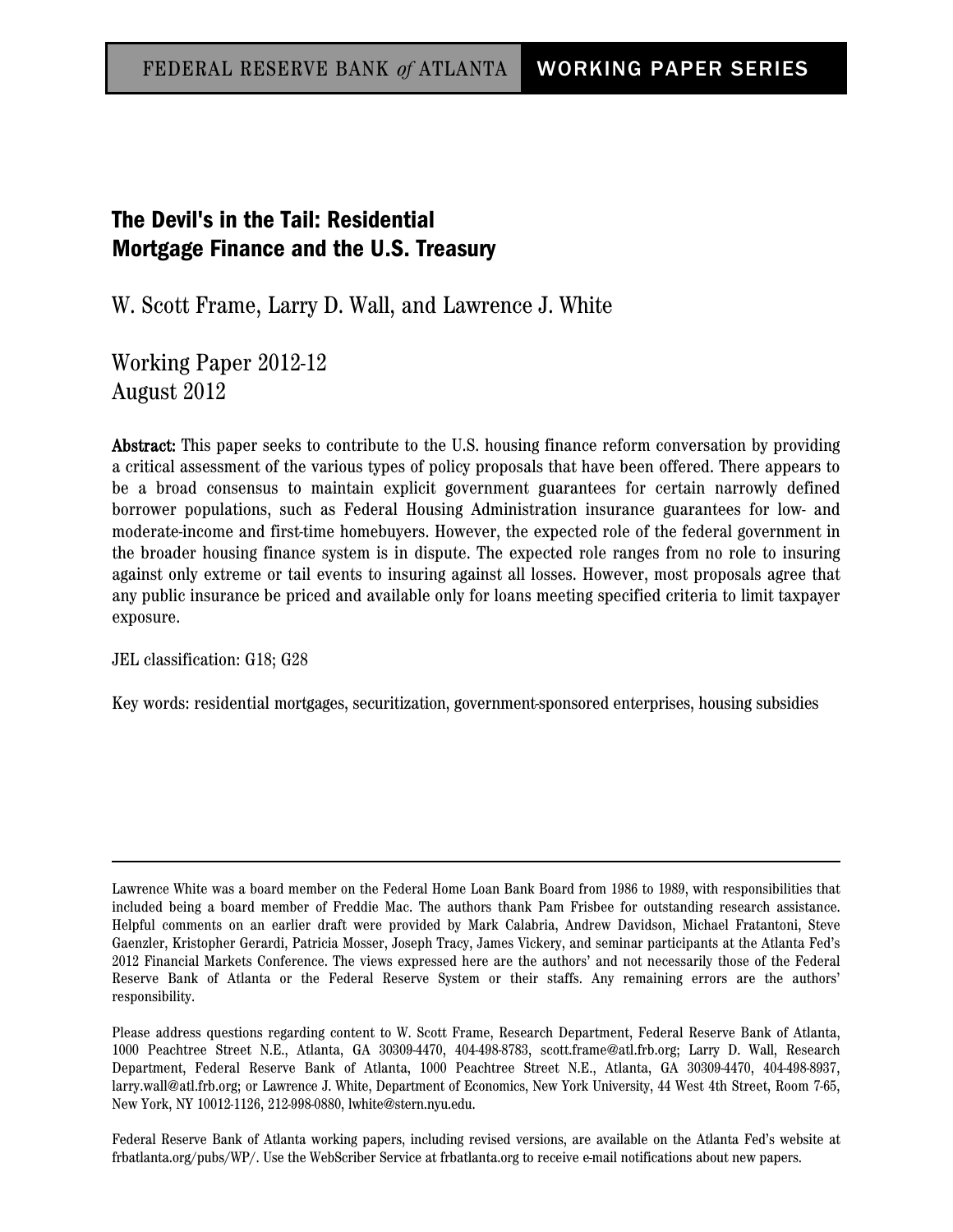FEDERAL RESERVE BANK *of* ATLANTA **WORKING PAPER SERIES**

# The Devil's in the Tail: Residential Mortgage Finance and the U.S. Treasury

W. Scott Frame, Larry D. Wall, and Lawrence J. White

Working Paper 2012-12
August 2012

**Abstract:** This paper seeks to contribute to the U.S. housing finance reform conversation by providing a critical assessment of the various types of policy proposals that have been offered. There appears to be a broad consensus to maintain explicit government guarantees for certain narrowly defined borrower populations, such as Federal Housing Administration insurance guarantees for low- and moderate-income and first-time homebuyers. However, the expected role of the federal government in the broader housing finance system is in dispute. The expected role ranges from no role to insuring against only extreme or tail events to insuring against all losses. However, most proposals agree that any public insurance be priced and available only for loans meeting specified criteria to limit taxpayer exposure.

JEL classification: G18; G28

Key words: residential mortgages, securitization, government-sponsored enterprises, housing subsidies

---

Lawrence White was a board member on the Federal Home Loan Bank Board from 1986 to 1989, with responsibilities that included being a board member of Freddie Mac. The authors thank Pam Frisbee for outstanding research assistance. Helpful comments on an earlier draft were provided by Mark Calabria, Andrew Davidson, Michael Fratantoni, Steve Gaenzler, Kristopher Gerardi, Patricia Mosser, Joseph Tracy, James Vickery, and seminar participants at the Atlanta Fed's 2012 Financial Markets Conference. The views expressed here are the authors' and not necessarily those of the Federal Reserve Bank of Atlanta or the Federal Reserve System or their staffs. Any remaining errors are the authors' responsibility.

Please address questions regarding content to W. Scott Frame, Research Department, Federal Reserve Bank of Atlanta, 1000 Peachtree Street N.E., Atlanta, GA 30309-4470, 404-498-8783, scott.frame@atl.frb.org; Larry D. Wall, Research Department, Federal Reserve Bank of Atlanta, 1000 Peachtree Street N.E., Atlanta, GA 30309-4470, 404-498-8937, larry.wall@atl.frb.org; or Lawrence J. White, Department of Economics, New York University, 44 West 4th Street, Room 7-65, New York, NY 10012-1126, 212-998-0880, lwhite@stern.nyu.edu.

Federal Reserve Bank of Atlanta working papers, including revised versions, are available on the Atlanta Fed's website at frbatlanta.org/pubs/WP/. Use the WebScriber Service at frbatlanta.org to receive e-mail notifications about new papers.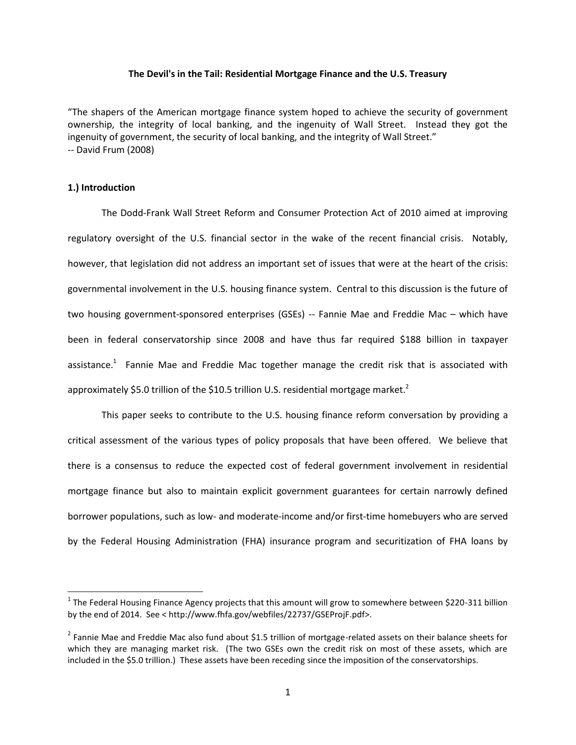**The Devil's in the Tail: Residential Mortgage Finance and the U.S. Treasury**

"The shapers of the American mortgage finance system hoped to achieve the security of government ownership, the integrity of local banking, and the ingenuity of Wall Street. Instead they got the ingenuity of government, the security of local banking, and the integrity of Wall Street."
-- David Frum (2008)

## 1.) Introduction

The Dodd-Frank Wall Street Reform and Consumer Protection Act of 2010 aimed at improving regulatory oversight of the U.S. financial sector in the wake of the recent financial crisis. Notably, however, that legislation did not address an important set of issues that were at the heart of the crisis: governmental involvement in the U.S. housing finance system. Central to this discussion is the future of two housing government-sponsored enterprises (GSEs) -- Fannie Mae and Freddie Mac – which have been in federal conservatorship since 2008 and have thus far required $188 billion in taxpayer assistance.[1] Fannie Mae and Freddie Mac together manage the credit risk that is associated with approximately $5.0 trillion of the $10.5 trillion U.S. residential mortgage market.[2]

This paper seeks to contribute to the U.S. housing finance reform conversation by providing a critical assessment of the various types of policy proposals that have been offered. We believe that there is a consensus to reduce the expected cost of federal government involvement in residential mortgage finance but also to maintain explicit government guarantees for certain narrowly defined borrower populations, such as low- and moderate-income and/or first-time homebuyers who are served by the Federal Housing Administration (FHA) insurance program and securitization of FHA loans by

---

[1] The Federal Housing Finance Agency projects that this amount will grow to somewhere between $220-311 billion by the end of 2014. See < http://www.fhfa.gov/webfiles/22737/GSEProjF.pdf>.

[2] Fannie Mae and Freddie Mac also fund about $1.5 trillion of mortgage-related assets on their balance sheets for which they are managing market risk. (The two GSEs own the credit risk on most of these assets, which are included in the $5.0 trillion.) These assets have been receding since the imposition of the conservatorships.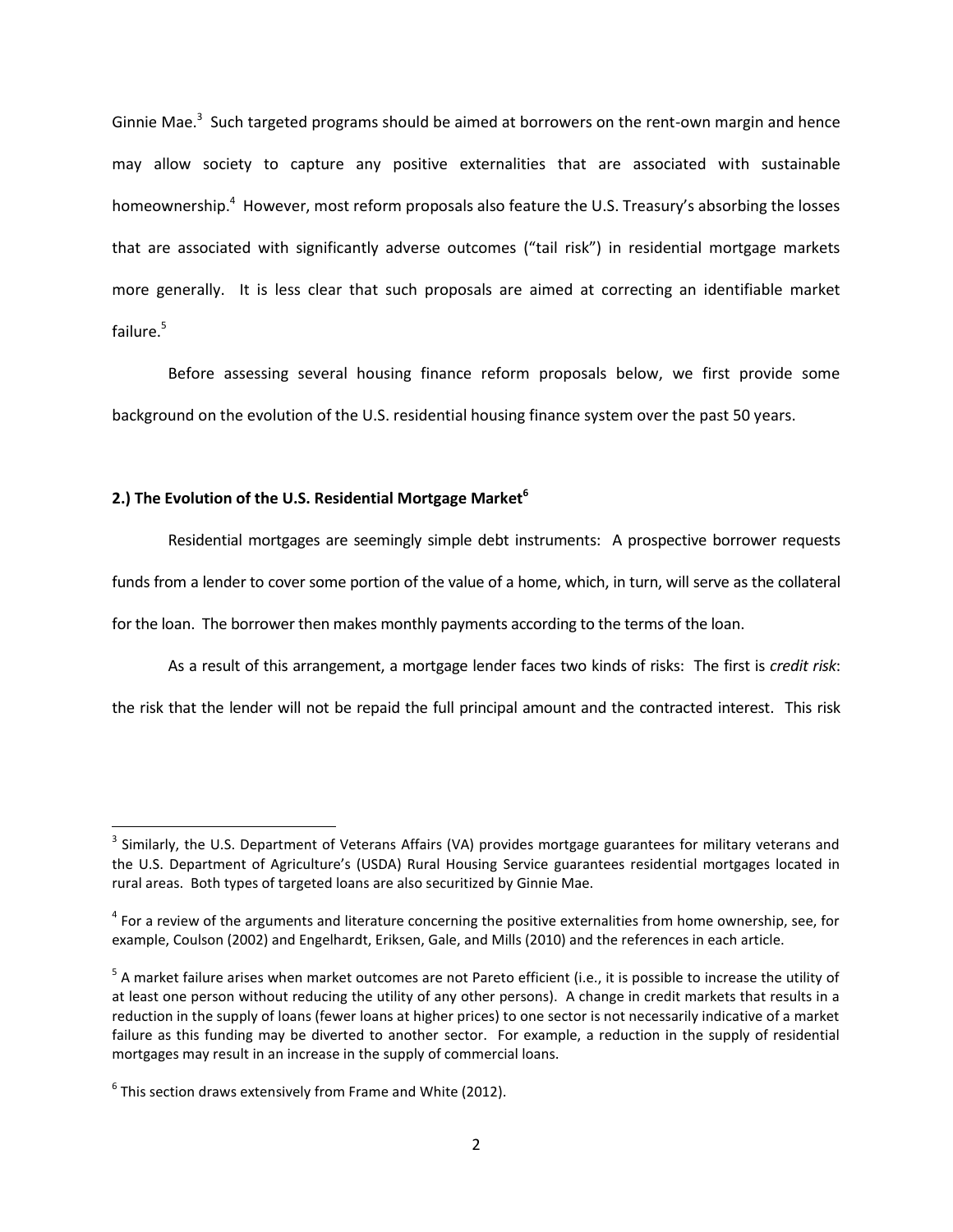Ginnie Mae.[3] Such targeted programs should be aimed at borrowers on the rent-own margin and hence may allow society to capture any positive externalities that are associated with sustainable homeownership.[4] However, most reform proposals also feature the U.S. Treasury's absorbing the losses that are associated with significantly adverse outcomes ("tail risk") in residential mortgage markets more generally. It is less clear that such proposals are aimed at correcting an identifiable market failure.[5]

Before assessing several housing finance reform proposals below, we first provide some background on the evolution of the U.S. residential housing finance system over the past 50 years.

## 2.) The Evolution of the U.S. Residential Mortgage Market[6]

Residential mortgages are seemingly simple debt instruments: A prospective borrower requests funds from a lender to cover some portion of the value of a home, which, in turn, will serve as the collateral for the loan. The borrower then makes monthly payments according to the terms of the loan.

As a result of this arrangement, a mortgage lender faces two kinds of risks: The first is *credit risk*: the risk that the lender will not be repaid the full principal amount and the contracted interest. This risk

---

[3] Similarly, the U.S. Department of Veterans Affairs (VA) provides mortgage guarantees for military veterans and the U.S. Department of Agriculture's (USDA) Rural Housing Service guarantees residential mortgages located in rural areas. Both types of targeted loans are also securitized by Ginnie Mae.

[4] For a review of the arguments and literature concerning the positive externalities from home ownership, see, for example, Coulson (2002) and Engelhardt, Eriksen, Gale, and Mills (2010) and the references in each article.

[5] A market failure arises when market outcomes are not Pareto efficient (i.e., it is possible to increase the utility of at least one person without reducing the utility of any other persons). A change in credit markets that results in a reduction in the supply of loans (fewer loans at higher prices) to one sector is not necessarily indicative of a market failure as this funding may be diverted to another sector. For example, a reduction in the supply of residential mortgages may result in an increase in the supply of commercial loans.

[6] This section draws extensively from Frame and White (2012).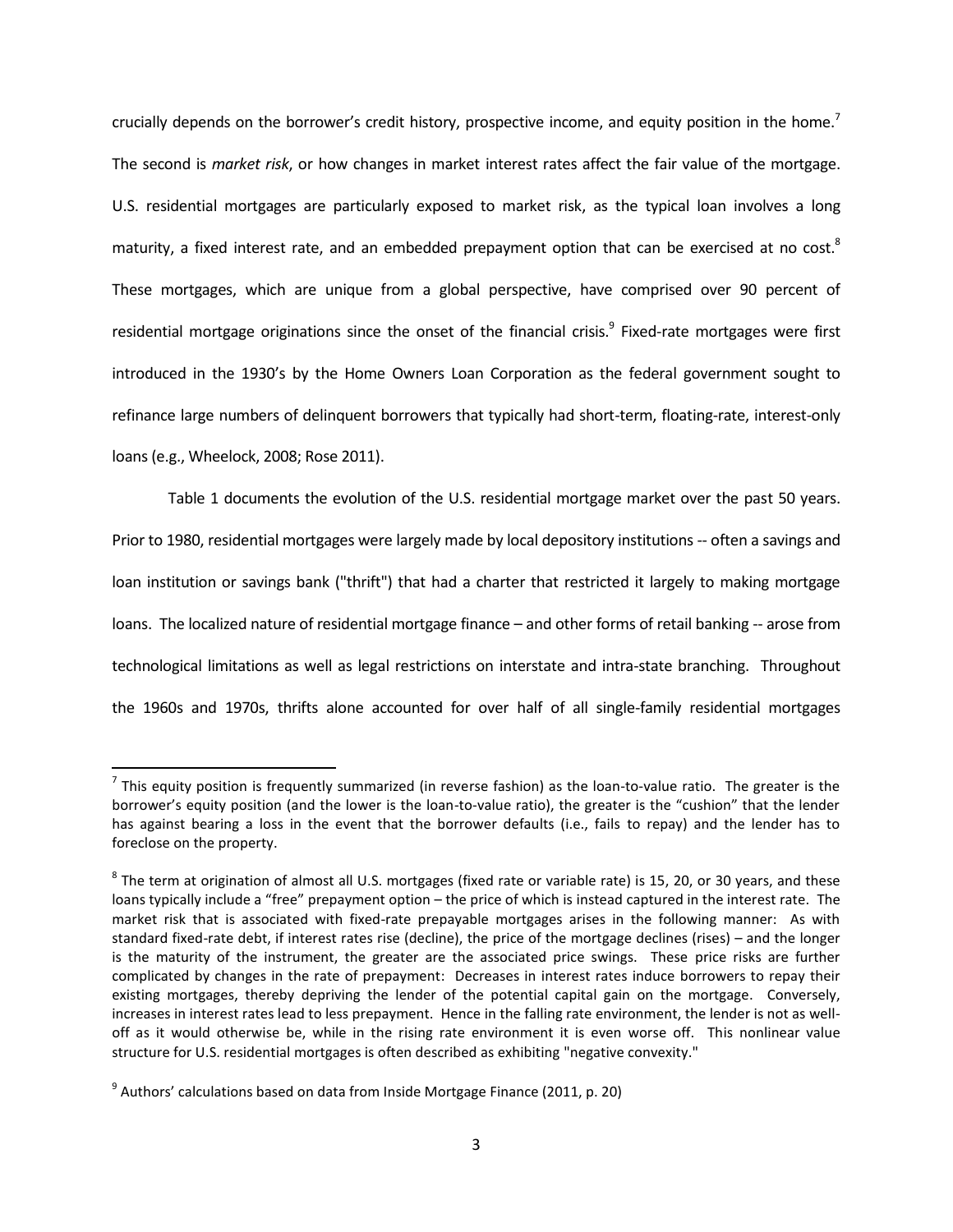crucially depends on the borrower's credit history, prospective income, and equity position in the home.[7] The second is *market risk*, or how changes in market interest rates affect the fair value of the mortgage. U.S. residential mortgages are particularly exposed to market risk, as the typical loan involves a long maturity, a fixed interest rate, and an embedded prepayment option that can be exercised at no cost.[8] These mortgages, which are unique from a global perspective, have comprised over 90 percent of residential mortgage originations since the onset of the financial crisis.[9] Fixed-rate mortgages were first introduced in the 1930's by the Home Owners Loan Corporation as the federal government sought to refinance large numbers of delinquent borrowers that typically had short-term, floating-rate, interest-only loans (e.g., Wheelock, 2008; Rose 2011).

Table 1 documents the evolution of the U.S. residential mortgage market over the past 50 years. Prior to 1980, residential mortgages were largely made by local depository institutions -- often a savings and loan institution or savings bank ("thrift") that had a charter that restricted it largely to making mortgage loans. The localized nature of residential mortgage finance – and other forms of retail banking -- arose from technological limitations as well as legal restrictions on interstate and intra-state branching. Throughout the 1960s and 1970s, thrifts alone accounted for over half of all single-family residential mortgages

---

[7] This equity position is frequently summarized (in reverse fashion) as the loan-to-value ratio. The greater is the borrower's equity position (and the lower is the loan-to-value ratio), the greater is the "cushion" that the lender has against bearing a loss in the event that the borrower defaults (i.e., fails to repay) and the lender has to foreclose on the property.

[8] The term at origination of almost all U.S. mortgages (fixed rate or variable rate) is 15, 20, or 30 years, and these loans typically include a "free" prepayment option – the price of which is instead captured in the interest rate. The market risk that is associated with fixed-rate prepayable mortgages arises in the following manner: As with standard fixed-rate debt, if interest rates rise (decline), the price of the mortgage declines (rises) – and the longer is the maturity of the instrument, the greater are the associated price swings. These price risks are further complicated by changes in the rate of prepayment: Decreases in interest rates induce borrowers to repay their existing mortgages, thereby depriving the lender of the potential capital gain on the mortgage. Conversely, increases in interest rates lead to less prepayment. Hence in the falling rate environment, the lender is not as well-off as it would otherwise be, while in the rising rate environment it is even worse off. This nonlinear value structure for U.S. residential mortgages is often described as exhibiting "negative convexity."

[9] Authors' calculations based on data from Inside Mortgage Finance (2011, p. 20)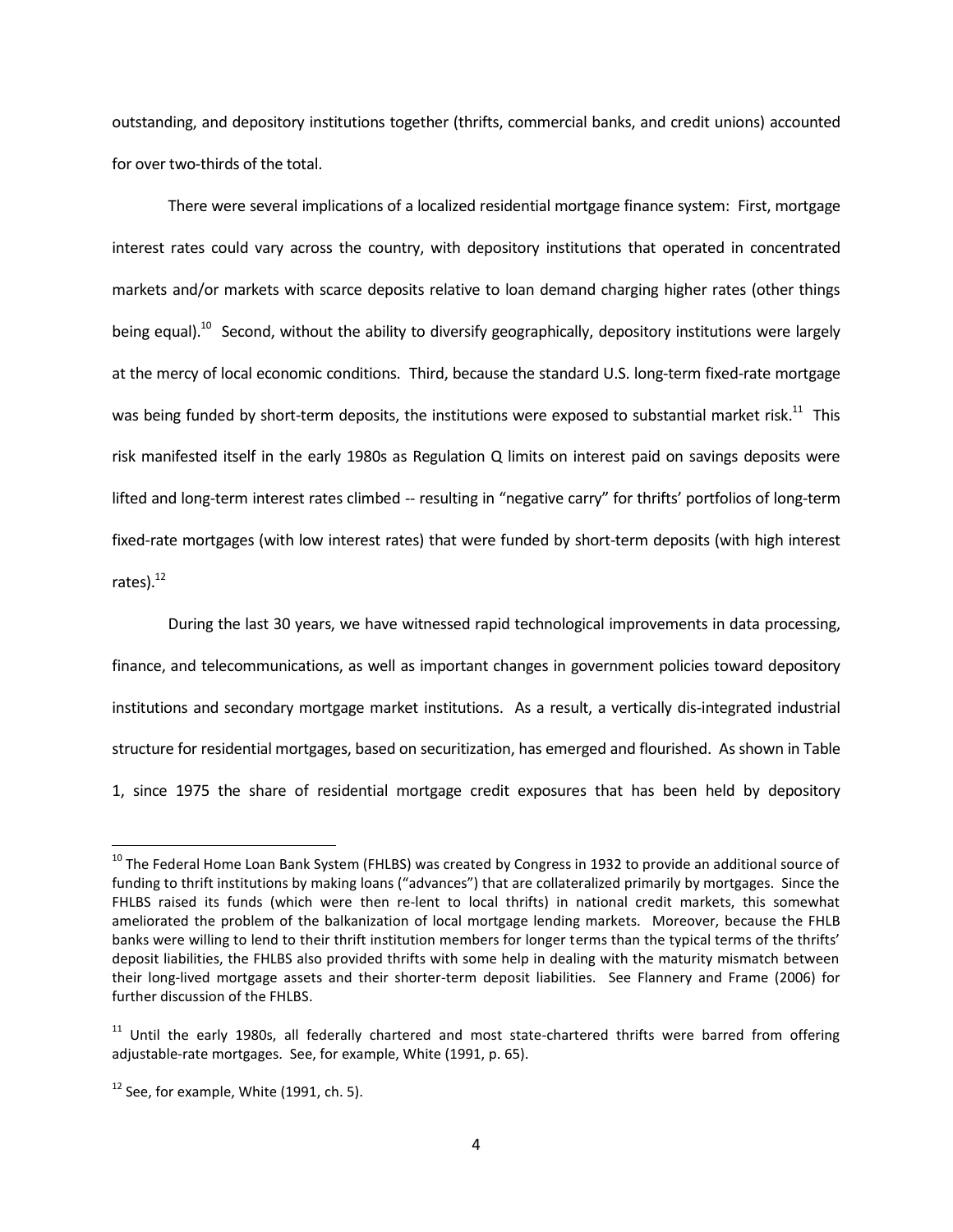outstanding, and depository institutions together (thrifts, commercial banks, and credit unions) accounted for over two-thirds of the total.

There were several implications of a localized residential mortgage finance system: First, mortgage interest rates could vary across the country, with depository institutions that operated in concentrated markets and/or markets with scarce deposits relative to loan demand charging higher rates (other things being equal).[10] Second, without the ability to diversify geographically, depository institutions were largely at the mercy of local economic conditions. Third, because the standard U.S. long-term fixed-rate mortgage was being funded by short-term deposits, the institutions were exposed to substantial market risk.[11] This risk manifested itself in the early 1980s as Regulation Q limits on interest paid on savings deposits were lifted and long-term interest rates climbed -- resulting in "negative carry" for thrifts' portfolios of long-term fixed-rate mortgages (with low interest rates) that were funded by short-term deposits (with high interest rates).[12]

During the last 30 years, we have witnessed rapid technological improvements in data processing, finance, and telecommunications, as well as important changes in government policies toward depository institutions and secondary mortgage market institutions. As a result, a vertically dis-integrated industrial structure for residential mortgages, based on securitization, has emerged and flourished. As shown in Table 1, since 1975 the share of residential mortgage credit exposures that has been held by depository

---

[10] The Federal Home Loan Bank System (FHLBS) was created by Congress in 1932 to provide an additional source of funding to thrift institutions by making loans ("advances") that are collateralized primarily by mortgages. Since the FHLBS raised its funds (which were then re-lent to local thrifts) in national credit markets, this somewhat ameliorated the problem of the balkanization of local mortgage lending markets. Moreover, because the FHLB banks were willing to lend to their thrift institution members for longer terms than the typical terms of the thrifts' deposit liabilities, the FHLBS also provided thrifts with some help in dealing with the maturity mismatch between their long-lived mortgage assets and their shorter-term deposit liabilities. See Flannery and Frame (2006) for further discussion of the FHLBS.

[11] Until the early 1980s, all federally chartered and most state-chartered thrifts were barred from offering adjustable-rate mortgages. See, for example, White (1991, p. 65).

[12] See, for example, White (1991, ch. 5).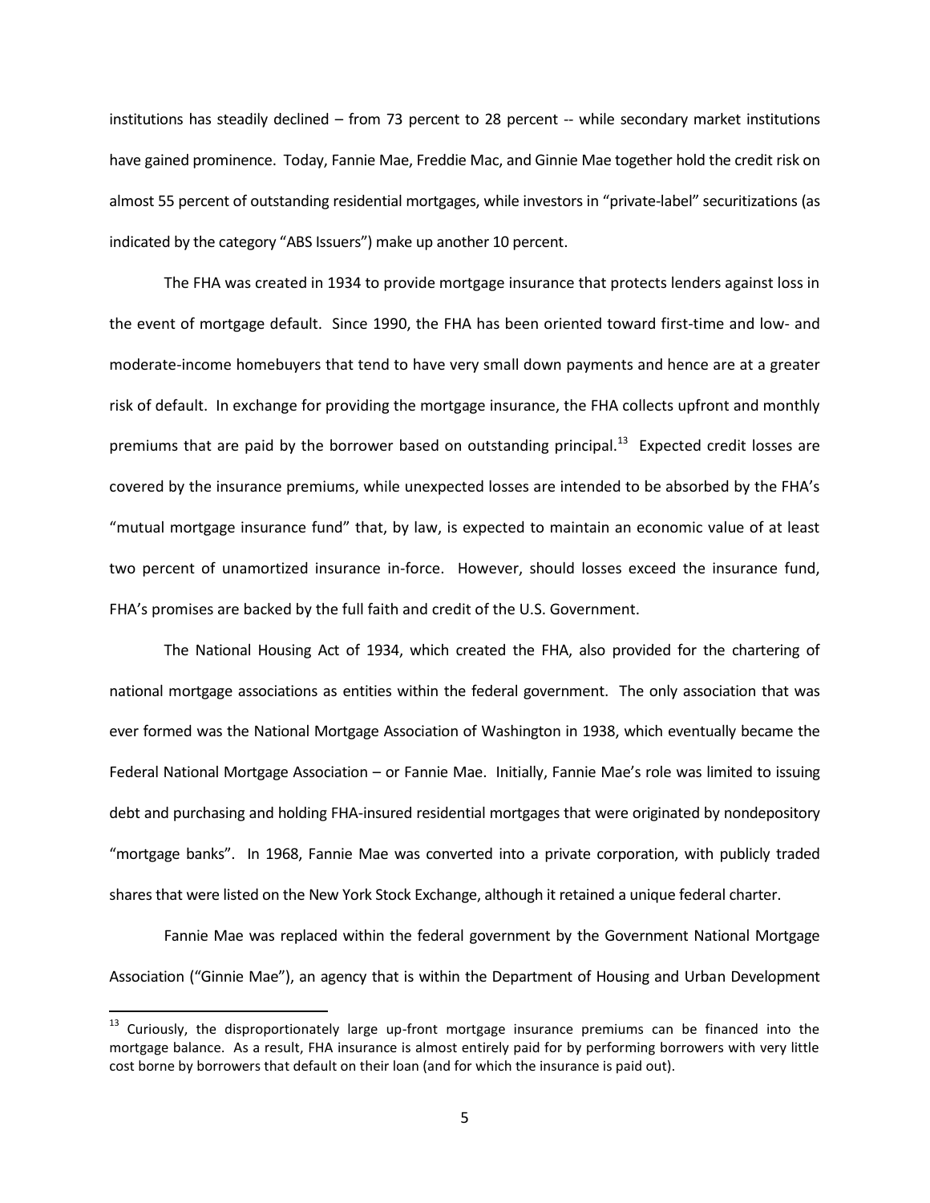institutions has steadily declined – from 73 percent to 28 percent -- while secondary market institutions have gained prominence. Today, Fannie Mae, Freddie Mac, and Ginnie Mae together hold the credit risk on almost 55 percent of outstanding residential mortgages, while investors in "private-label" securitizations (as indicated by the category "ABS Issuers") make up another 10 percent.

The FHA was created in 1934 to provide mortgage insurance that protects lenders against loss in the event of mortgage default. Since 1990, the FHA has been oriented toward first-time and low- and moderate-income homebuyers that tend to have very small down payments and hence are at a greater risk of default. In exchange for providing the mortgage insurance, the FHA collects upfront and monthly premiums that are paid by the borrower based on outstanding principal.[13] Expected credit losses are covered by the insurance premiums, while unexpected losses are intended to be absorbed by the FHA's "mutual mortgage insurance fund" that, by law, is expected to maintain an economic value of at least two percent of unamortized insurance in-force. However, should losses exceed the insurance fund, FHA's promises are backed by the full faith and credit of the U.S. Government.

The National Housing Act of 1934, which created the FHA, also provided for the chartering of national mortgage associations as entities within the federal government. The only association that was ever formed was the National Mortgage Association of Washington in 1938, which eventually became the Federal National Mortgage Association – or Fannie Mae. Initially, Fannie Mae's role was limited to issuing debt and purchasing and holding FHA-insured residential mortgages that were originated by nondepository "mortgage banks". In 1968, Fannie Mae was converted into a private corporation, with publicly traded shares that were listed on the New York Stock Exchange, although it retained a unique federal charter.

Fannie Mae was replaced within the federal government by the Government National Mortgage Association ("Ginnie Mae"), an agency that is within the Department of Housing and Urban Development

[13] Curiously, the disproportionately large up-front mortgage insurance premiums can be financed into the mortgage balance. As a result, FHA insurance is almost entirely paid for by performing borrowers with very little cost borne by borrowers that default on their loan (and for which the insurance is paid out).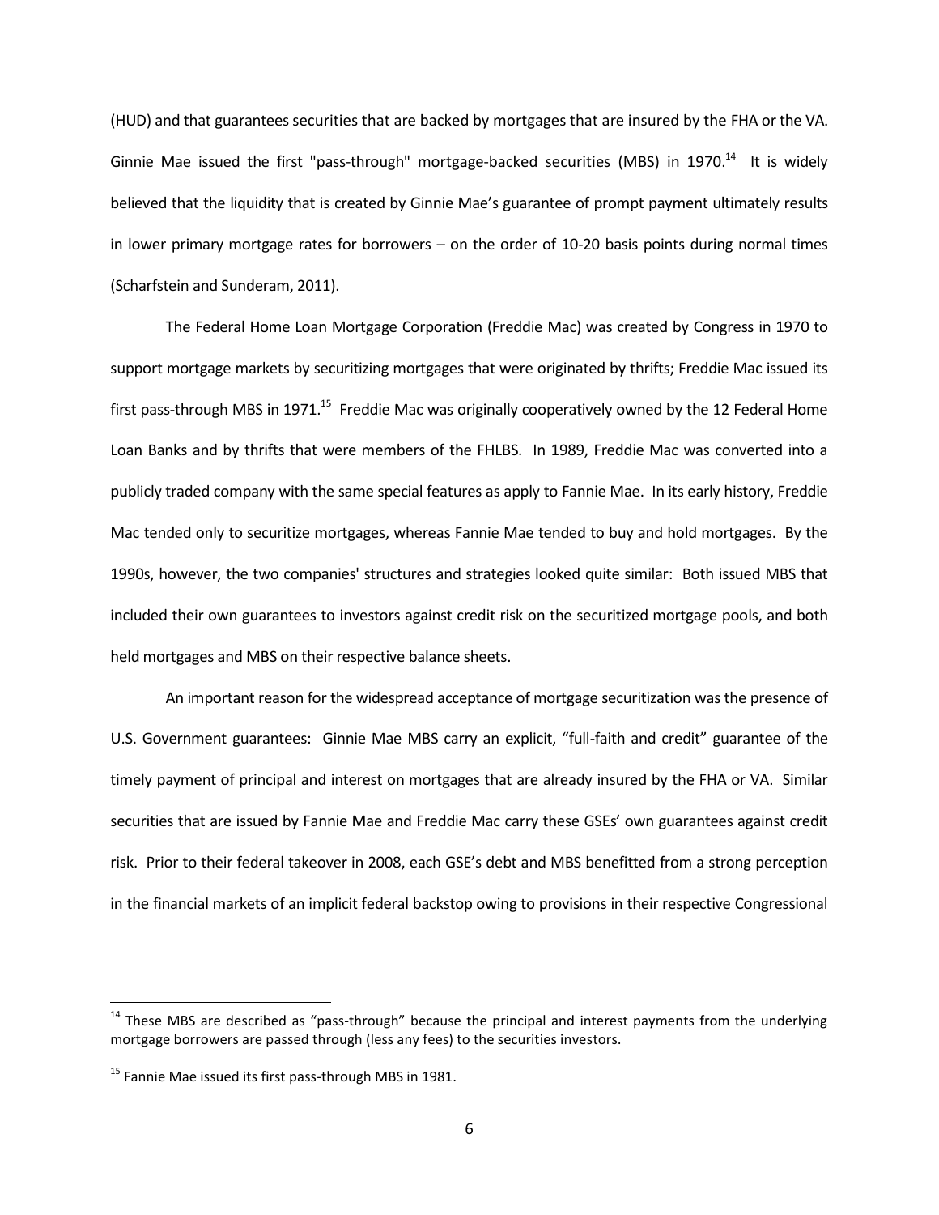(HUD) and that guarantees securities that are backed by mortgages that are insured by the FHA or the VA. Ginnie Mae issued the first "pass-through" mortgage-backed securities (MBS) in 1970.[14] It is widely believed that the liquidity that is created by Ginnie Mae's guarantee of prompt payment ultimately results in lower primary mortgage rates for borrowers – on the order of 10-20 basis points during normal times (Scharfstein and Sunderam, 2011).

The Federal Home Loan Mortgage Corporation (Freddie Mac) was created by Congress in 1970 to support mortgage markets by securitizing mortgages that were originated by thrifts; Freddie Mac issued its first pass-through MBS in 1971.[15] Freddie Mac was originally cooperatively owned by the 12 Federal Home Loan Banks and by thrifts that were members of the FHLBS. In 1989, Freddie Mac was converted into a publicly traded company with the same special features as apply to Fannie Mae. In its early history, Freddie Mac tended only to securitize mortgages, whereas Fannie Mae tended to buy and hold mortgages. By the 1990s, however, the two companies' structures and strategies looked quite similar: Both issued MBS that included their own guarantees to investors against credit risk on the securitized mortgage pools, and both held mortgages and MBS on their respective balance sheets.

An important reason for the widespread acceptance of mortgage securitization was the presence of U.S. Government guarantees: Ginnie Mae MBS carry an explicit, "full-faith and credit" guarantee of the timely payment of principal and interest on mortgages that are already insured by the FHA or VA. Similar securities that are issued by Fannie Mae and Freddie Mac carry these GSEs' own guarantees against credit risk. Prior to their federal takeover in 2008, each GSE's debt and MBS benefitted from a strong perception in the financial markets of an implicit federal backstop owing to provisions in their respective Congressional

---

[14] These MBS are described as "pass-through" because the principal and interest payments from the underlying mortgage borrowers are passed through (less any fees) to the securities investors.

[15] Fannie Mae issued its first pass-through MBS in 1981.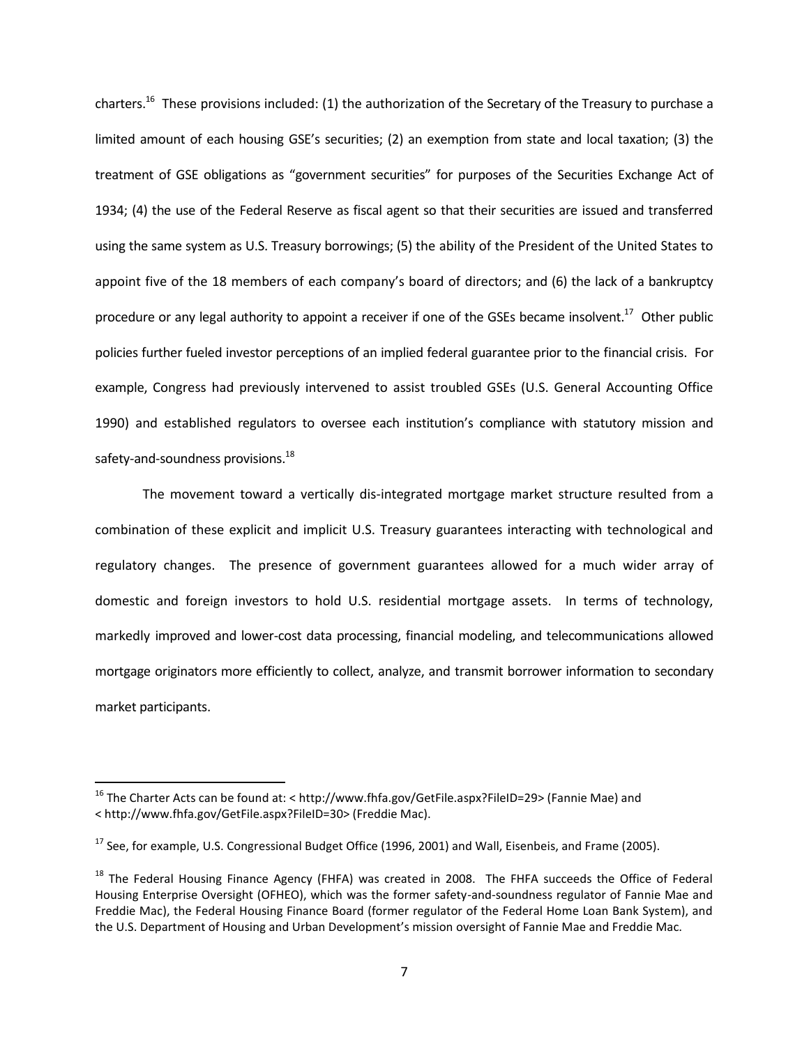charters.[16] These provisions included: (1) the authorization of the Secretary of the Treasury to purchase a limited amount of each housing GSE's securities; (2) an exemption from state and local taxation; (3) the treatment of GSE obligations as "government securities" for purposes of the Securities Exchange Act of 1934; (4) the use of the Federal Reserve as fiscal agent so that their securities are issued and transferred using the same system as U.S. Treasury borrowings; (5) the ability of the President of the United States to appoint five of the 18 members of each company's board of directors; and (6) the lack of a bankruptcy procedure or any legal authority to appoint a receiver if one of the GSEs became insolvent.[17] Other public policies further fueled investor perceptions of an implied federal guarantee prior to the financial crisis. For example, Congress had previously intervened to assist troubled GSEs (U.S. General Accounting Office 1990) and established regulators to oversee each institution's compliance with statutory mission and safety-and-soundness provisions.[18]

The movement toward a vertically dis-integrated mortgage market structure resulted from a combination of these explicit and implicit U.S. Treasury guarantees interacting with technological and regulatory changes. The presence of government guarantees allowed for a much wider array of domestic and foreign investors to hold U.S. residential mortgage assets. In terms of technology, markedly improved and lower-cost data processing, financial modeling, and telecommunications allowed mortgage originators more efficiently to collect, analyze, and transmit borrower information to secondary market participants.

---

[16] The Charter Acts can be found at: < http://www.fhfa.gov/GetFile.aspx?FileID=29> (Fannie Mae) and < http://www.fhfa.gov/GetFile.aspx?FileID=30> (Freddie Mac).

[17] See, for example, U.S. Congressional Budget Office (1996, 2001) and Wall, Eisenbeis, and Frame (2005).

[18] The Federal Housing Finance Agency (FHFA) was created in 2008. The FHFA succeeds the Office of Federal Housing Enterprise Oversight (OFHEO), which was the former safety-and-soundness regulator of Fannie Mae and Freddie Mac), the Federal Housing Finance Board (former regulator of the Federal Home Loan Bank System), and the U.S. Department of Housing and Urban Development's mission oversight of Fannie Mae and Freddie Mac.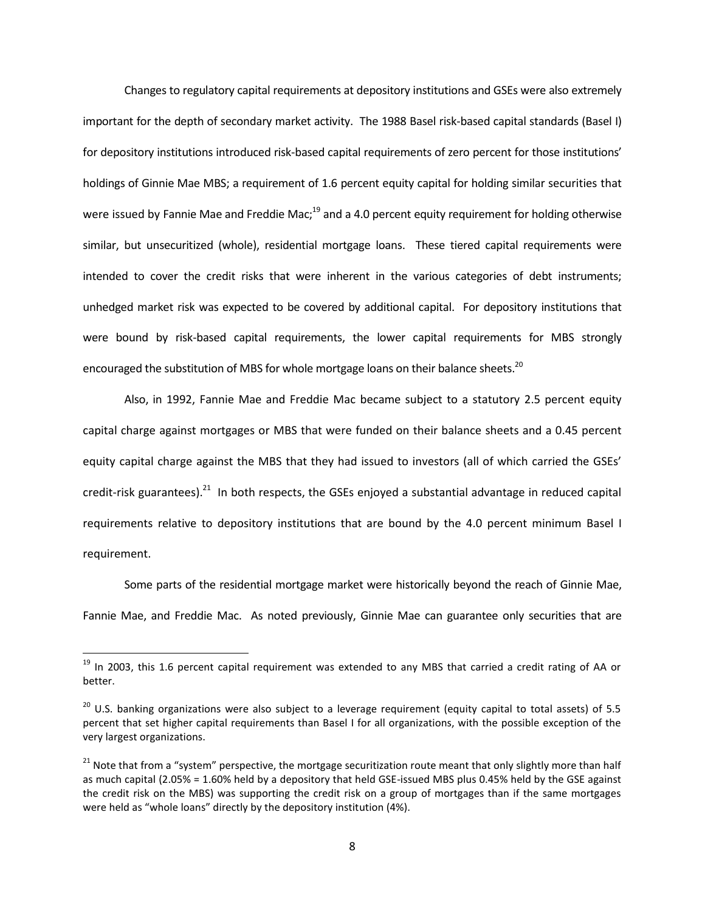Changes to regulatory capital requirements at depository institutions and GSEs were also extremely important for the depth of secondary market activity. The 1988 Basel risk-based capital standards (Basel I) for depository institutions introduced risk-based capital requirements of zero percent for those institutions' holdings of Ginnie Mae MBS; a requirement of 1.6 percent equity capital for holding similar securities that were issued by Fannie Mae and Freddie Mac;[19] and a 4.0 percent equity requirement for holding otherwise similar, but unsecuritized (whole), residential mortgage loans. These tiered capital requirements were intended to cover the credit risks that were inherent in the various categories of debt instruments; unhedged market risk was expected to be covered by additional capital. For depository institutions that were bound by risk-based capital requirements, the lower capital requirements for MBS strongly encouraged the substitution of MBS for whole mortgage loans on their balance sheets.[20]

Also, in 1992, Fannie Mae and Freddie Mac became subject to a statutory 2.5 percent equity capital charge against mortgages or MBS that were funded on their balance sheets and a 0.45 percent equity capital charge against the MBS that they had issued to investors (all of which carried the GSEs' credit-risk guarantees).[21] In both respects, the GSEs enjoyed a substantial advantage in reduced capital requirements relative to depository institutions that are bound by the 4.0 percent minimum Basel I requirement.

Some parts of the residential mortgage market were historically beyond the reach of Ginnie Mae, Fannie Mae, and Freddie Mac. As noted previously, Ginnie Mae can guarantee only securities that are

---

[19] In 2003, this 1.6 percent capital requirement was extended to any MBS that carried a credit rating of AA or better.

[20] U.S. banking organizations were also subject to a leverage requirement (equity capital to total assets) of 5.5 percent that set higher capital requirements than Basel I for all organizations, with the possible exception of the very largest organizations.

[21] Note that from a "system" perspective, the mortgage securitization route meant that only slightly more than half as much capital (2.05% = 1.60% held by a depository that held GSE-issued MBS plus 0.45% held by the GSE against the credit risk on the MBS) was supporting the credit risk on a group of mortgages than if the same mortgages were held as "whole loans" directly by the depository institution (4%).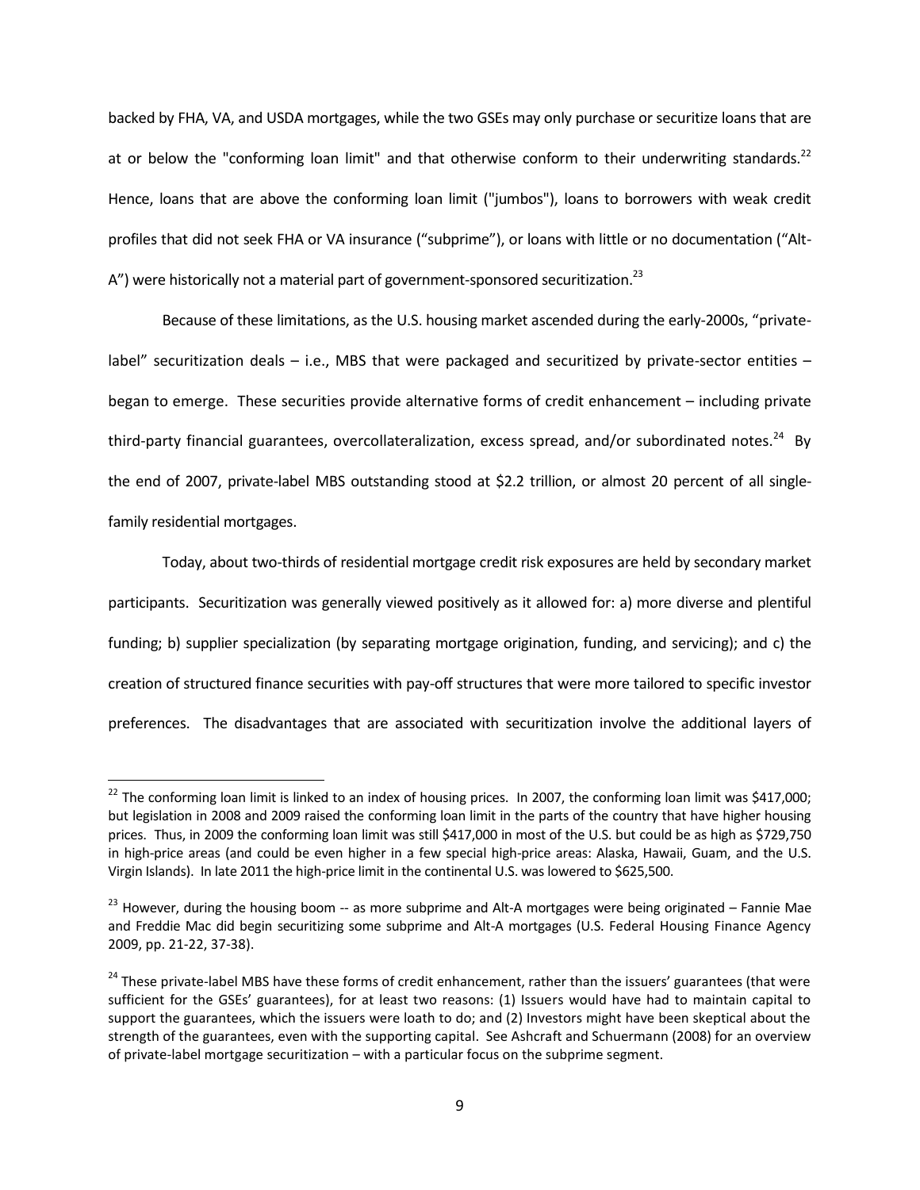backed by FHA, VA, and USDA mortgages, while the two GSEs may only purchase or securitize loans that are at or below the "conforming loan limit" and that otherwise conform to their underwriting standards.[22] Hence, loans that are above the conforming loan limit ("jumbos"), loans to borrowers with weak credit profiles that did not seek FHA or VA insurance ("subprime"), or loans with little or no documentation ("Alt-A") were historically not a material part of government-sponsored securitization.[23]

Because of these limitations, as the U.S. housing market ascended during the early-2000s, "private-label" securitization deals – i.e., MBS that were packaged and securitized by private-sector entities – began to emerge. These securities provide alternative forms of credit enhancement – including private third-party financial guarantees, overcollateralization, excess spread, and/or subordinated notes.[24] By the end of 2007, private-label MBS outstanding stood at $2.2 trillion, or almost 20 percent of all single-family residential mortgages.

Today, about two-thirds of residential mortgage credit risk exposures are held by secondary market participants. Securitization was generally viewed positively as it allowed for: a) more diverse and plentiful funding; b) supplier specialization (by separating mortgage origination, funding, and servicing); and c) the creation of structured finance securities with pay-off structures that were more tailored to specific investor preferences. The disadvantages that are associated with securitization involve the additional layers of

---

[22] The conforming loan limit is linked to an index of housing prices. In 2007, the conforming loan limit was $417,000; but legislation in 2008 and 2009 raised the conforming loan limit in the parts of the country that have higher housing prices. Thus, in 2009 the conforming loan limit was still $417,000 in most of the U.S. but could be as high as $729,750 in high-price areas (and could be even higher in a few special high-price areas: Alaska, Hawaii, Guam, and the U.S. Virgin Islands). In late 2011 the high-price limit in the continental U.S. was lowered to $625,500.

[23] However, during the housing boom -- as more subprime and Alt-A mortgages were being originated – Fannie Mae and Freddie Mac did begin securitizing some subprime and Alt-A mortgages (U.S. Federal Housing Finance Agency 2009, pp. 21-22, 37-38).

[24] These private-label MBS have these forms of credit enhancement, rather than the issuers' guarantees (that were sufficient for the GSEs' guarantees), for at least two reasons: (1) Issuers would have had to maintain capital to support the guarantees, which the issuers were loath to do; and (2) Investors might have been skeptical about the strength of the guarantees, even with the supporting capital. See Ashcraft and Schuermann (2008) for an overview of private-label mortgage securitization – with a particular focus on the subprime segment.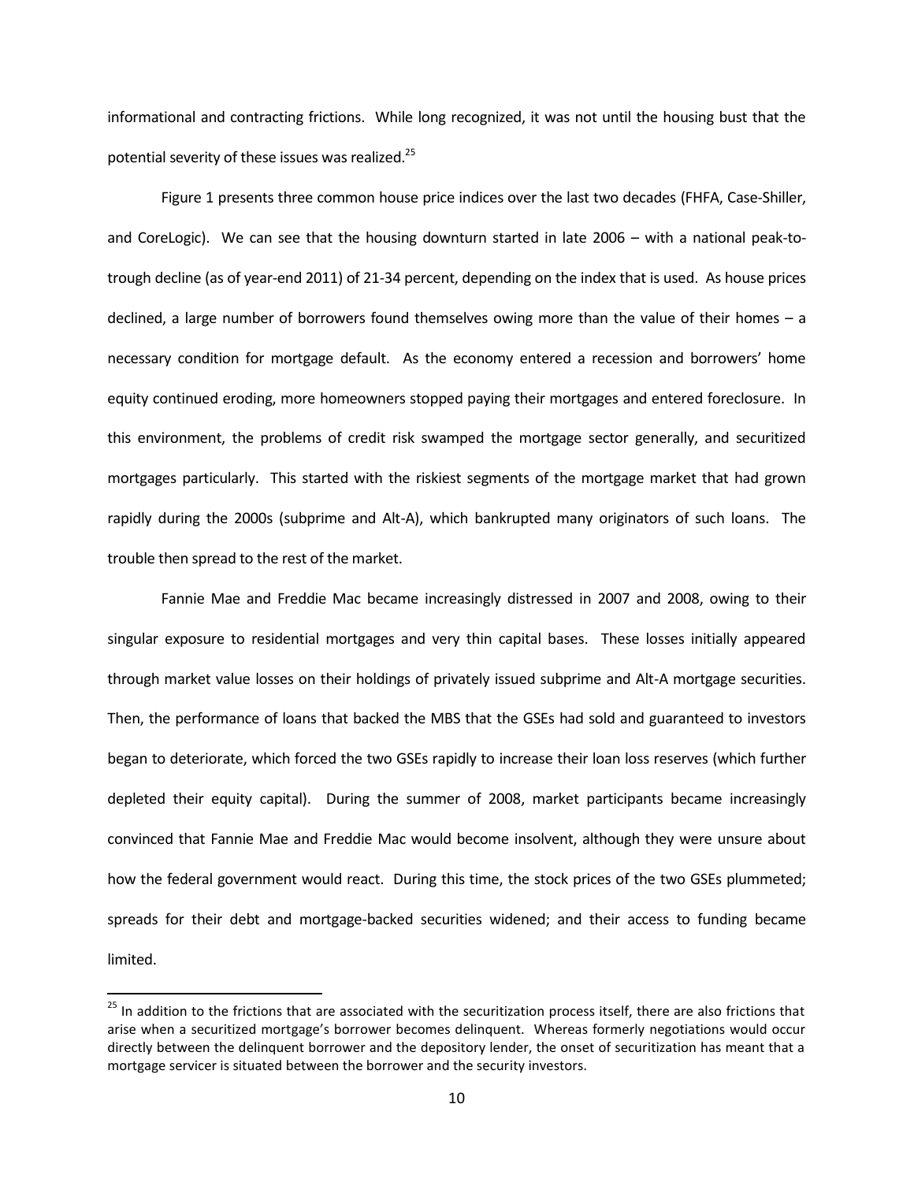informational and contracting frictions. While long recognized, it was not until the housing bust that the potential severity of these issues was realized.[25]

Figure 1 presents three common house price indices over the last two decades (FHFA, Case-Shiller, and CoreLogic). We can see that the housing downturn started in late 2006 – with a national peak-to-trough decline (as of year-end 2011) of 21-34 percent, depending on the index that is used. As house prices declined, a large number of borrowers found themselves owing more than the value of their homes – a necessary condition for mortgage default. As the economy entered a recession and borrowers' home equity continued eroding, more homeowners stopped paying their mortgages and entered foreclosure. In this environment, the problems of credit risk swamped the mortgage sector generally, and securitized mortgages particularly. This started with the riskiest segments of the mortgage market that had grown rapidly during the 2000s (subprime and Alt-A), which bankrupted many originators of such loans. The trouble then spread to the rest of the market.

Fannie Mae and Freddie Mac became increasingly distressed in 2007 and 2008, owing to their singular exposure to residential mortgages and very thin capital bases. These losses initially appeared through market value losses on their holdings of privately issued subprime and Alt-A mortgage securities. Then, the performance of loans that backed the MBS that the GSEs had sold and guaranteed to investors began to deteriorate, which forced the two GSEs rapidly to increase their loan loss reserves (which further depleted their equity capital). During the summer of 2008, market participants became increasingly convinced that Fannie Mae and Freddie Mac would become insolvent, although they were unsure about how the federal government would react. During this time, the stock prices of the two GSEs plummeted; spreads for their debt and mortgage-backed securities widened; and their access to funding became limited.

[25] In addition to the frictions that are associated with the securitization process itself, there are also frictions that arise when a securitized mortgage's borrower becomes delinquent. Whereas formerly negotiations would occur directly between the delinquent borrower and the depository lender, the onset of securitization has meant that a mortgage servicer is situated between the borrower and the security investors.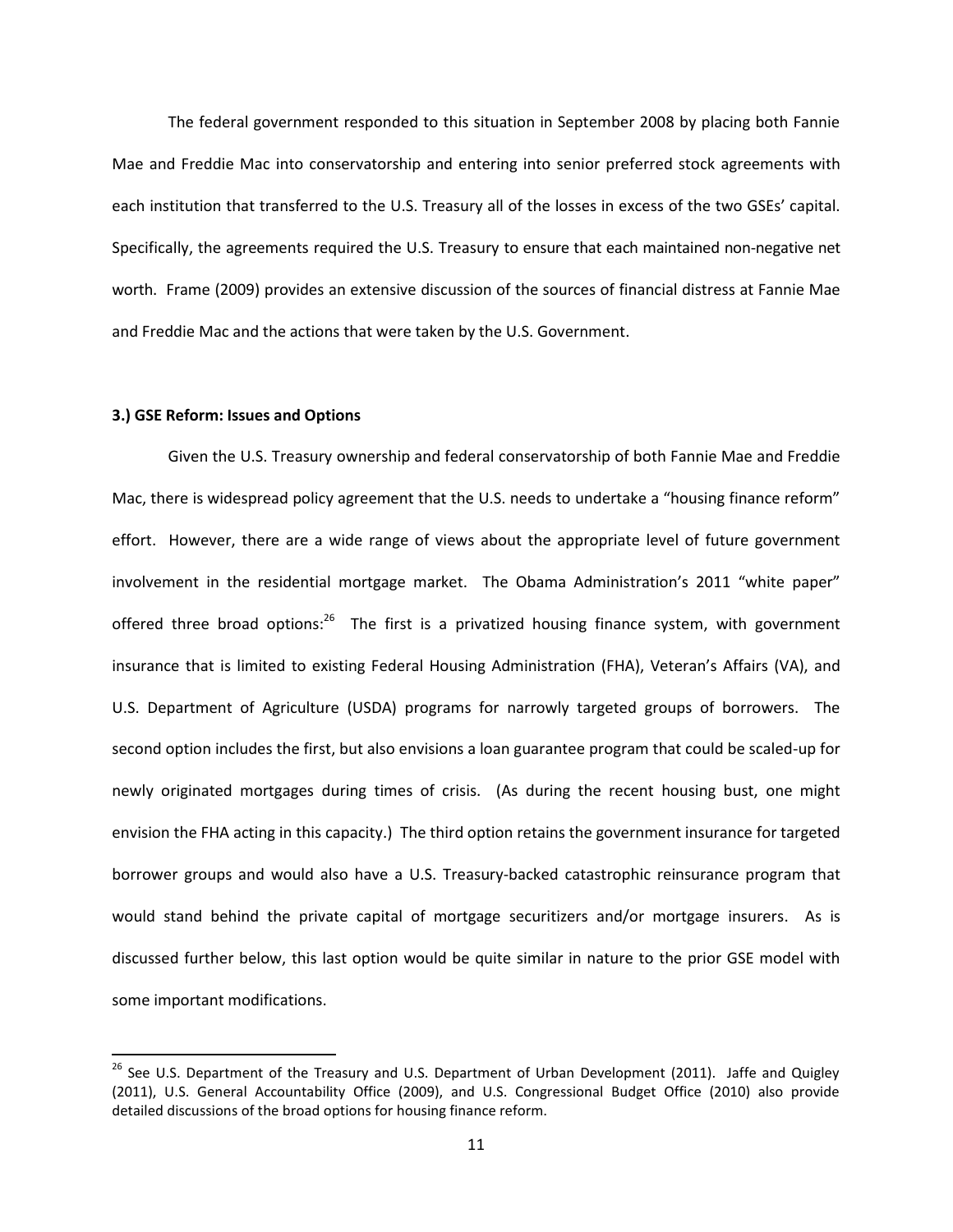The federal government responded to this situation in September 2008 by placing both Fannie Mae and Freddie Mac into conservatorship and entering into senior preferred stock agreements with each institution that transferred to the U.S. Treasury all of the losses in excess of the two GSEs' capital. Specifically, the agreements required the U.S. Treasury to ensure that each maintained non-negative net worth. Frame (2009) provides an extensive discussion of the sources of financial distress at Fannie Mae and Freddie Mac and the actions that were taken by the U.S. Government.

### 3.) GSE Reform: Issues and Options

Given the U.S. Treasury ownership and federal conservatorship of both Fannie Mae and Freddie Mac, there is widespread policy agreement that the U.S. needs to undertake a "housing finance reform" effort. However, there are a wide range of views about the appropriate level of future government involvement in the residential mortgage market. The Obama Administration's 2011 "white paper" offered three broad options:[26] The first is a privatized housing finance system, with government insurance that is limited to existing Federal Housing Administration (FHA), Veteran's Affairs (VA), and U.S. Department of Agriculture (USDA) programs for narrowly targeted groups of borrowers. The second option includes the first, but also envisions a loan guarantee program that could be scaled-up for newly originated mortgages during times of crisis. (As during the recent housing bust, one might envision the FHA acting in this capacity.) The third option retains the government insurance for targeted borrower groups and would also have a U.S. Treasury-backed catastrophic reinsurance program that would stand behind the private capital of mortgage securitizers and/or mortgage insurers. As is discussed further below, this last option would be quite similar in nature to the prior GSE model with some important modifications.

---

[26] See U.S. Department of the Treasury and U.S. Department of Urban Development (2011). Jaffe and Quigley (2011), U.S. General Accountability Office (2009), and U.S. Congressional Budget Office (2010) also provide detailed discussions of the broad options for housing finance reform.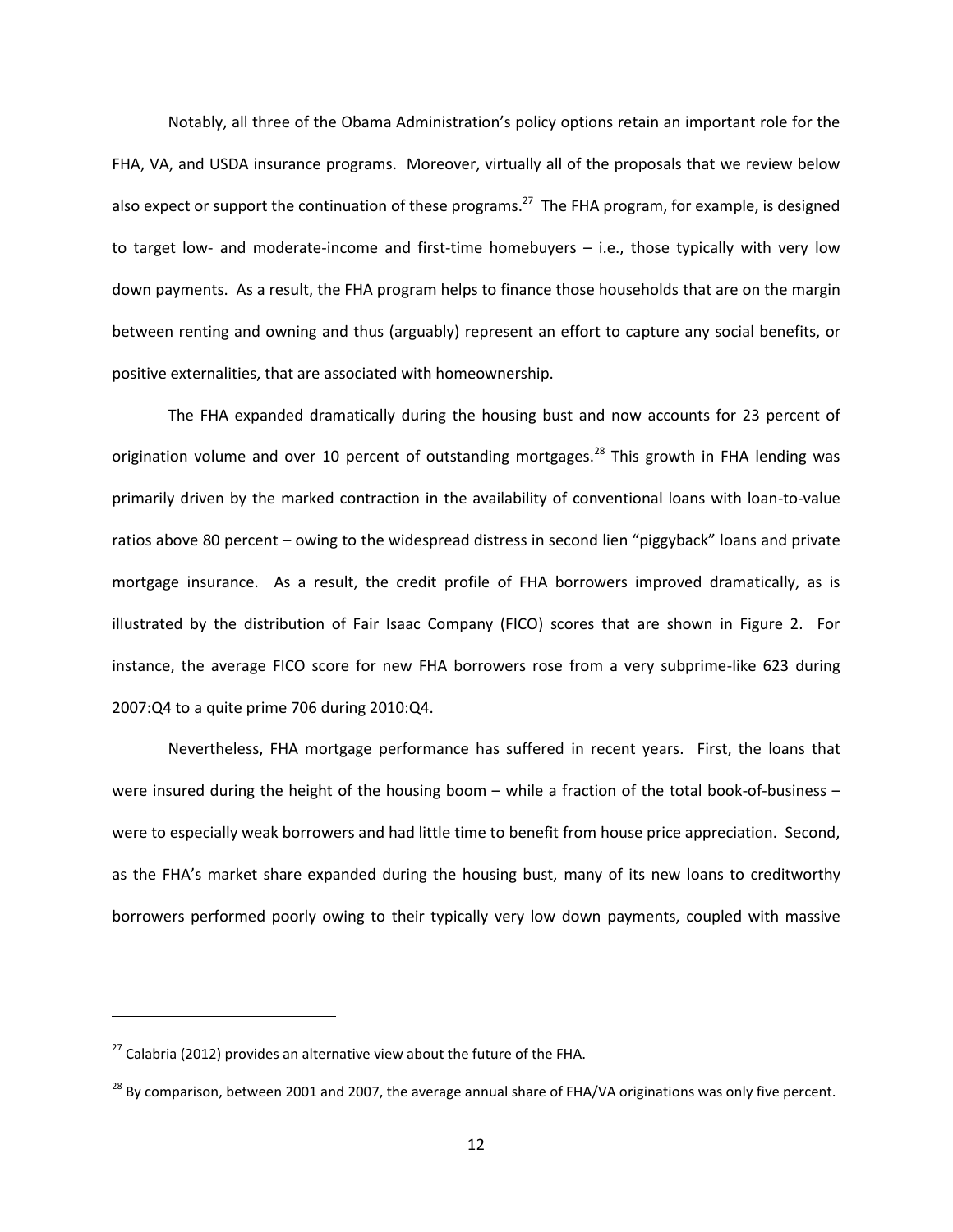Notably, all three of the Obama Administration's policy options retain an important role for the FHA, VA, and USDA insurance programs. Moreover, virtually all of the proposals that we review below also expect or support the continuation of these programs.[27] The FHA program, for example, is designed to target low- and moderate-income and first-time homebuyers – i.e., those typically with very low down payments. As a result, the FHA program helps to finance those households that are on the margin between renting and owning and thus (arguably) represent an effort to capture any social benefits, or positive externalities, that are associated with homeownership.

The FHA expanded dramatically during the housing bust and now accounts for 23 percent of origination volume and over 10 percent of outstanding mortgages.[28] This growth in FHA lending was primarily driven by the marked contraction in the availability of conventional loans with loan-to-value ratios above 80 percent – owing to the widespread distress in second lien "piggyback" loans and private mortgage insurance. As a result, the credit profile of FHA borrowers improved dramatically, as is illustrated by the distribution of Fair Isaac Company (FICO) scores that are shown in Figure 2. For instance, the average FICO score for new FHA borrowers rose from a very subprime-like 623 during 2007:Q4 to a quite prime 706 during 2010:Q4.

Nevertheless, FHA mortgage performance has suffered in recent years. First, the loans that were insured during the height of the housing boom – while a fraction of the total book-of-business – were to especially weak borrowers and had little time to benefit from house price appreciation. Second, as the FHA's market share expanded during the housing bust, many of its new loans to creditworthy borrowers performed poorly owing to their typically very low down payments, coupled with massive

---

[27] Calabria (2012) provides an alternative view about the future of the FHA.

[28] By comparison, between 2001 and 2007, the average annual share of FHA/VA originations was only five percent.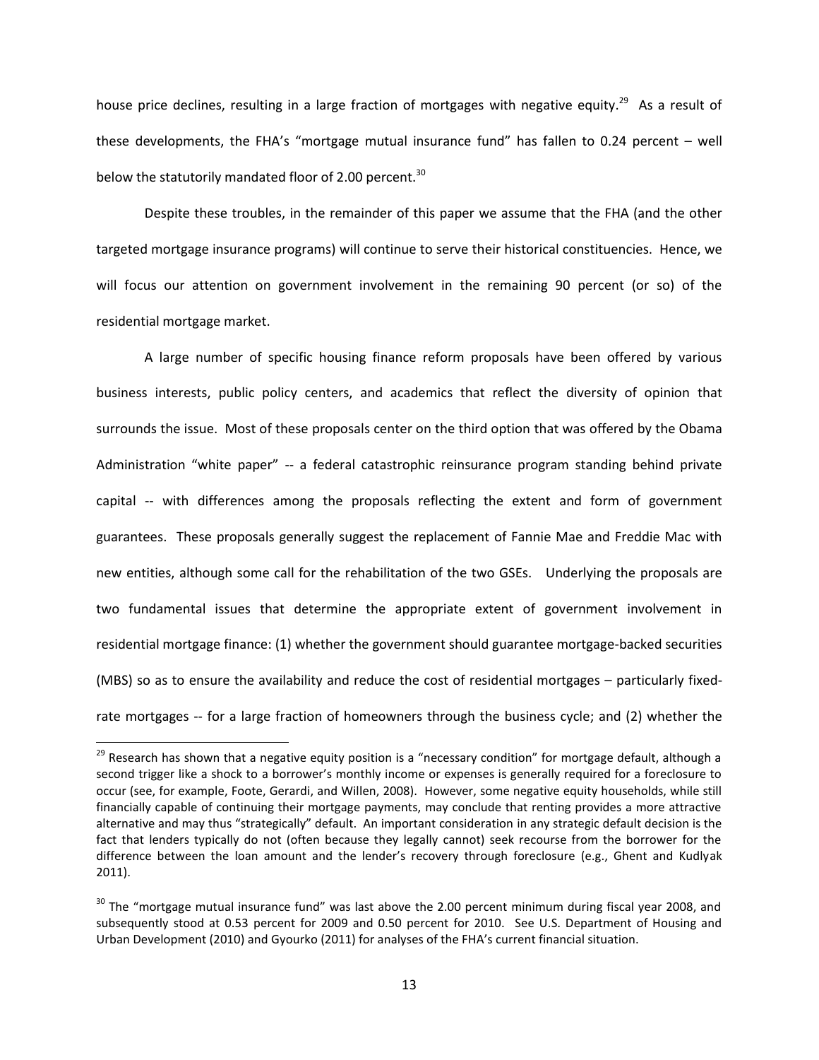house price declines, resulting in a large fraction of mortgages with negative equity.[29] As a result of these developments, the FHA's "mortgage mutual insurance fund" has fallen to 0.24 percent – well below the statutorily mandated floor of 2.00 percent.[30]

Despite these troubles, in the remainder of this paper we assume that the FHA (and the other targeted mortgage insurance programs) will continue to serve their historical constituencies. Hence, we will focus our attention on government involvement in the remaining 90 percent (or so) of the residential mortgage market.

A large number of specific housing finance reform proposals have been offered by various business interests, public policy centers, and academics that reflect the diversity of opinion that surrounds the issue. Most of these proposals center on the third option that was offered by the Obama Administration "white paper" -- a federal catastrophic reinsurance program standing behind private capital -- with differences among the proposals reflecting the extent and form of government guarantees. These proposals generally suggest the replacement of Fannie Mae and Freddie Mac with new entities, although some call for the rehabilitation of the two GSEs. Underlying the proposals are two fundamental issues that determine the appropriate extent of government involvement in residential mortgage finance: (1) whether the government should guarantee mortgage-backed securities (MBS) so as to ensure the availability and reduce the cost of residential mortgages – particularly fixed-rate mortgages -- for a large fraction of homeowners through the business cycle; and (2) whether the

---

[29] Research has shown that a negative equity position is a "necessary condition" for mortgage default, although a second trigger like a shock to a borrower's monthly income or expenses is generally required for a foreclosure to occur (see, for example, Foote, Gerardi, and Willen, 2008). However, some negative equity households, while still financially capable of continuing their mortgage payments, may conclude that renting provides a more attractive alternative and may thus "strategically" default. An important consideration in any strategic default decision is the fact that lenders typically do not (often because they legally cannot) seek recourse from the borrower for the difference between the loan amount and the lender's recovery through foreclosure (e.g., Ghent and Kudlyak 2011).

[30] The "mortgage mutual insurance fund" was last above the 2.00 percent minimum during fiscal year 2008, and subsequently stood at 0.53 percent for 2009 and 0.50 percent for 2010. See U.S. Department of Housing and Urban Development (2010) and Gyourko (2011) for analyses of the FHA's current financial situation.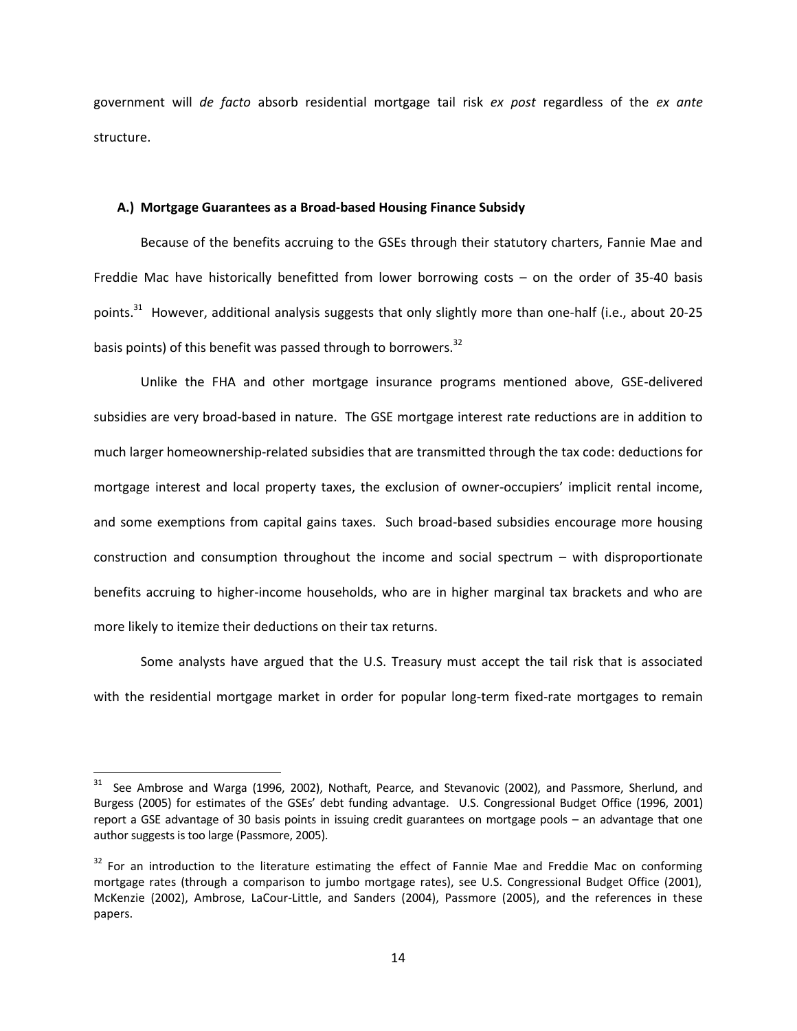government will *de facto* absorb residential mortgage tail risk *ex post* regardless of the *ex ante* structure.

### A.) Mortgage Guarantees as a Broad-based Housing Finance Subsidy

Because of the benefits accruing to the GSEs through their statutory charters, Fannie Mae and Freddie Mac have historically benefitted from lower borrowing costs – on the order of 35-40 basis points.[31] However, additional analysis suggests that only slightly more than one-half (i.e., about 20-25 basis points) of this benefit was passed through to borrowers.[32]

Unlike the FHA and other mortgage insurance programs mentioned above, GSE-delivered subsidies are very broad-based in nature. The GSE mortgage interest rate reductions are in addition to much larger homeownership-related subsidies that are transmitted through the tax code: deductions for mortgage interest and local property taxes, the exclusion of owner-occupiers' implicit rental income, and some exemptions from capital gains taxes. Such broad-based subsidies encourage more housing construction and consumption throughout the income and social spectrum – with disproportionate benefits accruing to higher-income households, who are in higher marginal tax brackets and who are more likely to itemize their deductions on their tax returns.

Some analysts have argued that the U.S. Treasury must accept the tail risk that is associated with the residential mortgage market in order for popular long-term fixed-rate mortgages to remain

---

[31] See Ambrose and Warga (1996, 2002), Nothaft, Pearce, and Stevanovic (2002), and Passmore, Sherlund, and Burgess (2005) for estimates of the GSEs' debt funding advantage. U.S. Congressional Budget Office (1996, 2001) report a GSE advantage of 30 basis points in issuing credit guarantees on mortgage pools – an advantage that one author suggests is too large (Passmore, 2005).

[32] For an introduction to the literature estimating the effect of Fannie Mae and Freddie Mac on conforming mortgage rates (through a comparison to jumbo mortgage rates), see U.S. Congressional Budget Office (2001), McKenzie (2002), Ambrose, LaCour-Little, and Sanders (2004), Passmore (2005), and the references in these papers.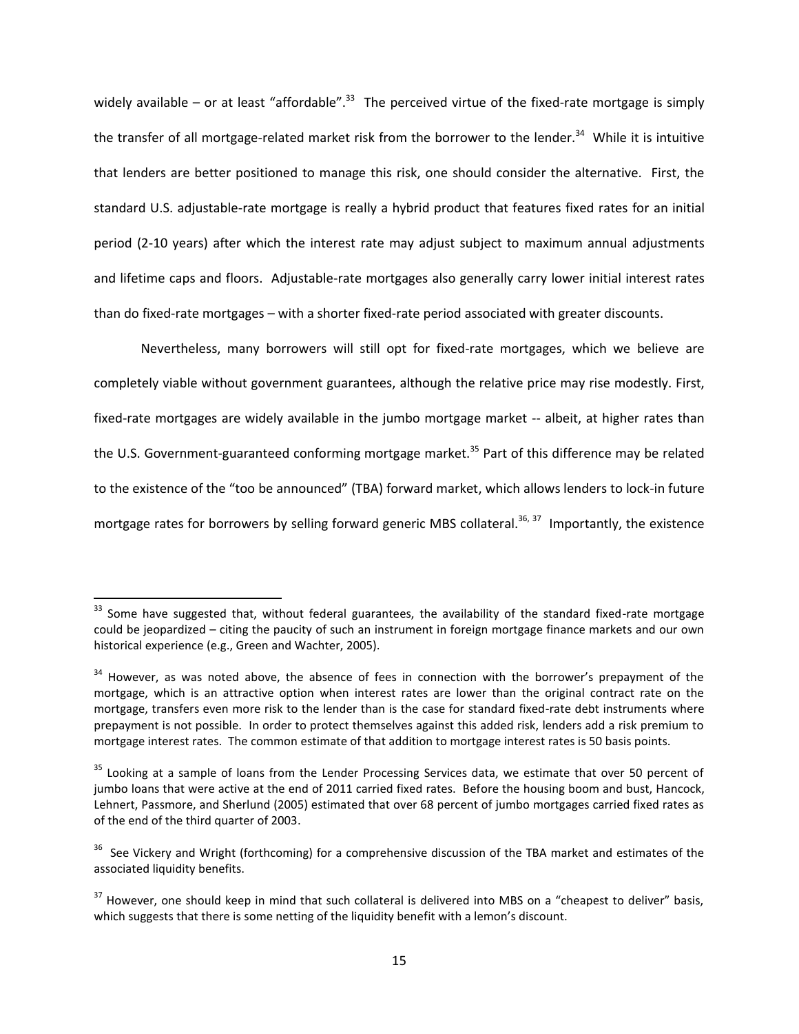widely available – or at least "affordable".[33] The perceived virtue of the fixed-rate mortgage is simply the transfer of all mortgage-related market risk from the borrower to the lender.[34] While it is intuitive that lenders are better positioned to manage this risk, one should consider the alternative. First, the standard U.S. adjustable-rate mortgage is really a hybrid product that features fixed rates for an initial period (2-10 years) after which the interest rate may adjust subject to maximum annual adjustments and lifetime caps and floors. Adjustable-rate mortgages also generally carry lower initial interest rates than do fixed-rate mortgages – with a shorter fixed-rate period associated with greater discounts.

Nevertheless, many borrowers will still opt for fixed-rate mortgages, which we believe are completely viable without government guarantees, although the relative price may rise modestly. First, fixed-rate mortgages are widely available in the jumbo mortgage market -- albeit, at higher rates than the U.S. Government-guaranteed conforming mortgage market.[35] Part of this difference may be related to the existence of the "too be announced" (TBA) forward market, which allows lenders to lock-in future mortgage rates for borrowers by selling forward generic MBS collateral.[36, 37] Importantly, the existence

---

[33] Some have suggested that, without federal guarantees, the availability of the standard fixed-rate mortgage could be jeopardized – citing the paucity of such an instrument in foreign mortgage finance markets and our own historical experience (e.g., Green and Wachter, 2005).

[34] However, as was noted above, the absence of fees in connection with the borrower's prepayment of the mortgage, which is an attractive option when interest rates are lower than the original contract rate on the mortgage, transfers even more risk to the lender than is the case for standard fixed-rate debt instruments where prepayment is not possible. In order to protect themselves against this added risk, lenders add a risk premium to mortgage interest rates. The common estimate of that addition to mortgage interest rates is 50 basis points.

[35] Looking at a sample of loans from the Lender Processing Services data, we estimate that over 50 percent of jumbo loans that were active at the end of 2011 carried fixed rates. Before the housing boom and bust, Hancock, Lehnert, Passmore, and Sherlund (2005) estimated that over 68 percent of jumbo mortgages carried fixed rates as of the end of the third quarter of 2003.

[36] See Vickery and Wright (forthcoming) for a comprehensive discussion of the TBA market and estimates of the associated liquidity benefits.

[37] However, one should keep in mind that such collateral is delivered into MBS on a "cheapest to deliver" basis, which suggests that there is some netting of the liquidity benefit with a lemon's discount.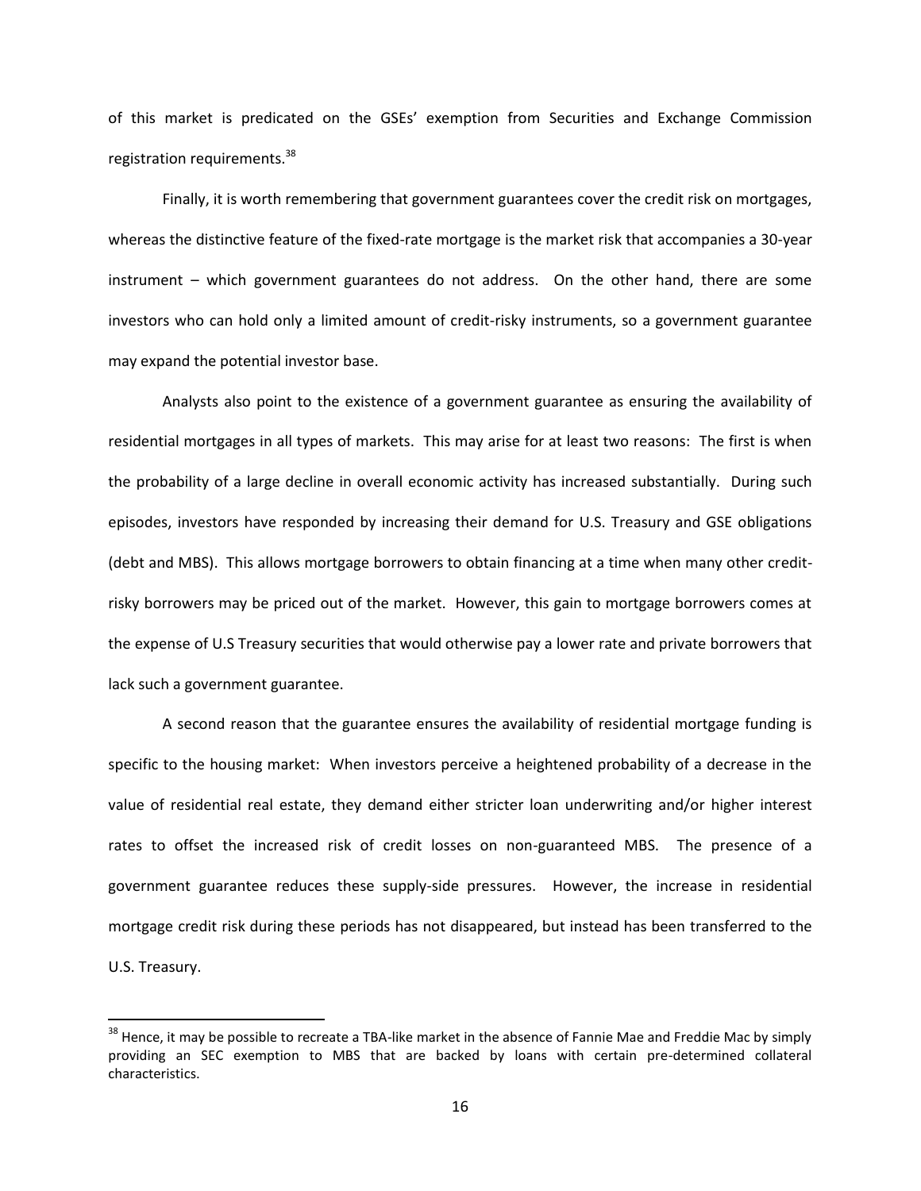of this market is predicated on the GSEs' exemption from Securities and Exchange Commission registration requirements.[38]

Finally, it is worth remembering that government guarantees cover the credit risk on mortgages, whereas the distinctive feature of the fixed-rate mortgage is the market risk that accompanies a 30-year instrument – which government guarantees do not address. On the other hand, there are some investors who can hold only a limited amount of credit-risky instruments, so a government guarantee may expand the potential investor base.

Analysts also point to the existence of a government guarantee as ensuring the availability of residential mortgages in all types of markets. This may arise for at least two reasons: The first is when the probability of a large decline in overall economic activity has increased substantially. During such episodes, investors have responded by increasing their demand for U.S. Treasury and GSE obligations (debt and MBS). This allows mortgage borrowers to obtain financing at a time when many other credit-risky borrowers may be priced out of the market. However, this gain to mortgage borrowers comes at the expense of U.S Treasury securities that would otherwise pay a lower rate and private borrowers that lack such a government guarantee.

A second reason that the guarantee ensures the availability of residential mortgage funding is specific to the housing market: When investors perceive a heightened probability of a decrease in the value of residential real estate, they demand either stricter loan underwriting and/or higher interest rates to offset the increased risk of credit losses on non-guaranteed MBS. The presence of a government guarantee reduces these supply-side pressures. However, the increase in residential mortgage credit risk during these periods has not disappeared, but instead has been transferred to the U.S. Treasury.

---

[38] Hence, it may be possible to recreate a TBA-like market in the absence of Fannie Mae and Freddie Mac by simply providing an SEC exemption to MBS that are backed by loans with certain pre-determined collateral characteristics.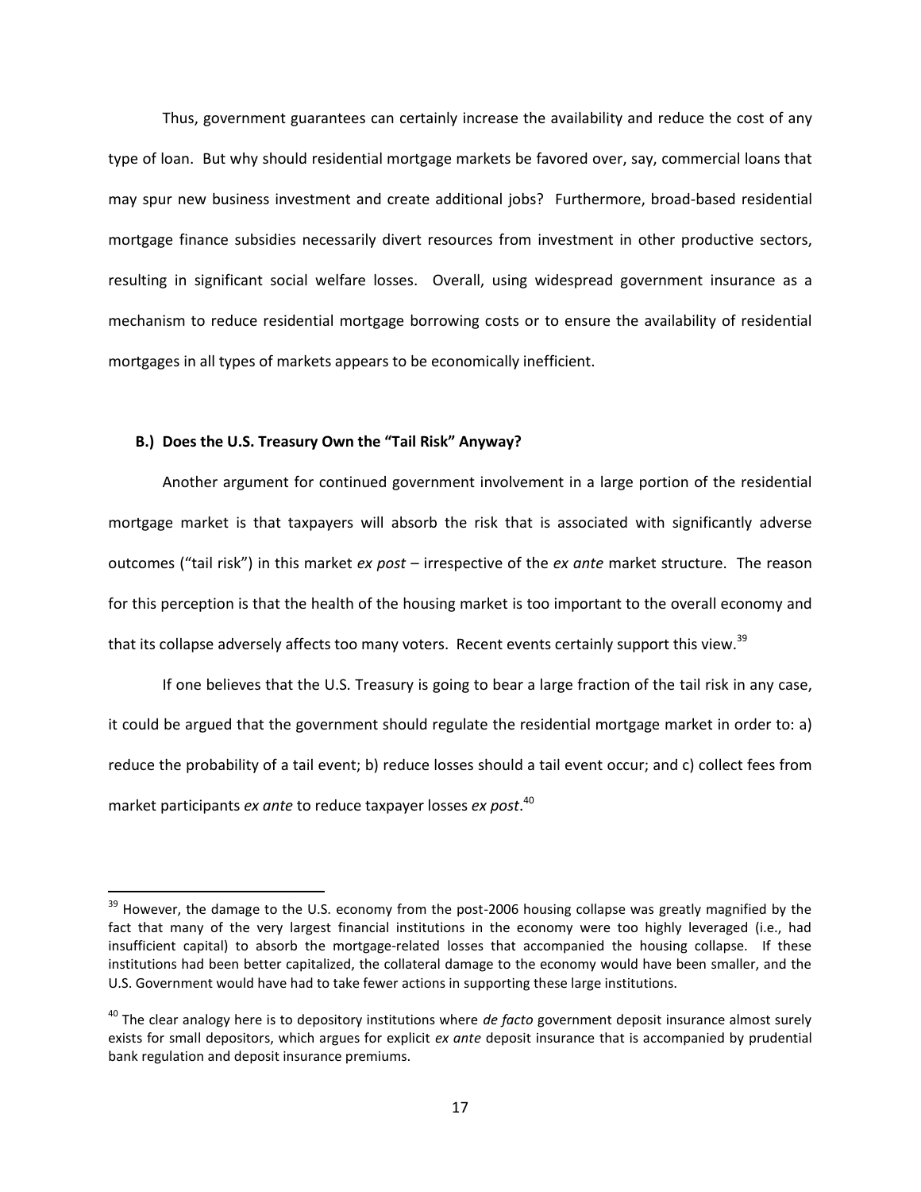Thus, government guarantees can certainly increase the availability and reduce the cost of any type of loan. But why should residential mortgage markets be favored over, say, commercial loans that may spur new business investment and create additional jobs? Furthermore, broad-based residential mortgage finance subsidies necessarily divert resources from investment in other productive sectors, resulting in significant social welfare losses. Overall, using widespread government insurance as a mechanism to reduce residential mortgage borrowing costs or to ensure the availability of residential mortgages in all types of markets appears to be economically inefficient.

### B.) Does the U.S. Treasury Own the "Tail Risk" Anyway?

Another argument for continued government involvement in a large portion of the residential mortgage market is that taxpayers will absorb the risk that is associated with significantly adverse outcomes ("tail risk") in this market *ex post* – irrespective of the *ex ante* market structure. The reason for this perception is that the health of the housing market is too important to the overall economy and that its collapse adversely affects too many voters. Recent events certainly support this view.[39]

If one believes that the U.S. Treasury is going to bear a large fraction of the tail risk in any case, it could be argued that the government should regulate the residential mortgage market in order to: a) reduce the probability of a tail event; b) reduce losses should a tail event occur; and c) collect fees from market participants *ex ante* to reduce taxpayer losses *ex post*.[40]

---

[39] However, the damage to the U.S. economy from the post-2006 housing collapse was greatly magnified by the fact that many of the very largest financial institutions in the economy were too highly leveraged (i.e., had insufficient capital) to absorb the mortgage-related losses that accompanied the housing collapse. If these institutions had been better capitalized, the collateral damage to the economy would have been smaller, and the U.S. Government would have had to take fewer actions in supporting these large institutions.

[40] The clear analogy here is to depository institutions where *de facto* government deposit insurance almost surely exists for small depositors, which argues for explicit *ex ante* deposit insurance that is accompanied by prudential bank regulation and deposit insurance premiums.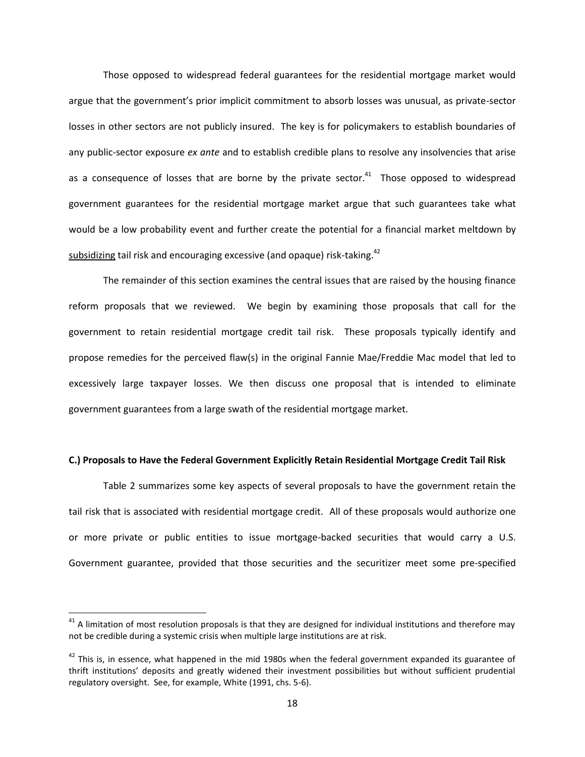Those opposed to widespread federal guarantees for the residential mortgage market would argue that the government's prior implicit commitment to absorb losses was unusual, as private-sector losses in other sectors are not publicly insured. The key is for policymakers to establish boundaries of any public-sector exposure *ex ante* and to establish credible plans to resolve any insolvencies that arise as a consequence of losses that are borne by the private sector.[41] Those opposed to widespread government guarantees for the residential mortgage market argue that such guarantees take what would be a low probability event and further create the potential for a financial market meltdown by subsidizing tail risk and encouraging excessive (and opaque) risk-taking.[42]

The remainder of this section examines the central issues that are raised by the housing finance reform proposals that we reviewed. We begin by examining those proposals that call for the government to retain residential mortgage credit tail risk. These proposals typically identify and propose remedies for the perceived flaw(s) in the original Fannie Mae/Freddie Mac model that led to excessively large taxpayer losses. We then discuss one proposal that is intended to eliminate government guarantees from a large swath of the residential mortgage market.

**C.) Proposals to Have the Federal Government Explicitly Retain Residential Mortgage Credit Tail Risk**

Table 2 summarizes some key aspects of several proposals to have the government retain the tail risk that is associated with residential mortgage credit. All of these proposals would authorize one or more private or public entities to issue mortgage-backed securities that would carry a U.S. Government guarantee, provided that those securities and the securitizer meet some pre-specified

---

[41] A limitation of most resolution proposals is that they are designed for individual institutions and therefore may not be credible during a systemic crisis when multiple large institutions are at risk.

[42] This is, in essence, what happened in the mid 1980s when the federal government expanded its guarantee of thrift institutions' deposits and greatly widened their investment possibilities but without sufficient prudential regulatory oversight. See, for example, White (1991, chs. 5-6).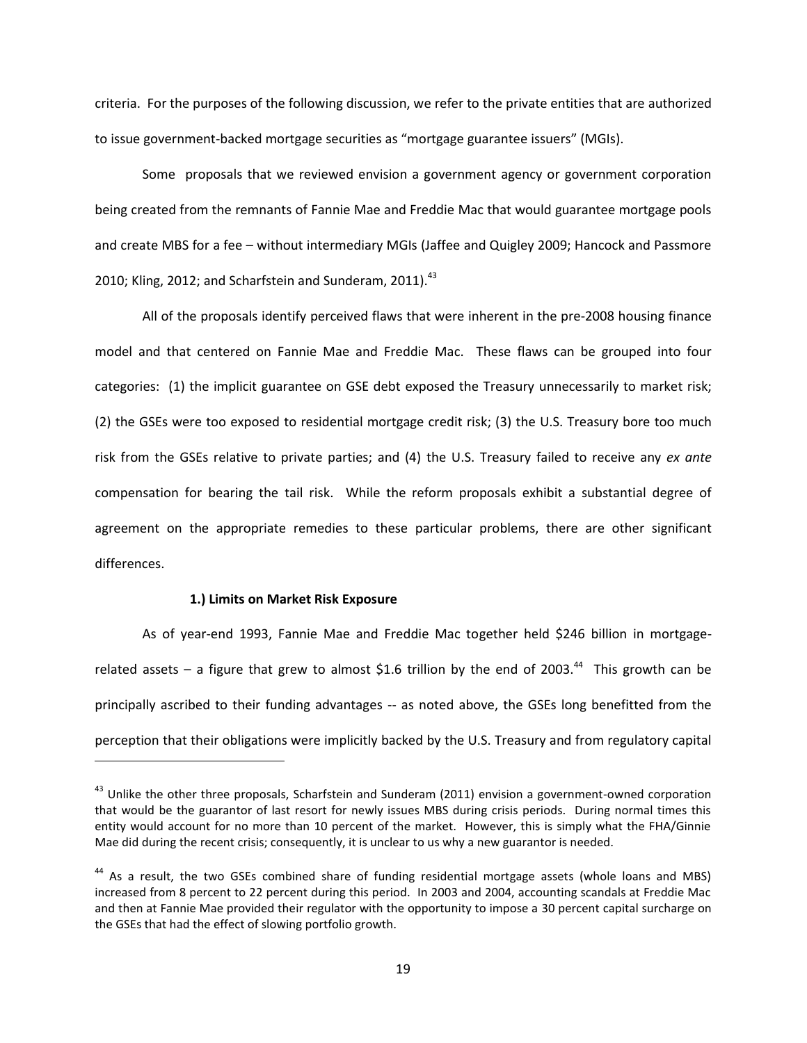criteria. For the purposes of the following discussion, we refer to the private entities that are authorized to issue government-backed mortgage securities as "mortgage guarantee issuers" (MGIs).

Some proposals that we reviewed envision a government agency or government corporation being created from the remnants of Fannie Mae and Freddie Mac that would guarantee mortgage pools and create MBS for a fee – without intermediary MGIs (Jaffee and Quigley 2009; Hancock and Passmore 2010; Kling, 2012; and Scharfstein and Sunderam, 2011).[43]

All of the proposals identify perceived flaws that were inherent in the pre-2008 housing finance model and that centered on Fannie Mae and Freddie Mac. These flaws can be grouped into four categories: (1) the implicit guarantee on GSE debt exposed the Treasury unnecessarily to market risk; (2) the GSEs were too exposed to residential mortgage credit risk; (3) the U.S. Treasury bore too much risk from the GSEs relative to private parties; and (4) the U.S. Treasury failed to receive any *ex ante* compensation for bearing the tail risk. While the reform proposals exhibit a substantial degree of agreement on the appropriate remedies to these particular problems, there are other significant differences.

#### 1.) Limits on Market Risk Exposure

As of year-end 1993, Fannie Mae and Freddie Mac together held $246 billion in mortgage-related assets – a figure that grew to almost $1.6 trillion by the end of 2003.[44] This growth can be principally ascribed to their funding advantages -- as noted above, the GSEs long benefitted from the perception that their obligations were implicitly backed by the U.S. Treasury and from regulatory capital

---

[43] Unlike the other three proposals, Scharfstein and Sunderam (2011) envision a government-owned corporation that would be the guarantor of last resort for newly issues MBS during crisis periods. During normal times this entity would account for no more than 10 percent of the market. However, this is simply what the FHA/Ginnie Mae did during the recent crisis; consequently, it is unclear to us why a new guarantor is needed.

[44] As a result, the two GSEs combined share of funding residential mortgage assets (whole loans and MBS) increased from 8 percent to 22 percent during this period. In 2003 and 2004, accounting scandals at Freddie Mac and then at Fannie Mae provided their regulator with the opportunity to impose a 30 percent capital surcharge on the GSEs that had the effect of slowing portfolio growth.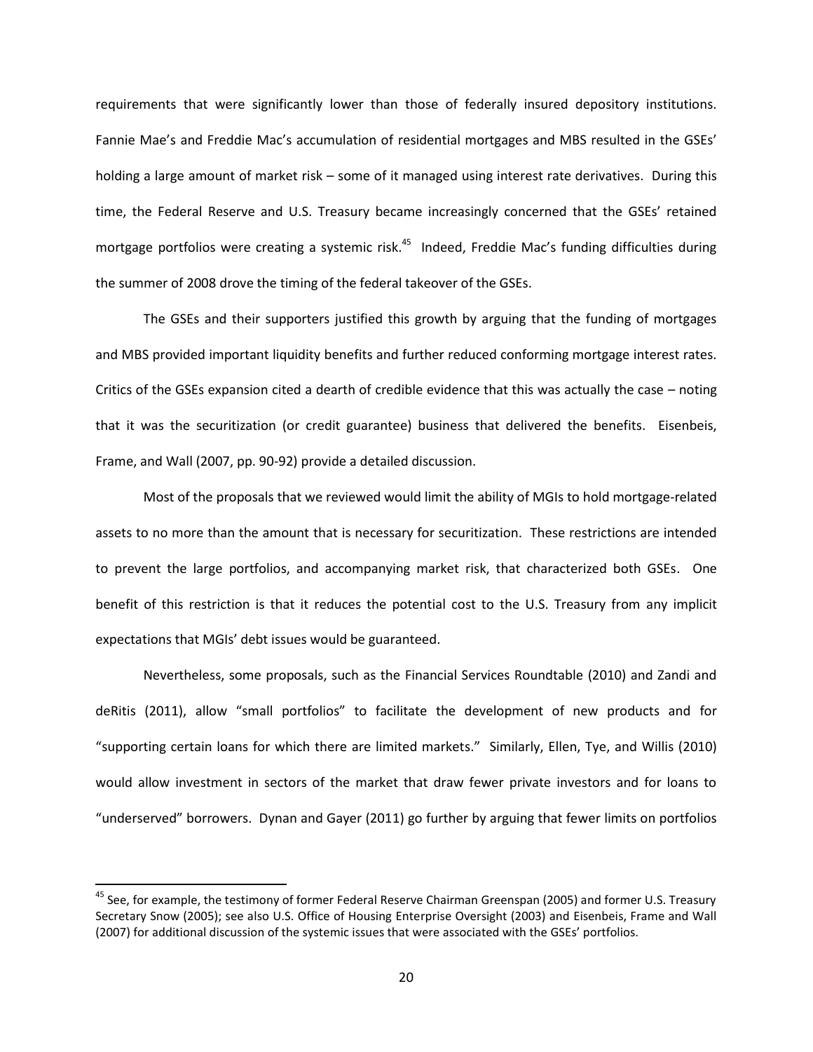requirements that were significantly lower than those of federally insured depository institutions. Fannie Mae's and Freddie Mac's accumulation of residential mortgages and MBS resulted in the GSEs' holding a large amount of market risk – some of it managed using interest rate derivatives. During this time, the Federal Reserve and U.S. Treasury became increasingly concerned that the GSEs' retained mortgage portfolios were creating a systemic risk.[45] Indeed, Freddie Mac's funding difficulties during the summer of 2008 drove the timing of the federal takeover of the GSEs.

The GSEs and their supporters justified this growth by arguing that the funding of mortgages and MBS provided important liquidity benefits and further reduced conforming mortgage interest rates. Critics of the GSEs expansion cited a dearth of credible evidence that this was actually the case – noting that it was the securitization (or credit guarantee) business that delivered the benefits. Eisenbeis, Frame, and Wall (2007, pp. 90-92) provide a detailed discussion.

Most of the proposals that we reviewed would limit the ability of MGIs to hold mortgage-related assets to no more than the amount that is necessary for securitization. These restrictions are intended to prevent the large portfolios, and accompanying market risk, that characterized both GSEs. One benefit of this restriction is that it reduces the potential cost to the U.S. Treasury from any implicit expectations that MGIs' debt issues would be guaranteed.

Nevertheless, some proposals, such as the Financial Services Roundtable (2010) and Zandi and deRitis (2011), allow "small portfolios" to facilitate the development of new products and for "supporting certain loans for which there are limited markets." Similarly, Ellen, Tye, and Willis (2010) would allow investment in sectors of the market that draw fewer private investors and for loans to "underserved" borrowers. Dynan and Gayer (2011) go further by arguing that fewer limits on portfolios

[45] See, for example, the testimony of former Federal Reserve Chairman Greenspan (2005) and former U.S. Treasury Secretary Snow (2005); see also U.S. Office of Housing Enterprise Oversight (2003) and Eisenbeis, Frame and Wall (2007) for additional discussion of the systemic issues that were associated with the GSEs' portfolios.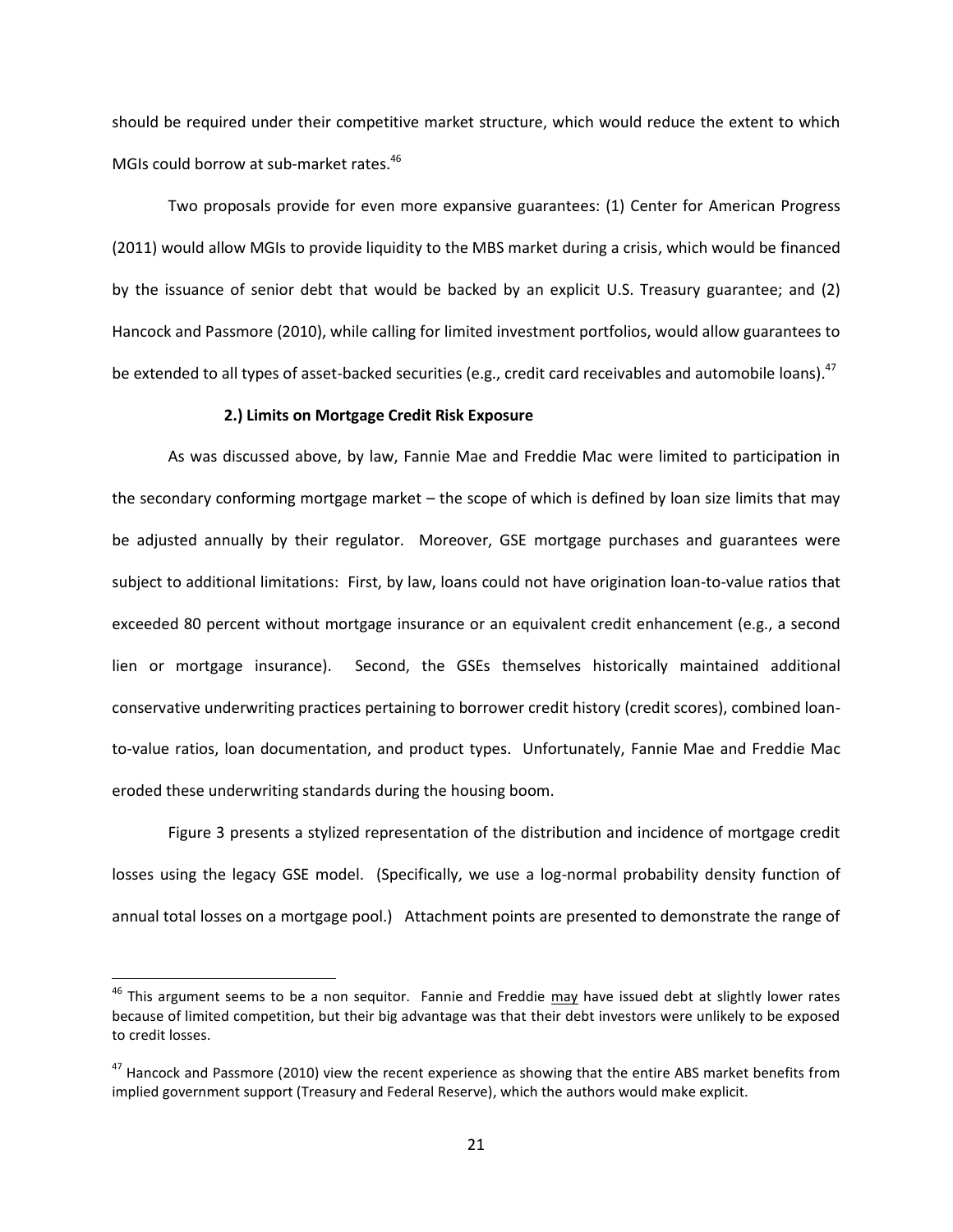should be required under their competitive market structure, which would reduce the extent to which MGIs could borrow at sub-market rates.[46]

Two proposals provide for even more expansive guarantees: (1) Center for American Progress (2011) would allow MGIs to provide liquidity to the MBS market during a crisis, which would be financed by the issuance of senior debt that would be backed by an explicit U.S. Treasury guarantee; and (2) Hancock and Passmore (2010), while calling for limited investment portfolios, would allow guarantees to be extended to all types of asset-backed securities (e.g., credit card receivables and automobile loans).[47]

#### 2.) Limits on Mortgage Credit Risk Exposure

As was discussed above, by law, Fannie Mae and Freddie Mac were limited to participation in the secondary conforming mortgage market – the scope of which is defined by loan size limits that may be adjusted annually by their regulator. Moreover, GSE mortgage purchases and guarantees were subject to additional limitations: First, by law, loans could not have origination loan-to-value ratios that exceeded 80 percent without mortgage insurance or an equivalent credit enhancement (e.g., a second lien or mortgage insurance). Second, the GSEs themselves historically maintained additional conservative underwriting practices pertaining to borrower credit history (credit scores), combined loan-to-value ratios, loan documentation, and product types. Unfortunately, Fannie Mae and Freddie Mac eroded these underwriting standards during the housing boom.

Figure 3 presents a stylized representation of the distribution and incidence of mortgage credit losses using the legacy GSE model. (Specifically, we use a log-normal probability density function of annual total losses on a mortgage pool.) Attachment points are presented to demonstrate the range of

---

[46] This argument seems to be a non sequitor. Fannie and Freddie may have issued debt at slightly lower rates because of limited competition, but their big advantage was that their debt investors were unlikely to be exposed to credit losses.

[47] Hancock and Passmore (2010) view the recent experience as showing that the entire ABS market benefits from implied government support (Treasury and Federal Reserve), which the authors would make explicit.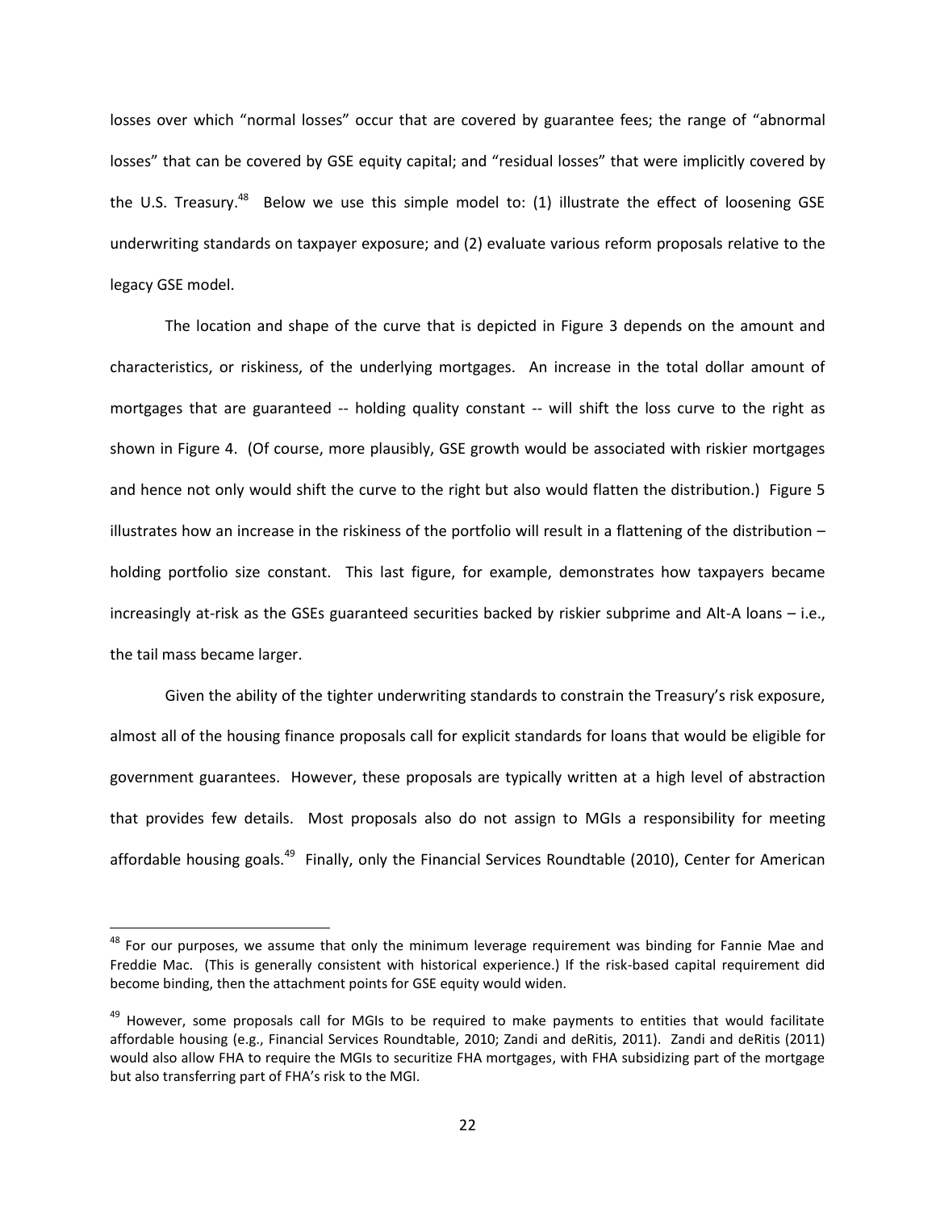losses over which "normal losses" occur that are covered by guarantee fees; the range of "abnormal losses" that can be covered by GSE equity capital; and "residual losses" that were implicitly covered by the U.S. Treasury.[48] Below we use this simple model to: (1) illustrate the effect of loosening GSE underwriting standards on taxpayer exposure; and (2) evaluate various reform proposals relative to the legacy GSE model.

The location and shape of the curve that is depicted in Figure 3 depends on the amount and characteristics, or riskiness, of the underlying mortgages. An increase in the total dollar amount of mortgages that are guaranteed -- holding quality constant -- will shift the loss curve to the right as shown in Figure 4. (Of course, more plausibly, GSE growth would be associated with riskier mortgages and hence not only would shift the curve to the right but also would flatten the distribution.) Figure 5 illustrates how an increase in the riskiness of the portfolio will result in a flattening of the distribution – holding portfolio size constant. This last figure, for example, demonstrates how taxpayers became increasingly at-risk as the GSEs guaranteed securities backed by riskier subprime and Alt-A loans – i.e., the tail mass became larger.

Given the ability of the tighter underwriting standards to constrain the Treasury's risk exposure, almost all of the housing finance proposals call for explicit standards for loans that would be eligible for government guarantees. However, these proposals are typically written at a high level of abstraction that provides few details. Most proposals also do not assign to MGIs a responsibility for meeting affordable housing goals.[49] Finally, only the Financial Services Roundtable (2010), Center for American

---

[48] For our purposes, we assume that only the minimum leverage requirement was binding for Fannie Mae and Freddie Mac. (This is generally consistent with historical experience.) If the risk-based capital requirement did become binding, then the attachment points for GSE equity would widen.

[49] However, some proposals call for MGIs to be required to make payments to entities that would facilitate affordable housing (e.g., Financial Services Roundtable, 2010; Zandi and deRitis, 2011). Zandi and deRitis (2011) would also allow FHA to require the MGIs to securitize FHA mortgages, with FHA subsidizing part of the mortgage but also transferring part of FHA's risk to the MGI.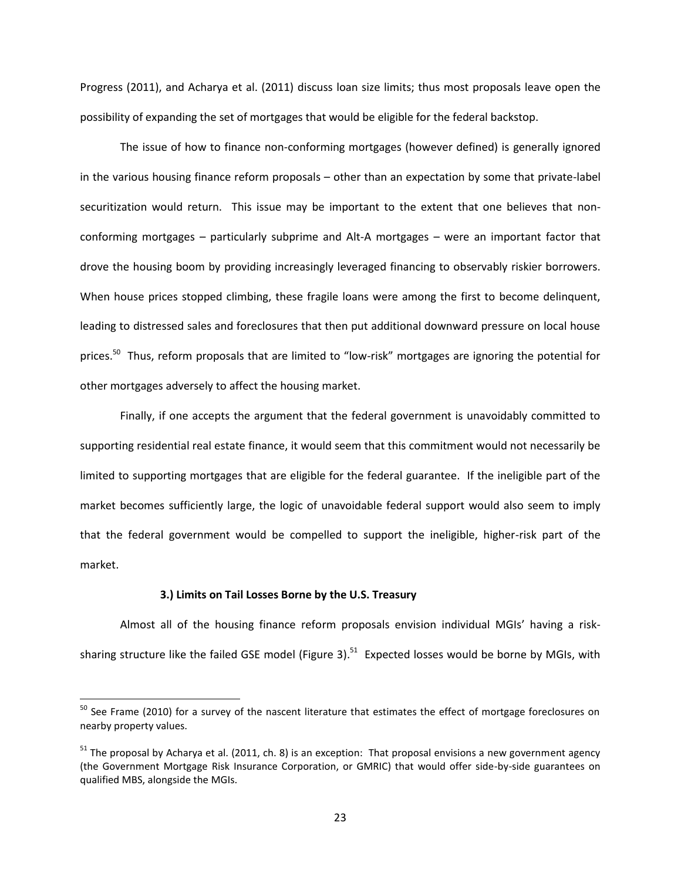Progress (2011), and Acharya et al. (2011) discuss loan size limits; thus most proposals leave open the possibility of expanding the set of mortgages that would be eligible for the federal backstop.

The issue of how to finance non-conforming mortgages (however defined) is generally ignored in the various housing finance reform proposals – other than an expectation by some that private-label securitization would return. This issue may be important to the extent that one believes that non-conforming mortgages – particularly subprime and Alt-A mortgages – were an important factor that drove the housing boom by providing increasingly leveraged financing to observably riskier borrowers. When house prices stopped climbing, these fragile loans were among the first to become delinquent, leading to distressed sales and foreclosures that then put additional downward pressure on local house prices.[50] Thus, reform proposals that are limited to "low-risk" mortgages are ignoring the potential for other mortgages adversely to affect the housing market.

Finally, if one accepts the argument that the federal government is unavoidably committed to supporting residential real estate finance, it would seem that this commitment would not necessarily be limited to supporting mortgages that are eligible for the federal guarantee. If the ineligible part of the market becomes sufficiently large, the logic of unavoidable federal support would also seem to imply that the federal government would be compelled to support the ineligible, higher-risk part of the market.

**3.) Limits on Tail Losses Borne by the U.S. Treasury**

Almost all of the housing finance reform proposals envision individual MGIs' having a risk-sharing structure like the failed GSE model (Figure 3).[51] Expected losses would be borne by MGIs, with

---

[50] See Frame (2010) for a survey of the nascent literature that estimates the effect of mortgage foreclosures on nearby property values.

[51] The proposal by Acharya et al. (2011, ch. 8) is an exception: That proposal envisions a new government agency (the Government Mortgage Risk Insurance Corporation, or GMRIC) that would offer side-by-side guarantees on qualified MBS, alongside the MGIs.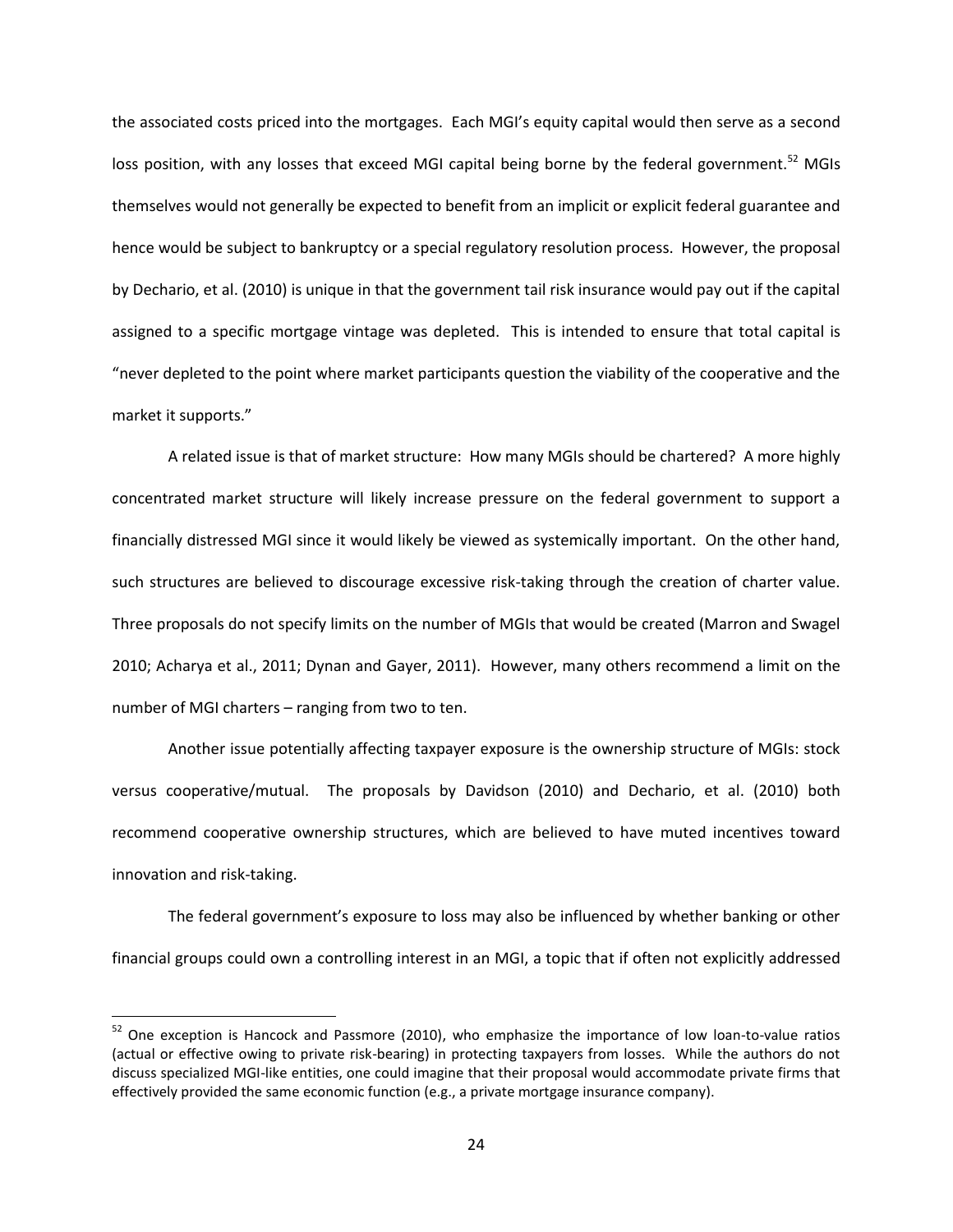the associated costs priced into the mortgages. Each MGI's equity capital would then serve as a second loss position, with any losses that exceed MGI capital being borne by the federal government.[52] MGIs themselves would not generally be expected to benefit from an implicit or explicit federal guarantee and hence would be subject to bankruptcy or a special regulatory resolution process. However, the proposal by Dechario, et al. (2010) is unique in that the government tail risk insurance would pay out if the capital assigned to a specific mortgage vintage was depleted. This is intended to ensure that total capital is "never depleted to the point where market participants question the viability of the cooperative and the market it supports."

A related issue is that of market structure: How many MGIs should be chartered? A more highly concentrated market structure will likely increase pressure on the federal government to support a financially distressed MGI since it would likely be viewed as systemically important. On the other hand, such structures are believed to discourage excessive risk-taking through the creation of charter value. Three proposals do not specify limits on the number of MGIs that would be created (Marron and Swagel 2010; Acharya et al., 2011; Dynan and Gayer, 2011). However, many others recommend a limit on the number of MGI charters – ranging from two to ten.

Another issue potentially affecting taxpayer exposure is the ownership structure of MGIs: stock versus cooperative/mutual. The proposals by Davidson (2010) and Dechario, et al. (2010) both recommend cooperative ownership structures, which are believed to have muted incentives toward innovation and risk-taking.

The federal government's exposure to loss may also be influenced by whether banking or other financial groups could own a controlling interest in an MGI, a topic that if often not explicitly addressed

[52] One exception is Hancock and Passmore (2010), who emphasize the importance of low loan-to-value ratios (actual or effective owing to private risk-bearing) in protecting taxpayers from losses. While the authors do not discuss specialized MGI-like entities, one could imagine that their proposal would accommodate private firms that effectively provided the same economic function (e.g., a private mortgage insurance company).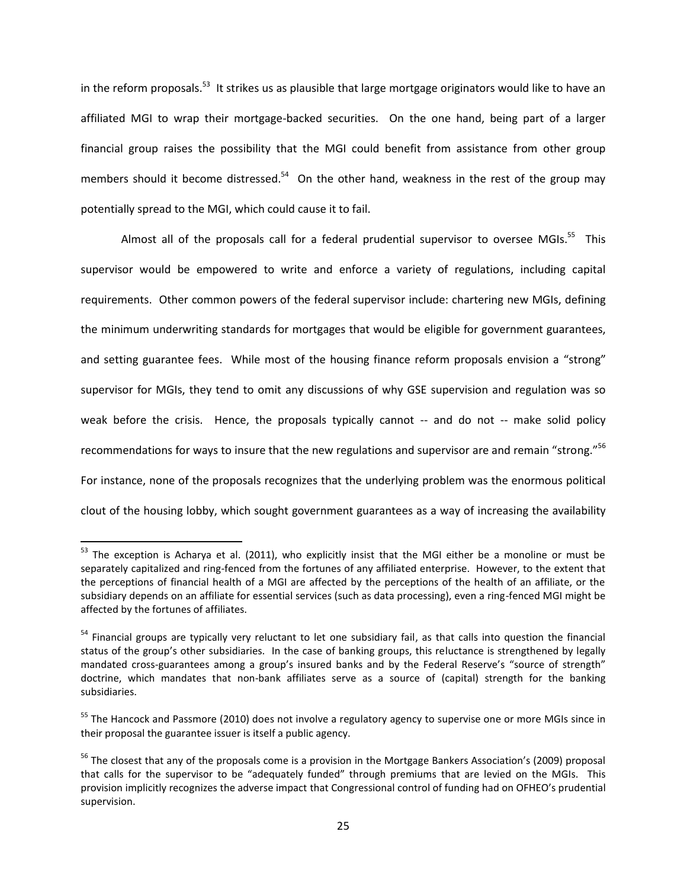in the reform proposals.[53] It strikes us as plausible that large mortgage originators would like to have an affiliated MGI to wrap their mortgage-backed securities. On the one hand, being part of a larger financial group raises the possibility that the MGI could benefit from assistance from other group members should it become distressed.[54] On the other hand, weakness in the rest of the group may potentially spread to the MGI, which could cause it to fail.

Almost all of the proposals call for a federal prudential supervisor to oversee MGIs.[55] This supervisor would be empowered to write and enforce a variety of regulations, including capital requirements. Other common powers of the federal supervisor include: chartering new MGIs, defining the minimum underwriting standards for mortgages that would be eligible for government guarantees, and setting guarantee fees. While most of the housing finance reform proposals envision a "strong" supervisor for MGIs, they tend to omit any discussions of why GSE supervision and regulation was so weak before the crisis. Hence, the proposals typically cannot -- and do not -- make solid policy recommendations for ways to insure that the new regulations and supervisor are and remain "strong."[56] For instance, none of the proposals recognizes that the underlying problem was the enormous political clout of the housing lobby, which sought government guarantees as a way of increasing the availability

---

[53] The exception is Acharya et al. (2011), who explicitly insist that the MGI either be a monoline or must be separately capitalized and ring-fenced from the fortunes of any affiliated enterprise. However, to the extent that the perceptions of financial health of a MGI are affected by the perceptions of the health of an affiliate, or the subsidiary depends on an affiliate for essential services (such as data processing), even a ring-fenced MGI might be affected by the fortunes of affiliates.

[54] Financial groups are typically very reluctant to let one subsidiary fail, as that calls into question the financial status of the group's other subsidiaries. In the case of banking groups, this reluctance is strengthened by legally mandated cross-guarantees among a group's insured banks and by the Federal Reserve's "source of strength" doctrine, which mandates that non-bank affiliates serve as a source of (capital) strength for the banking subsidiaries.

[55] The Hancock and Passmore (2010) does not involve a regulatory agency to supervise one or more MGIs since in their proposal the guarantee issuer is itself a public agency.

[56] The closest that any of the proposals come is a provision in the Mortgage Bankers Association's (2009) proposal that calls for the supervisor to be "adequately funded" through premiums that are levied on the MGIs. This provision implicitly recognizes the adverse impact that Congressional control of funding had on OFHEO's prudential supervision.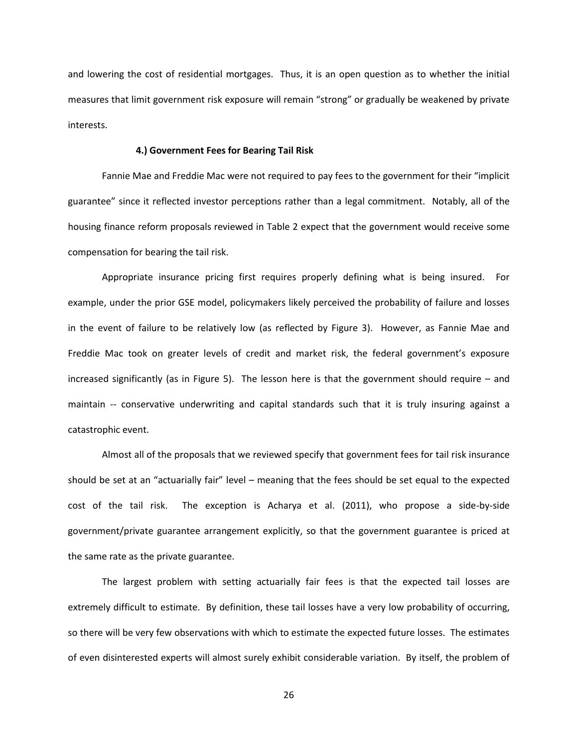and lowering the cost of residential mortgages. Thus, it is an open question as to whether the initial measures that limit government risk exposure will remain "strong" or gradually be weakened by private interests.

#### 4.) Government Fees for Bearing Tail Risk

Fannie Mae and Freddie Mac were not required to pay fees to the government for their "implicit guarantee" since it reflected investor perceptions rather than a legal commitment. Notably, all of the housing finance reform proposals reviewed in Table 2 expect that the government would receive some compensation for bearing the tail risk.

Appropriate insurance pricing first requires properly defining what is being insured. For example, under the prior GSE model, policymakers likely perceived the probability of failure and losses in the event of failure to be relatively low (as reflected by Figure 3). However, as Fannie Mae and Freddie Mac took on greater levels of credit and market risk, the federal government's exposure increased significantly (as in Figure 5). The lesson here is that the government should require – and maintain -- conservative underwriting and capital standards such that it is truly insuring against a catastrophic event.

Almost all of the proposals that we reviewed specify that government fees for tail risk insurance should be set at an "actuarially fair" level – meaning that the fees should be set equal to the expected cost of the tail risk. The exception is Acharya et al. (2011), who propose a side-by-side government/private guarantee arrangement explicitly, so that the government guarantee is priced at the same rate as the private guarantee.

The largest problem with setting actuarially fair fees is that the expected tail losses are extremely difficult to estimate. By definition, these tail losses have a very low probability of occurring, so there will be very few observations with which to estimate the expected future losses. The estimates of even disinterested experts will almost surely exhibit considerable variation. By itself, the problem of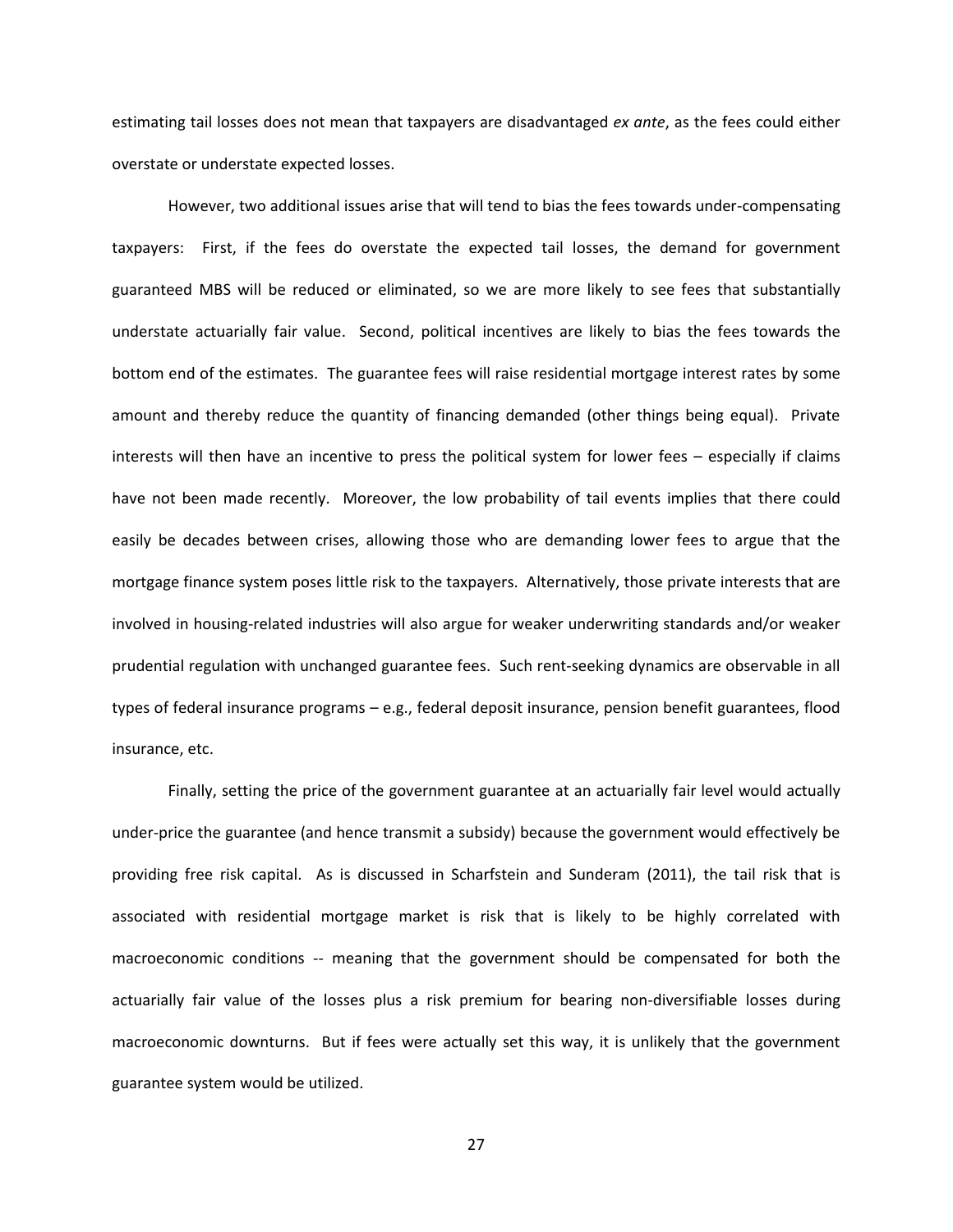estimating tail losses does not mean that taxpayers are disadvantaged *ex ante*, as the fees could either overstate or understate expected losses.

However, two additional issues arise that will tend to bias the fees towards under-compensating taxpayers: First, if the fees do overstate the expected tail losses, the demand for government guaranteed MBS will be reduced or eliminated, so we are more likely to see fees that substantially understate actuarially fair value. Second, political incentives are likely to bias the fees towards the bottom end of the estimates. The guarantee fees will raise residential mortgage interest rates by some amount and thereby reduce the quantity of financing demanded (other things being equal). Private interests will then have an incentive to press the political system for lower fees – especially if claims have not been made recently. Moreover, the low probability of tail events implies that there could easily be decades between crises, allowing those who are demanding lower fees to argue that the mortgage finance system poses little risk to the taxpayers. Alternatively, those private interests that are involved in housing-related industries will also argue for weaker underwriting standards and/or weaker prudential regulation with unchanged guarantee fees. Such rent-seeking dynamics are observable in all types of federal insurance programs – e.g., federal deposit insurance, pension benefit guarantees, flood insurance, etc.

Finally, setting the price of the government guarantee at an actuarially fair level would actually under-price the guarantee (and hence transmit a subsidy) because the government would effectively be providing free risk capital. As is discussed in Scharfstein and Sunderam (2011), the tail risk that is associated with residential mortgage market is risk that is likely to be highly correlated with macroeconomic conditions -- meaning that the government should be compensated for both the actuarially fair value of the losses plus a risk premium for bearing non-diversifiable losses during macroeconomic downturns. But if fees were actually set this way, it is unlikely that the government guarantee system would be utilized.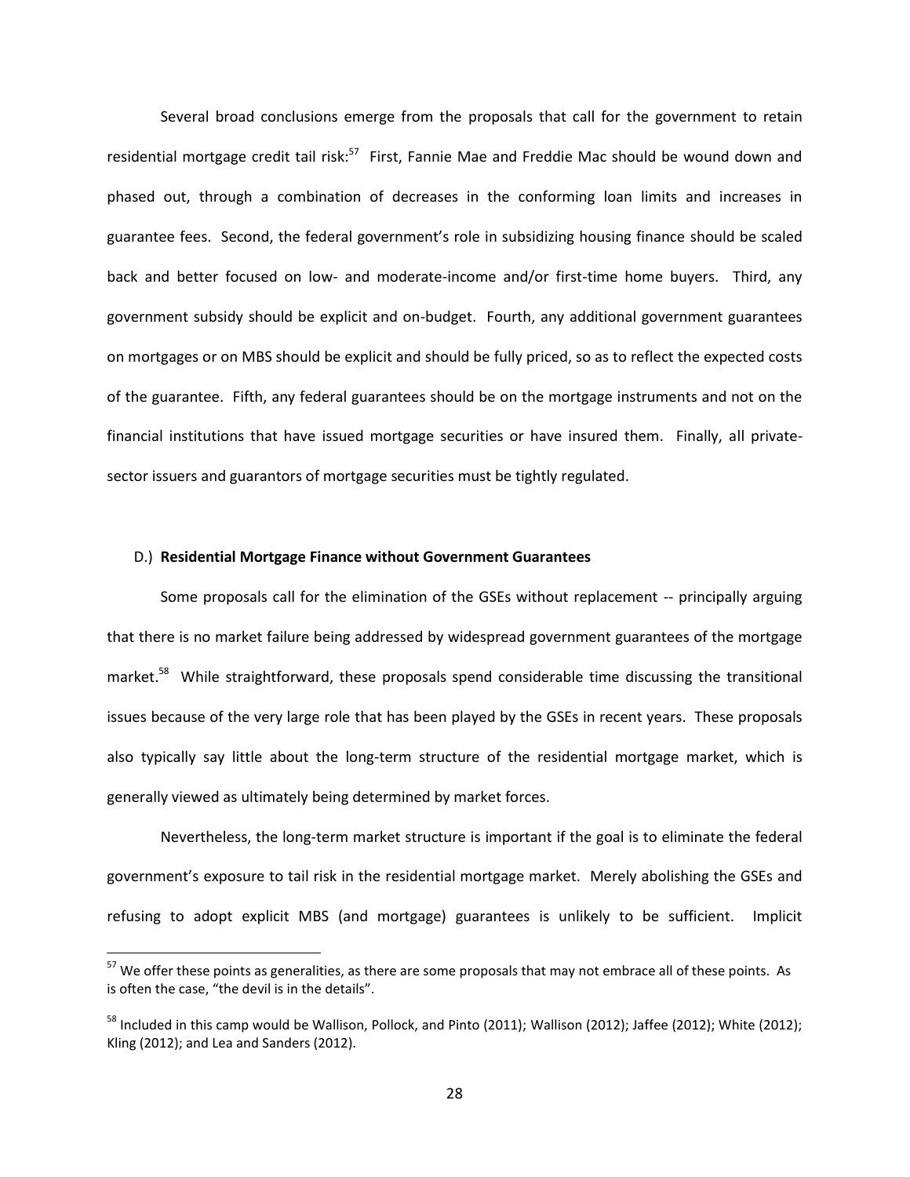Several broad conclusions emerge from the proposals that call for the government to retain residential mortgage credit tail risk:[57] First, Fannie Mae and Freddie Mac should be wound down and phased out, through a combination of decreases in the conforming loan limits and increases in guarantee fees. Second, the federal government's role in subsidizing housing finance should be scaled back and better focused on low- and moderate-income and/or first-time home buyers. Third, any government subsidy should be explicit and on-budget. Fourth, any additional government guarantees on mortgages or on MBS should be explicit and should be fully priced, so as to reflect the expected costs of the guarantee. Fifth, any federal guarantees should be on the mortgage instruments and not on the financial institutions that have issued mortgage securities or have insured them. Finally, all private-sector issuers and guarantors of mortgage securities must be tightly regulated.

### D.) **Residential Mortgage Finance without Government Guarantees**

Some proposals call for the elimination of the GSEs without replacement -- principally arguing that there is no market failure being addressed by widespread government guarantees of the mortgage market.[58] While straightforward, these proposals spend considerable time discussing the transitional issues because of the very large role that has been played by the GSEs in recent years. These proposals also typically say little about the long-term structure of the residential mortgage market, which is generally viewed as ultimately being determined by market forces.

Nevertheless, the long-term market structure is important if the goal is to eliminate the federal government's exposure to tail risk in the residential mortgage market. Merely abolishing the GSEs and refusing to adopt explicit MBS (and mortgage) guarantees is unlikely to be sufficient. Implicit

---

[57] We offer these points as generalities, as there are some proposals that may not embrace all of these points. As is often the case, "the devil is in the details".

[58] Included in this camp would be Wallison, Pollock, and Pinto (2011); Wallison (2012); Jaffee (2012); White (2012); Kling (2012); and Lea and Sanders (2012).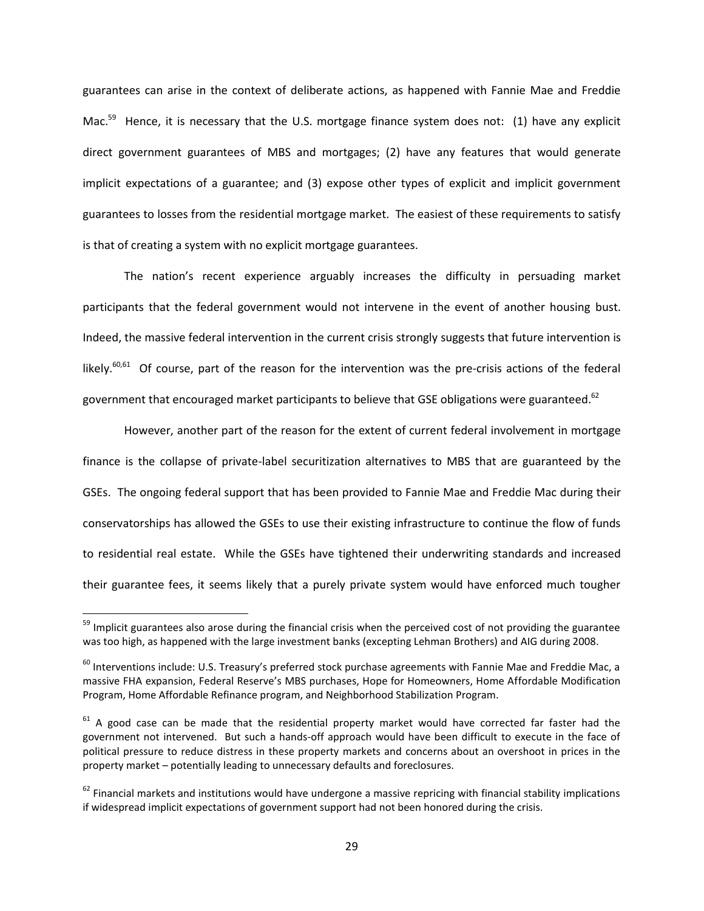guarantees can arise in the context of deliberate actions, as happened with Fannie Mae and Freddie Mac.[59] Hence, it is necessary that the U.S. mortgage finance system does not: (1) have any explicit direct government guarantees of MBS and mortgages; (2) have any features that would generate implicit expectations of a guarantee; and (3) expose other types of explicit and implicit government guarantees to losses from the residential mortgage market. The easiest of these requirements to satisfy is that of creating a system with no explicit mortgage guarantees.

The nation's recent experience arguably increases the difficulty in persuading market participants that the federal government would not intervene in the event of another housing bust. Indeed, the massive federal intervention in the current crisis strongly suggests that future intervention is likely.[60,61] Of course, part of the reason for the intervention was the pre-crisis actions of the federal government that encouraged market participants to believe that GSE obligations were guaranteed.[62]

However, another part of the reason for the extent of current federal involvement in mortgage finance is the collapse of private-label securitization alternatives to MBS that are guaranteed by the GSEs. The ongoing federal support that has been provided to Fannie Mae and Freddie Mac during their conservatorships has allowed the GSEs to use their existing infrastructure to continue the flow of funds to residential real estate. While the GSEs have tightened their underwriting standards and increased their guarantee fees, it seems likely that a purely private system would have enforced much tougher

---

[59] Implicit guarantees also arose during the financial crisis when the perceived cost of not providing the guarantee was too high, as happened with the large investment banks (excepting Lehman Brothers) and AIG during 2008.

[60] Interventions include: U.S. Treasury's preferred stock purchase agreements with Fannie Mae and Freddie Mac, a massive FHA expansion, Federal Reserve's MBS purchases, Hope for Homeowners, Home Affordable Modification Program, Home Affordable Refinance program, and Neighborhood Stabilization Program.

[61] A good case can be made that the residential property market would have corrected far faster had the government not intervened. But such a hands-off approach would have been difficult to execute in the face of political pressure to reduce distress in these property markets and concerns about an overshoot in prices in the property market – potentially leading to unnecessary defaults and foreclosures.

[62] Financial markets and institutions would have undergone a massive repricing with financial stability implications if widespread implicit expectations of government support had not been honored during the crisis.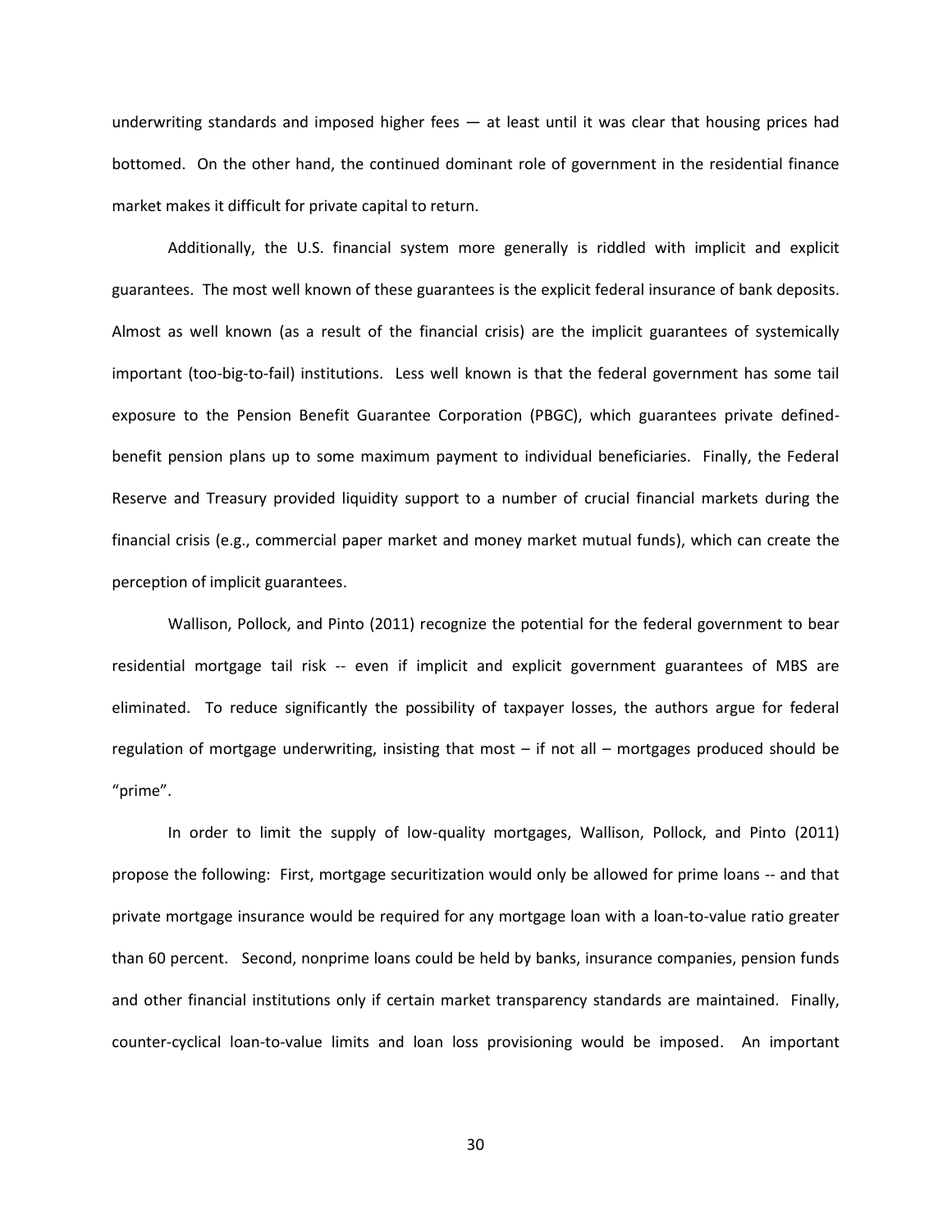underwriting standards and imposed higher fees — at least until it was clear that housing prices had bottomed. On the other hand, the continued dominant role of government in the residential finance market makes it difficult for private capital to return.

Additionally, the U.S. financial system more generally is riddled with implicit and explicit guarantees. The most well known of these guarantees is the explicit federal insurance of bank deposits. Almost as well known (as a result of the financial crisis) are the implicit guarantees of systemically important (too-big-to-fail) institutions. Less well known is that the federal government has some tail exposure to the Pension Benefit Guarantee Corporation (PBGC), which guarantees private defined-benefit pension plans up to some maximum payment to individual beneficiaries. Finally, the Federal Reserve and Treasury provided liquidity support to a number of crucial financial markets during the financial crisis (e.g., commercial paper market and money market mutual funds), which can create the perception of implicit guarantees.

Wallison, Pollock, and Pinto (2011) recognize the potential for the federal government to bear residential mortgage tail risk -- even if implicit and explicit government guarantees of MBS are eliminated. To reduce significantly the possibility of taxpayer losses, the authors argue for federal regulation of mortgage underwriting, insisting that most – if not all – mortgages produced should be "prime".

In order to limit the supply of low-quality mortgages, Wallison, Pollock, and Pinto (2011) propose the following: First, mortgage securitization would only be allowed for prime loans -- and that private mortgage insurance would be required for any mortgage loan with a loan-to-value ratio greater than 60 percent. Second, nonprime loans could be held by banks, insurance companies, pension funds and other financial institutions only if certain market transparency standards are maintained. Finally, counter-cyclical loan-to-value limits and loan loss provisioning would be imposed. An important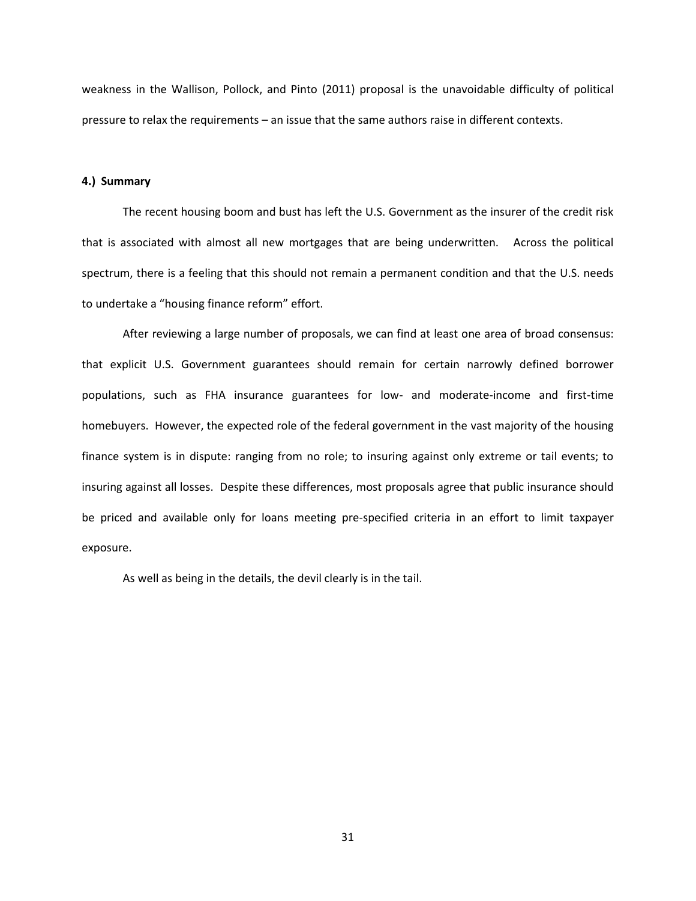weakness in the Wallison, Pollock, and Pinto (2011) proposal is the unavoidable difficulty of political pressure to relax the requirements – an issue that the same authors raise in different contexts.

## 4.) Summary

The recent housing boom and bust has left the U.S. Government as the insurer of the credit risk that is associated with almost all new mortgages that are being underwritten. Across the political spectrum, there is a feeling that this should not remain a permanent condition and that the U.S. needs to undertake a "housing finance reform" effort.

After reviewing a large number of proposals, we can find at least one area of broad consensus: that explicit U.S. Government guarantees should remain for certain narrowly defined borrower populations, such as FHA insurance guarantees for low- and moderate-income and first-time homebuyers. However, the expected role of the federal government in the vast majority of the housing finance system is in dispute: ranging from no role; to insuring against only extreme or tail events; to insuring against all losses. Despite these differences, most proposals agree that public insurance should be priced and available only for loans meeting pre-specified criteria in an effort to limit taxpayer exposure.

As well as being in the details, the devil clearly is in the tail.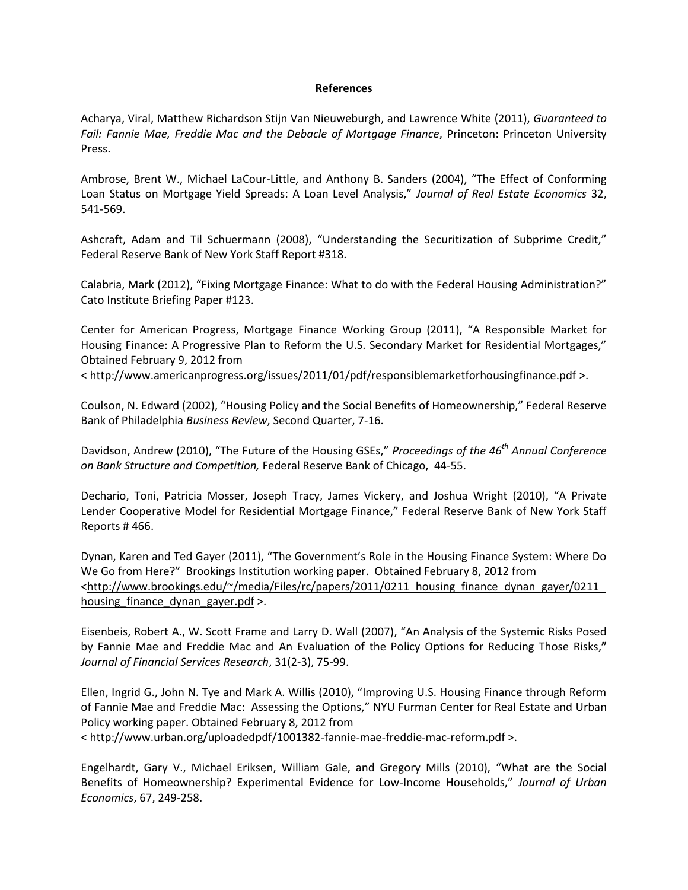# References

Acharya, Viral, Matthew Richardson Stijn Van Nieuweburgh, and Lawrence White (2011), *Guaranteed to Fail: Fannie Mae, Freddie Mac and the Debacle of Mortgage Finance*, Princeton: Princeton University Press.

Ambrose, Brent W., Michael LaCour-Little, and Anthony B. Sanders (2004), "The Effect of Conforming Loan Status on Mortgage Yield Spreads: A Loan Level Analysis," *Journal of Real Estate Economics* 32, 541-569.

Ashcraft, Adam and Til Schuermann (2008), "Understanding the Securitization of Subprime Credit," Federal Reserve Bank of New York Staff Report #318.

Calabria, Mark (2012), "Fixing Mortgage Finance: What to do with the Federal Housing Administration?" Cato Institute Briefing Paper #123.

Center for American Progress, Mortgage Finance Working Group (2011), "A Responsible Market for Housing Finance: A Progressive Plan to Reform the U.S. Secondary Market for Residential Mortgages," Obtained February 9, 2012 from
< http://www.americanprogress.org/issues/2011/01/pdf/responsiblemarketforhousingfinance.pdf >.

Coulson, N. Edward (2002), "Housing Policy and the Social Benefits of Homeownership," Federal Reserve Bank of Philadelphia *Business Review*, Second Quarter, 7-16.

Davidson, Andrew (2010), "The Future of the Housing GSEs," *Proceedings of the 46th Annual Conference on Bank Structure and Competition,* Federal Reserve Bank of Chicago, 44-55.

Dechario, Toni, Patricia Mosser, Joseph Tracy, James Vickery, and Joshua Wright (2010), "A Private Lender Cooperative Model for Residential Mortgage Finance," Federal Reserve Bank of New York Staff Reports # 466.

Dynan, Karen and Ted Gayer (2011), "The Government's Role in the Housing Finance System: Where Do We Go from Here?" Brookings Institution working paper. Obtained February 8, 2012 from
<http://www.brookings.edu/~/media/Files/rc/papers/2011/0211_housing_finance_dynan_gayer/0211_housing_finance_dynan_gayer.pdf >.

Eisenbeis, Robert A., W. Scott Frame and Larry D. Wall (2007), "An Analysis of the Systemic Risks Posed by Fannie Mae and Freddie Mac and An Evaluation of the Policy Options for Reducing Those Risks," *Journal of Financial Services Research*, 31(2-3), 75-99.

Ellen, Ingrid G., John N. Tye and Mark A. Willis (2010), "Improving U.S. Housing Finance through Reform of Fannie Mae and Freddie Mac: Assessing the Options," NYU Furman Center for Real Estate and Urban Policy working paper. Obtained February 8, 2012 from
< http://www.urban.org/uploadedpdf/1001382-fannie-mae-freddie-mac-reform.pdf >.

Engelhardt, Gary V., Michael Eriksen, William Gale, and Gregory Mills (2010), "What are the Social Benefits of Homeownership? Experimental Evidence for Low-Income Households," *Journal of Urban Economics*, 67, 249-258.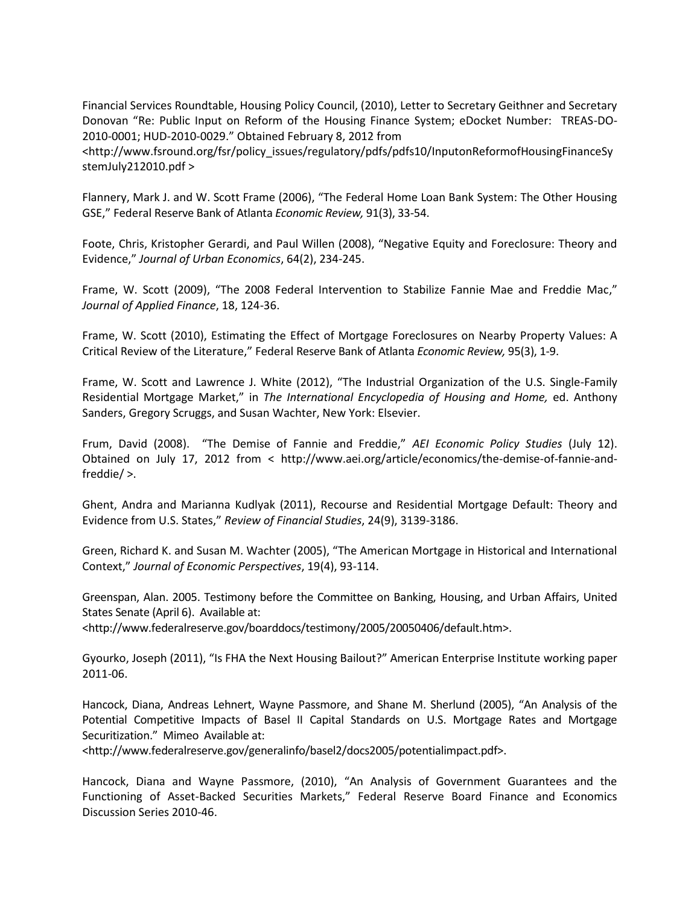Financial Services Roundtable, Housing Policy Council, (2010), Letter to Secretary Geithner and Secretary Donovan "Re: Public Input on Reform of the Housing Finance System; eDocket Number: TREAS-DO-2010-0001; HUD-2010-0029." Obtained February 8, 2012 from <http://www.fsround.org/fsr/policy_issues/regulatory/pdfs/pdfs10/InputonReformofHousingFinanceSystemJuly212010.pdf >

Flannery, Mark J. and W. Scott Frame (2006), "The Federal Home Loan Bank System: The Other Housing GSE," Federal Reserve Bank of Atlanta *Economic Review,* 91(3), 33-54.

Foote, Chris, Kristopher Gerardi, and Paul Willen (2008), "Negative Equity and Foreclosure: Theory and Evidence," *Journal of Urban Economics*, 64(2), 234-245.

Frame, W. Scott (2009), "The 2008 Federal Intervention to Stabilize Fannie Mae and Freddie Mac," *Journal of Applied Finance*, 18, 124-36.

Frame, W. Scott (2010), Estimating the Effect of Mortgage Foreclosures on Nearby Property Values: A Critical Review of the Literature," Federal Reserve Bank of Atlanta *Economic Review,* 95(3), 1-9.

Frame, W. Scott and Lawrence J. White (2012), "The Industrial Organization of the U.S. Single-Family Residential Mortgage Market," in *The International Encyclopedia of Housing and Home,* ed. Anthony Sanders, Gregory Scruggs, and Susan Wachter, New York: Elsevier.

Frum, David (2008). "The Demise of Fannie and Freddie," *AEI Economic Policy Studies* (July 12). Obtained on July 17, 2012 from < http://www.aei.org/article/economics/the-demise-of-fannie-and-freddie/ >.

Ghent, Andra and Marianna Kudlyak (2011), Recourse and Residential Mortgage Default: Theory and Evidence from U.S. States," *Review of Financial Studies*, 24(9), 3139-3186.

Green, Richard K. and Susan M. Wachter (2005), "The American Mortgage in Historical and International Context," *Journal of Economic Perspectives*, 19(4), 93-114.

Greenspan, Alan. 2005. Testimony before the Committee on Banking, Housing, and Urban Affairs, United States Senate (April 6). Available at: <http://www.federalreserve.gov/boarddocs/testimony/2005/20050406/default.htm>.

Gyourko, Joseph (2011), "Is FHA the Next Housing Bailout?" American Enterprise Institute working paper 2011-06.

Hancock, Diana, Andreas Lehnert, Wayne Passmore, and Shane M. Sherlund (2005), "An Analysis of the Potential Competitive Impacts of Basel II Capital Standards on U.S. Mortgage Rates and Mortgage Securitization." Mimeo Available at: <http://www.federalreserve.gov/generalinfo/basel2/docs2005/potentialimpact.pdf>.

Hancock, Diana and Wayne Passmore, (2010), "An Analysis of Government Guarantees and the Functioning of Asset-Backed Securities Markets," Federal Reserve Board Finance and Economics Discussion Series 2010-46.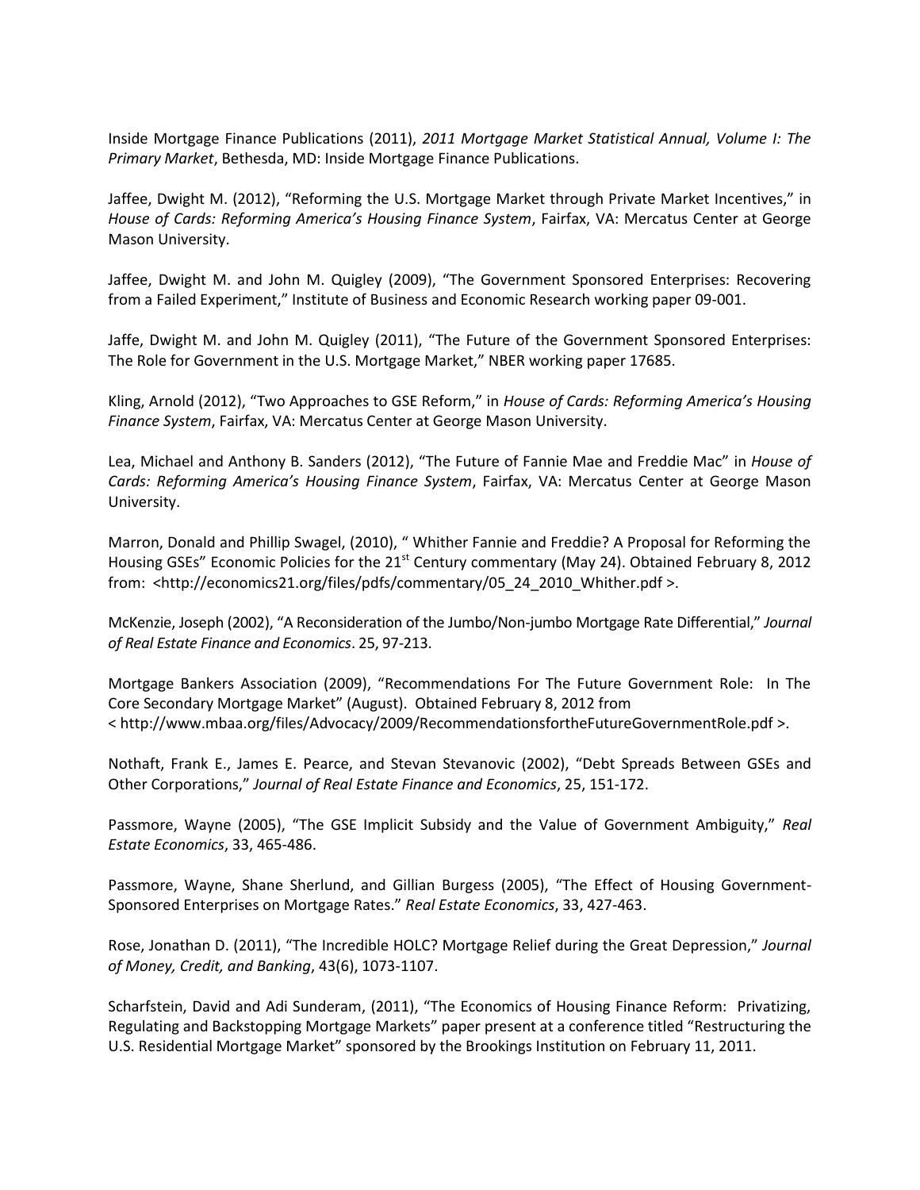Inside Mortgage Finance Publications (2011), *2011 Mortgage Market Statistical Annual, Volume I: The Primary Market*, Bethesda, MD: Inside Mortgage Finance Publications.

Jaffee, Dwight M. (2012), "Reforming the U.S. Mortgage Market through Private Market Incentives," in *House of Cards: Reforming America's Housing Finance System*, Fairfax, VA: Mercatus Center at George Mason University.

Jaffee, Dwight M. and John M. Quigley (2009), "The Government Sponsored Enterprises: Recovering from a Failed Experiment," Institute of Business and Economic Research working paper 09-001.

Jaffe, Dwight M. and John M. Quigley (2011), "The Future of the Government Sponsored Enterprises: The Role for Government in the U.S. Mortgage Market," NBER working paper 17685.

Kling, Arnold (2012), "Two Approaches to GSE Reform," in *House of Cards: Reforming America's Housing Finance System*, Fairfax, VA: Mercatus Center at George Mason University.

Lea, Michael and Anthony B. Sanders (2012), "The Future of Fannie Mae and Freddie Mac" in *House of Cards: Reforming America's Housing Finance System*, Fairfax, VA: Mercatus Center at George Mason University.

Marron, Donald and Phillip Swagel, (2010), " Whither Fannie and Freddie? A Proposal for Reforming the Housing GSEs" Economic Policies for the 21st Century commentary (May 24). Obtained February 8, 2012 from: <http://economics21.org/files/pdfs/commentary/05_24_2010_Whither.pdf >.

McKenzie, Joseph (2002), "A Reconsideration of the Jumbo/Non-jumbo Mortgage Rate Differential," *Journal of Real Estate Finance and Economics*. 25, 97-213.

Mortgage Bankers Association (2009), "Recommendations For The Future Government Role: In The Core Secondary Mortgage Market" (August). Obtained February 8, 2012 from < http://www.mbaa.org/files/Advocacy/2009/RecommendationsfortheFutureGovernmentRole.pdf >.

Nothaft, Frank E., James E. Pearce, and Stevan Stevanovic (2002), "Debt Spreads Between GSEs and Other Corporations," *Journal of Real Estate Finance and Economics*, 25, 151-172.

Passmore, Wayne (2005), "The GSE Implicit Subsidy and the Value of Government Ambiguity," *Real Estate Economics*, 33, 465-486.

Passmore, Wayne, Shane Sherlund, and Gillian Burgess (2005), "The Effect of Housing Government-Sponsored Enterprises on Mortgage Rates." *Real Estate Economics*, 33, 427-463.

Rose, Jonathan D. (2011), "The Incredible HOLC? Mortgage Relief during the Great Depression," *Journal of Money, Credit, and Banking*, 43(6), 1073-1107.

Scharfstein, David and Adi Sunderam, (2011), "The Economics of Housing Finance Reform: Privatizing, Regulating and Backstopping Mortgage Markets" paper present at a conference titled "Restructuring the U.S. Residential Mortgage Market" sponsored by the Brookings Institution on February 11, 2011.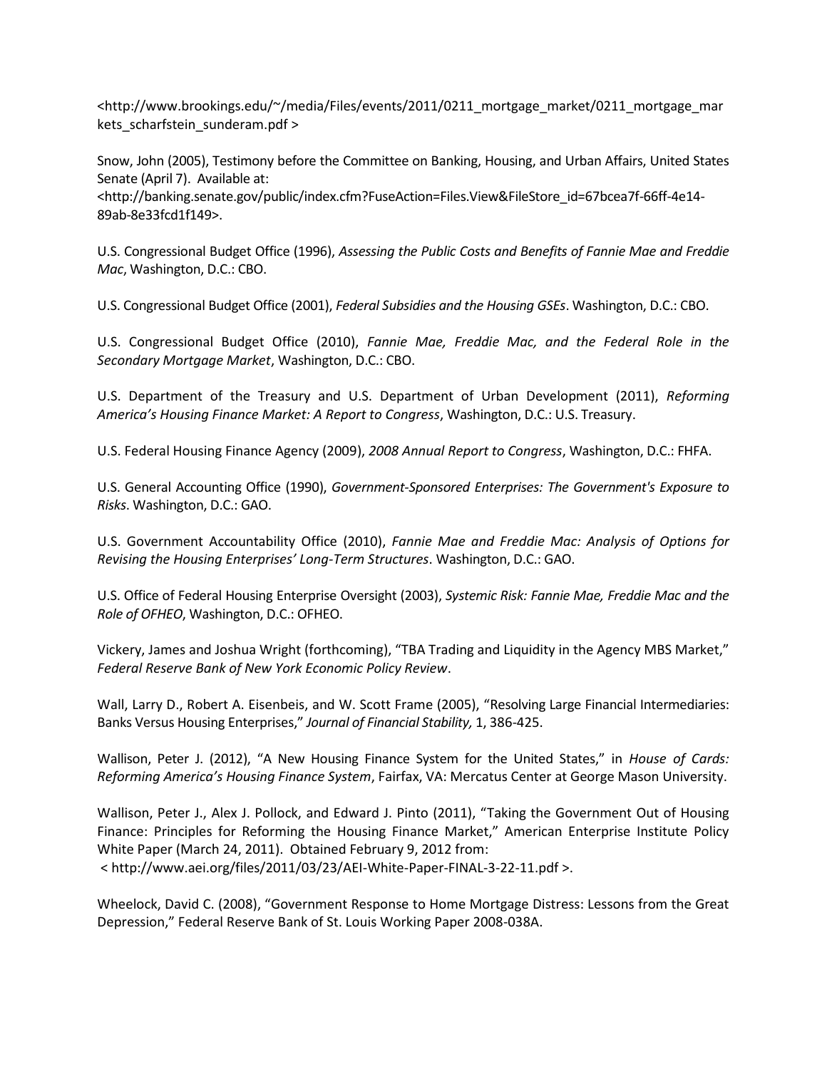<http://www.brookings.edu/~/media/Files/events/2011/0211_mortgage_market/0211_mortgage_markets_scharfstein_sunderam.pdf >

Snow, John (2005), Testimony before the Committee on Banking, Housing, and Urban Affairs, United States Senate (April 7). Available at: <http://banking.senate.gov/public/index.cfm?FuseAction=Files.View&FileStore_id=67bcea7f-66ff-4e14-89ab-8e33fcd1f149>.

U.S. Congressional Budget Office (1996), *Assessing the Public Costs and Benefits of Fannie Mae and Freddie Mac*, Washington, D.C.: CBO.

U.S. Congressional Budget Office (2001), *Federal Subsidies and the Housing GSEs*. Washington, D.C.: CBO.

U.S. Congressional Budget Office (2010), *Fannie Mae, Freddie Mac, and the Federal Role in the Secondary Mortgage Market*, Washington, D.C.: CBO.

U.S. Department of the Treasury and U.S. Department of Urban Development (2011), *Reforming America's Housing Finance Market: A Report to Congress*, Washington, D.C.: U.S. Treasury.

U.S. Federal Housing Finance Agency (2009), *2008 Annual Report to Congress*, Washington, D.C.: FHFA.

U.S. General Accounting Office (1990), *Government-Sponsored Enterprises: The Government's Exposure to Risks*. Washington, D.C.: GAO.

U.S. Government Accountability Office (2010), *Fannie Mae and Freddie Mac: Analysis of Options for Revising the Housing Enterprises' Long-Term Structures*. Washington, D.C.: GAO.

U.S. Office of Federal Housing Enterprise Oversight (2003), *Systemic Risk: Fannie Mae, Freddie Mac and the Role of OFHEO*, Washington, D.C.: OFHEO.

Vickery, James and Joshua Wright (forthcoming), "TBA Trading and Liquidity in the Agency MBS Market," *Federal Reserve Bank of New York Economic Policy Review*.

Wall, Larry D., Robert A. Eisenbeis, and W. Scott Frame (2005), "Resolving Large Financial Intermediaries: Banks Versus Housing Enterprises," *Journal of Financial Stability,* 1, 386-425.

Wallison, Peter J. (2012), "A New Housing Finance System for the United States," in *House of Cards: Reforming America's Housing Finance System*, Fairfax, VA: Mercatus Center at George Mason University.

Wallison, Peter J., Alex J. Pollock, and Edward J. Pinto (2011), "Taking the Government Out of Housing Finance: Principles for Reforming the Housing Finance Market," American Enterprise Institute Policy White Paper (March 24, 2011). Obtained February 9, 2012 from: < http://www.aei.org/files/2011/03/23/AEI-White-Paper-FINAL-3-22-11.pdf >.

Wheelock, David C. (2008), "Government Response to Home Mortgage Distress: Lessons from the Great Depression," Federal Reserve Bank of St. Louis Working Paper 2008-038A.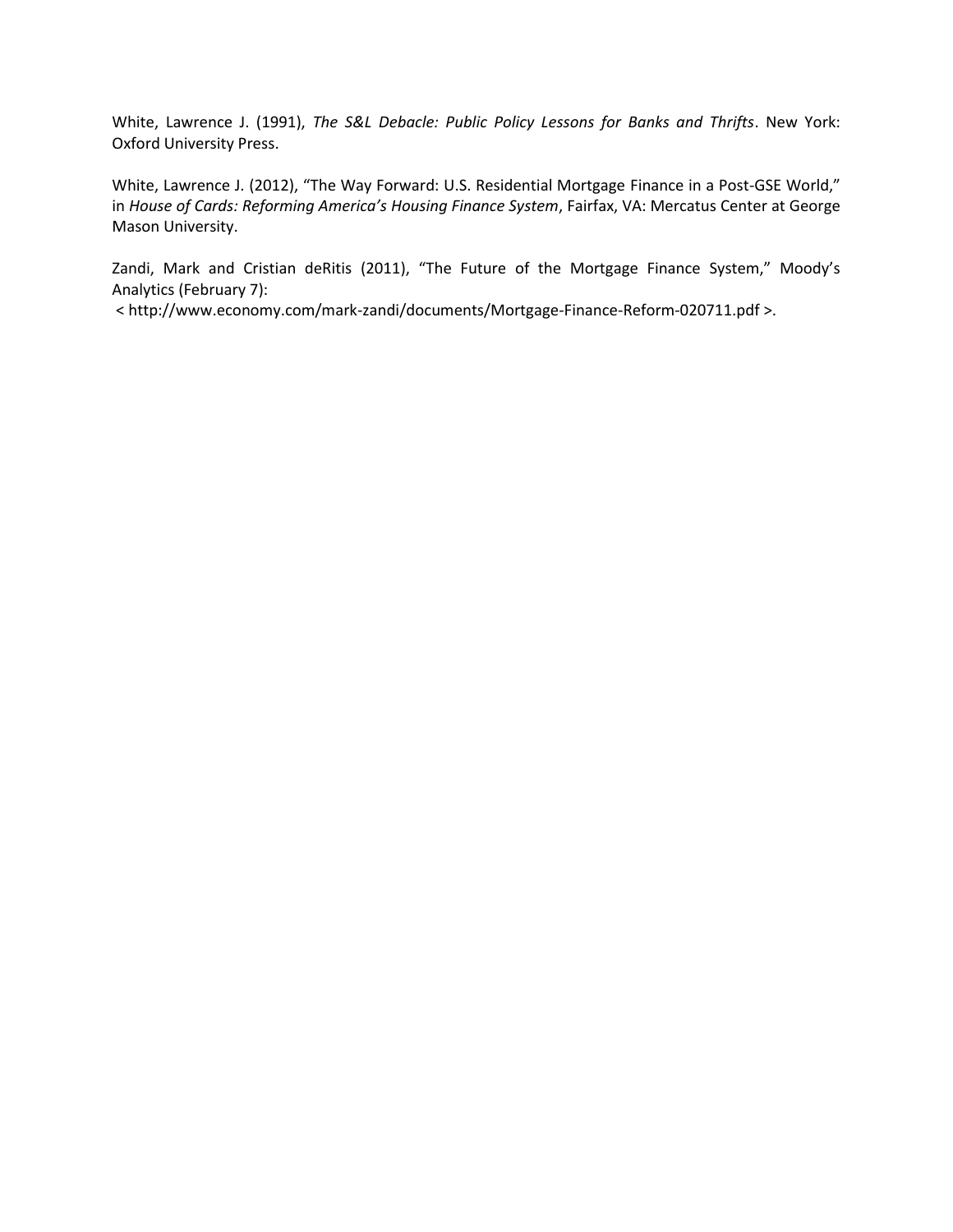White, Lawrence J. (1991), *The S&L Debacle: Public Policy Lessons for Banks and Thrifts*. New York: Oxford University Press.

White, Lawrence J. (2012), "The Way Forward: U.S. Residential Mortgage Finance in a Post-GSE World," in *House of Cards: Reforming America's Housing Finance System*, Fairfax, VA: Mercatus Center at George Mason University.

Zandi, Mark and Cristian deRitis (2011), "The Future of the Mortgage Finance System," Moody's Analytics (February 7):
< http://www.economy.com/mark-zandi/documents/Mortgage-Finance-Reform-020711.pdf >.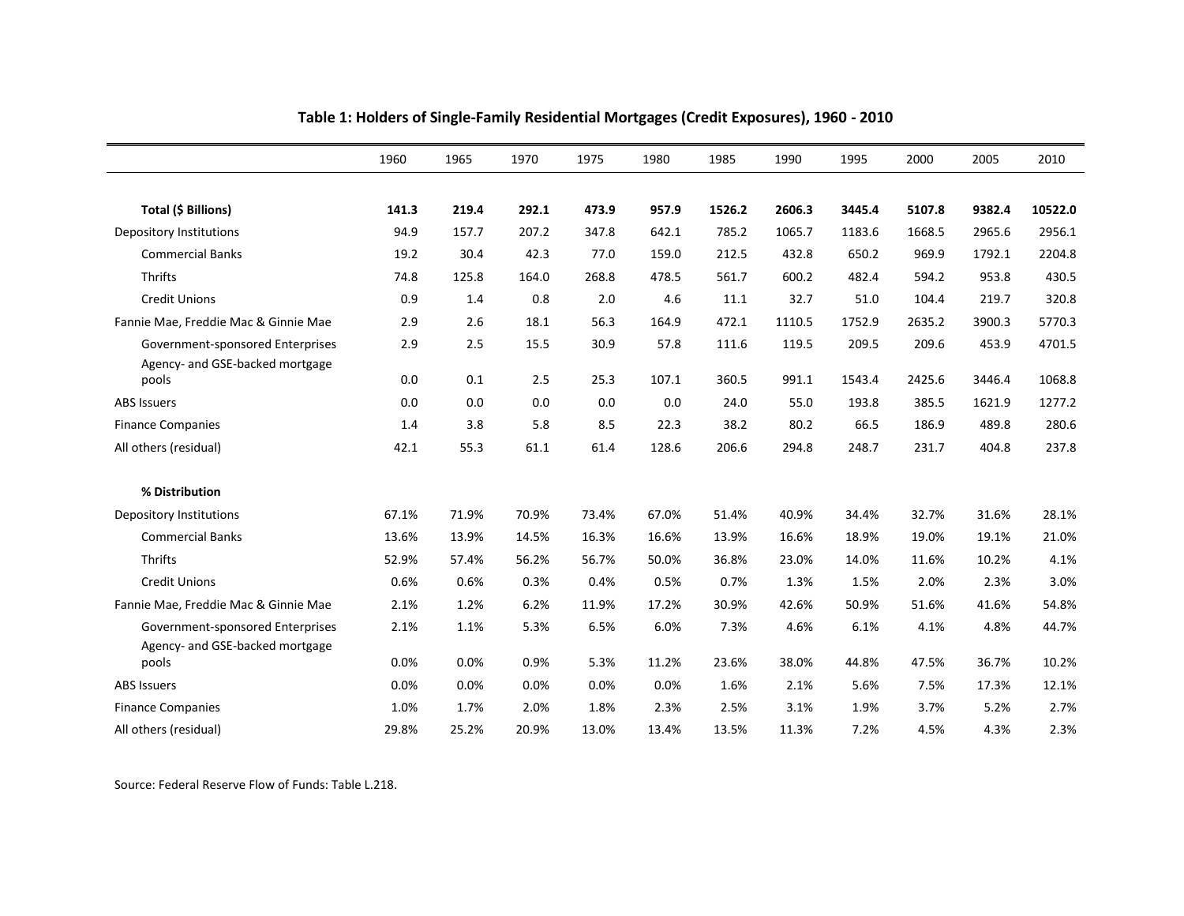**Table 1: Holders of Single-Family Residential Mortgages (Credit Exposures), 1960 - 2010**

| | 1960 | 1965 | 1970 | 1975 | 1980 | 1985 | 1990 | 1995 | 2000 | 2005 | 2010 |
|---|---|---|---|---|---|---|---|---|---|---|---|
| **Total ($ Billions)** | **141.3** | **219.4** | **292.1** | **473.9** | **957.9** | **1526.2** | **2606.3** | **3445.4** | **5107.8** | **9382.4** | **10522.0** |
| Depository Institutions | 94.9 | 157.7 | 207.2 | 347.8 | 642.1 | 785.2 | 1065.7 | 1183.6 | 1668.5 | 2965.6 | 2956.1 |
| Commercial Banks | 19.2 | 30.4 | 42.3 | 77.0 | 159.0 | 212.5 | 432.8 | 650.2 | 969.9 | 1792.1 | 2204.8 |
| Thrifts | 74.8 | 125.8 | 164.0 | 268.8 | 478.5 | 561.7 | 600.2 | 482.4 | 594.2 | 953.8 | 430.5 |
| Credit Unions | 0.9 | 1.4 | 0.8 | 2.0 | 4.6 | 11.1 | 32.7 | 51.0 | 104.4 | 219.7 | 320.8 |
| Fannie Mae, Freddie Mac & Ginnie Mae | 2.9 | 2.6 | 18.1 | 56.3 | 164.9 | 472.1 | 1110.5 | 1752.9 | 2635.2 | 3900.3 | 5770.3 |
| Government-sponsored Enterprises | 2.9 | 2.5 | 15.5 | 30.9 | 57.8 | 111.6 | 119.5 | 209.5 | 209.6 | 453.9 | 4701.5 |
| Agency- and GSE-backed mortgage pools | 0.0 | 0.1 | 2.5 | 25.3 | 107.1 | 360.5 | 991.1 | 1543.4 | 2425.6 | 3446.4 | 1068.8 |
| ABS Issuers | 0.0 | 0.0 | 0.0 | 0.0 | 0.0 | 24.0 | 55.0 | 193.8 | 385.5 | 1621.9 | 1277.2 |
| Finance Companies | 1.4 | 3.8 | 5.8 | 8.5 | 22.3 | 38.2 | 80.2 | 66.5 | 186.9 | 489.8 | 280.6 |
| All others (residual) | 42.1 | 55.3 | 61.1 | 61.4 | 128.6 | 206.6 | 294.8 | 248.7 | 231.7 | 404.8 | 237.8 |
| **% Distribution** | | | | | | | | | | | |
| Depository Institutions | 67.1% | 71.9% | 70.9% | 73.4% | 67.0% | 51.4% | 40.9% | 34.4% | 32.7% | 31.6% | 28.1% |
| Commercial Banks | 13.6% | 13.9% | 14.5% | 16.3% | 16.6% | 13.9% | 16.6% | 18.9% | 19.0% | 19.1% | 21.0% |
| Thrifts | 52.9% | 57.4% | 56.2% | 56.7% | 50.0% | 36.8% | 23.0% | 14.0% | 11.6% | 10.2% | 4.1% |
| Credit Unions | 0.6% | 0.6% | 0.3% | 0.4% | 0.5% | 0.7% | 1.3% | 1.5% | 2.0% | 2.3% | 3.0% |
| Fannie Mae, Freddie Mac & Ginnie Mae | 2.1% | 1.2% | 6.2% | 11.9% | 17.2% | 30.9% | 42.6% | 50.9% | 51.6% | 41.6% | 54.8% |
| Government-sponsored Enterprises | 2.1% | 1.1% | 5.3% | 6.5% | 6.0% | 7.3% | 4.6% | 6.1% | 4.1% | 4.8% | 44.7% |
| Agency- and GSE-backed mortgage pools | 0.0% | 0.0% | 0.9% | 5.3% | 11.2% | 23.6% | 38.0% | 44.8% | 47.5% | 36.7% | 10.2% |
| ABS Issuers | 0.0% | 0.0% | 0.0% | 0.0% | 0.0% | 1.6% | 2.1% | 5.6% | 7.5% | 17.3% | 12.1% |
| Finance Companies | 1.0% | 1.7% | 2.0% | 1.8% | 2.3% | 2.5% | 3.1% | 1.9% | 3.7% | 5.2% | 2.7% |
| All others (residual) | 29.8% | 25.2% | 20.9% | 13.0% | 13.4% | 13.5% | 11.3% | 7.2% | 4.5% | 4.3% | 2.3% |

Source: Federal Reserve Flow of Funds: Table L.218.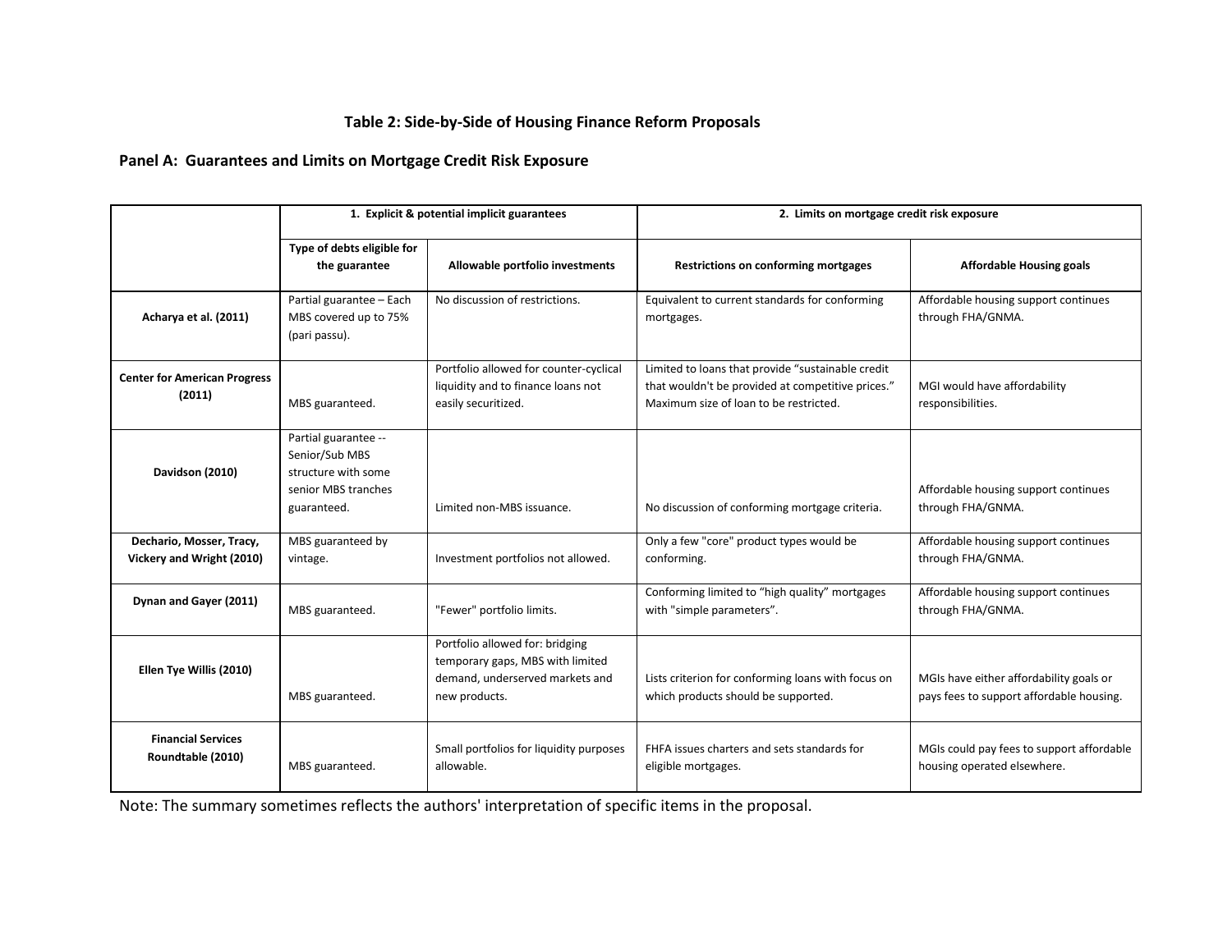### Table 2: Side-by-Side of Housing Finance Reform Proposals

#### Panel A: Guarantees and Limits on Mortgage Credit Risk Exposure

| | 1. Explicit & potential implicit guarantees | | 2. Limits on mortgage credit risk exposure | |
|---|---|---|---|---|
| | **Type of debts eligible for the guarantee** | **Allowable portfolio investments** | **Restrictions on conforming mortgages** | **Affordable Housing goals** |
| **Acharya et al. (2011)** | Partial guarantee – Each MBS covered up to 75% (pari passu). | No discussion of restrictions. | Equivalent to current standards for conforming mortgages. | Affordable housing support continues through FHA/GNMA. |
| **Center for American Progress (2011)** | MBS guaranteed. | Portfolio allowed for counter-cyclical liquidity and to finance loans not easily securitized. | Limited to loans that provide "sustainable credit that wouldn't be provided at competitive prices." Maximum size of loan to be restricted. | MGI would have affordability responsibilities. |
| **Davidson (2010)** | Partial guarantee -- Senior/Sub MBS structure with some senior MBS tranches guaranteed. | Limited non-MBS issuance. | No discussion of conforming mortgage criteria. | Affordable housing support continues through FHA/GNMA. |
| **Dechario, Mosser, Tracy, Vickery and Wright (2010)** | MBS guaranteed by vintage. | Investment portfolios not allowed. | Only a few "core" product types would be conforming. | Affordable housing support continues through FHA/GNMA. |
| **Dynan and Gayer (2011)** | MBS guaranteed. | "Fewer" portfolio limits. | Conforming limited to "high quality" mortgages with "simple parameters". | Affordable housing support continues through FHA/GNMA. |
| **Ellen Tye Willis (2010)** | MBS guaranteed. | Portfolio allowed for: bridging temporary gaps, MBS with limited demand, underserved markets and new products. | Lists criterion for conforming loans with focus on which products should be supported. | MGIs have either affordability goals or pays fees to support affordable housing. |
| **Financial Services Roundtable (2010)** | MBS guaranteed. | Small portfolios for liquidity purposes allowable. | FHFA issues charters and sets standards for eligible mortgages. | MGIs could pay fees to support affordable housing operated elsewhere. |

Note: The summary sometimes reflects the authors' interpretation of specific items in the proposal.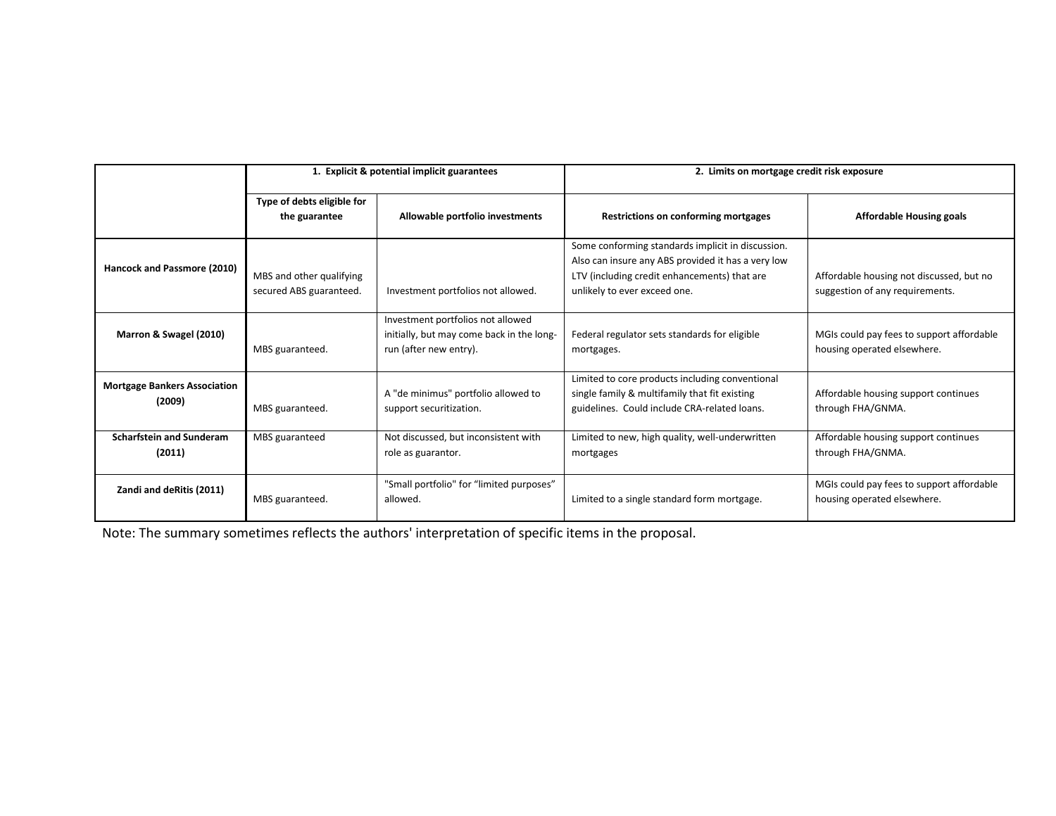| | 1. Explicit & potential implicit guarantees | | 2. Limits on mortgage credit risk exposure | |
|---|---|---|---|---|
| | Type of debts eligible for the guarantee | Allowable portfolio investments | Restrictions on conforming mortgages | Affordable Housing goals |
| **Hancock and Passmore (2010)** | MBS and other qualifying secured ABS guaranteed. | Investment portfolios not allowed. | Some conforming standards implicit in discussion. Also can insure any ABS provided it has a very low LTV (including credit enhancements) that are unlikely to ever exceed one. | Affordable housing not discussed, but no suggestion of any requirements. |
| **Marron & Swagel (2010)** | MBS guaranteed. | Investment portfolios not allowed initially, but may come back in the long-run (after new entry). | Federal regulator sets standards for eligible mortgages. | MGIs could pay fees to support affordable housing operated elsewhere. |
| **Mortgage Bankers Association (2009)** | MBS guaranteed. | A "de minimus" portfolio allowed to support securitization. | Limited to core products including conventional single family & multifamily that fit existing guidelines. Could include CRA-related loans. | Affordable housing support continues through FHA/GNMA. |
| **Scharfstein and Sunderam (2011)** | MBS guaranteed | Not discussed, but inconsistent with role as guarantor. | Limited to new, high quality, well-underwritten mortgages | Affordable housing support continues through FHA/GNMA. |
| **Zandi and deRitis (2011)** | MBS guaranteed. | "Small portfolio" for "limited purposes" allowed. | Limited to a single standard form mortgage. | MGIs could pay fees to support affordable housing operated elsewhere. |

Note: The summary sometimes reflects the authors' interpretation of specific items in the proposal.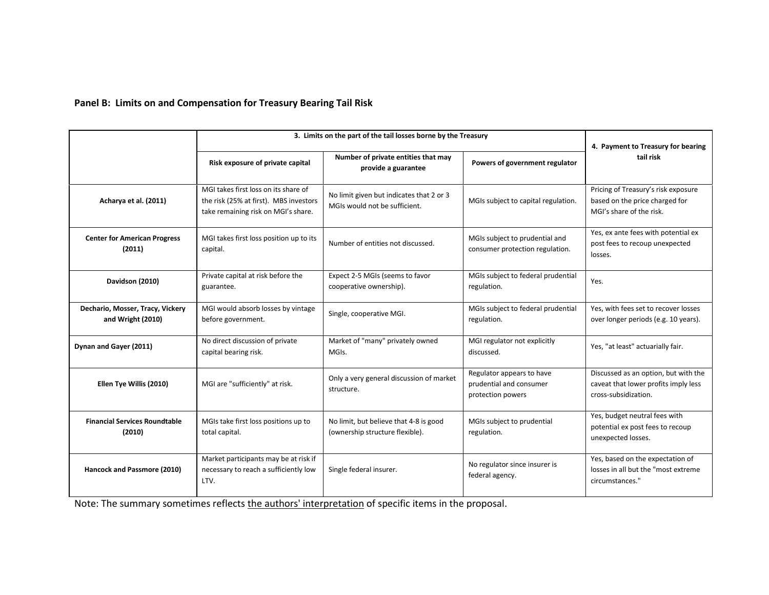**Panel B: Limits on and Compensation for Treasury Bearing Tail Risk**

| | 3. Limits on the part of the tail losses borne by the Treasury | | | 4. Payment to Treasury for bearing tail risk |
|---|---|---|---|---|
| | Risk exposure of private capital | Number of private entities that may provide a guarantee | Powers of government regulator | |
| **Acharya et al. (2011)** | MGI takes first loss on its share of the risk (25% at first). MBS investors take remaining risk on MGI's share. | No limit given but indicates that 2 or 3 MGIs would not be sufficient. | MGIs subject to capital regulation. | Pricing of Treasury's risk exposure based on the price charged for MGI's share of the risk. |
| **Center for American Progress (2011)** | MGI takes first loss position up to its capital. | Number of entities not discussed. | MGIs subject to prudential and consumer protection regulation. | Yes, ex ante fees with potential ex post fees to recoup unexpected losses. |
| **Davidson (2010)** | Private capital at risk before the guarantee. | Expect 2-5 MGIs (seems to favor cooperative ownership). | MGIs subject to federal prudential regulation. | Yes. |
| **Dechario, Mosser, Tracy, Vickery and Wright (2010)** | MGI would absorb losses by vintage before government. | Single, cooperative MGI. | MGIs subject to federal prudential regulation. | Yes, with fees set to recover losses over longer periods (e.g. 10 years). |
| **Dynan and Gayer (2011)** | No direct discussion of private capital bearing risk. | Market of "many" privately owned MGIs. | MGI regulator not explicitly discussed. | Yes, "at least" actuarially fair. |
| **Ellen Tye Willis (2010)** | MGI are "sufficiently" at risk. | Only a very general discussion of market structure. | Regulator appears to have prudential and consumer protection powers | Discussed as an option, but with the caveat that lower profits imply less cross-subsidization. |
| **Financial Services Roundtable (2010)** | MGIs take first loss positions up to total capital. | No limit, but believe that 4-8 is good (ownership structure flexible). | MGIs subject to prudential regulation. | Yes, budget neutral fees with potential ex post fees to recoup unexpected losses. |
| **Hancock and Passmore (2010)** | Market participants may be at risk if necessary to reach a sufficiently low LTV. | Single federal insurer. | No regulator since insurer is federal agency. | Yes, based on the expectation of losses in all but the "most extreme circumstances." |

Note: The summary sometimes reflects the authors' interpretation of specific items in the proposal.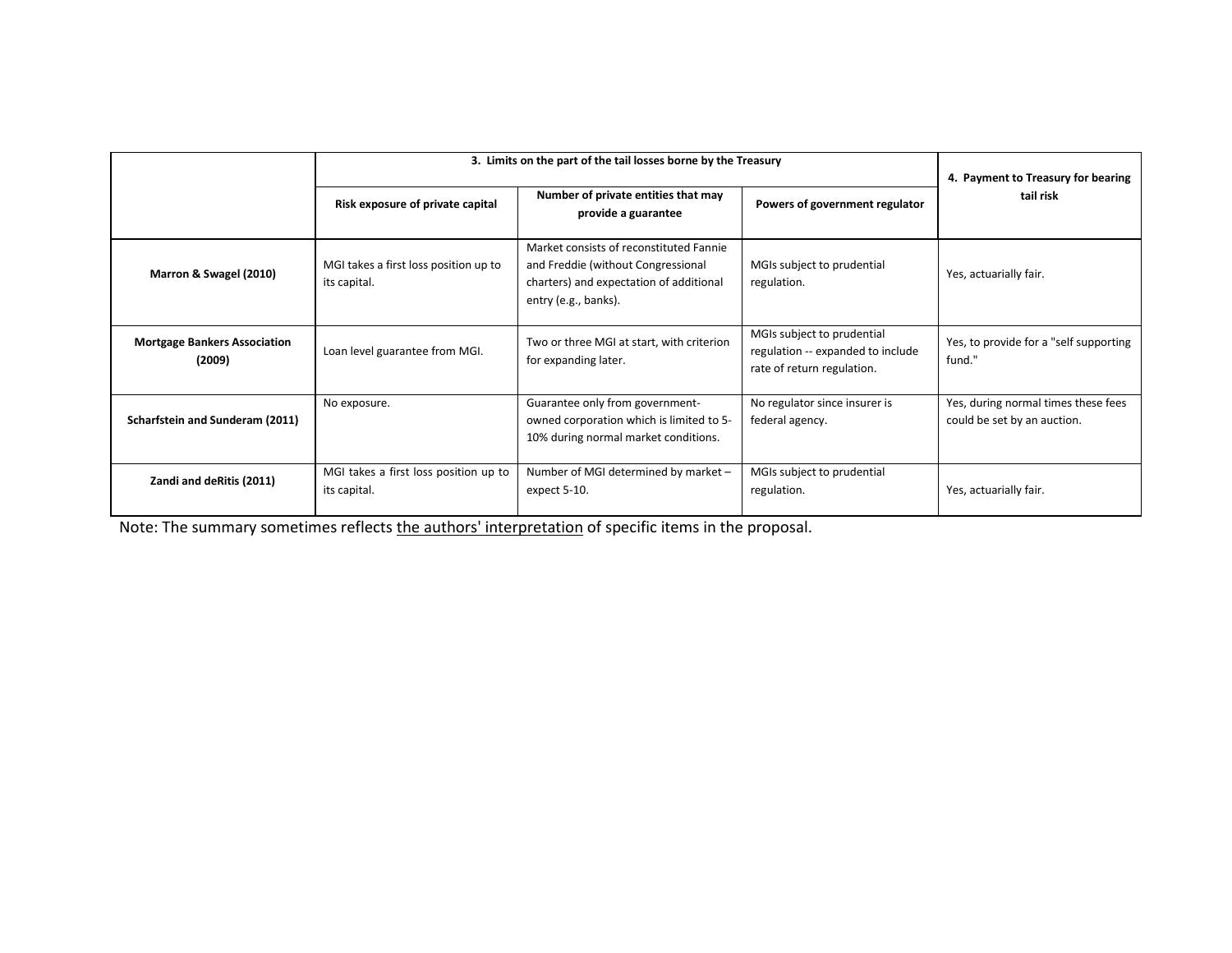| | 3. Limits on the part of the tail losses borne by the Treasury | | | 4. Payment to Treasury for bearing tail risk |
|---|---|---|---|---|
| | Risk exposure of private capital | Number of private entities that may provide a guarantee | Powers of government regulator | |
| **Marron & Swagel (2010)** | MGI takes a first loss position up to its capital. | Market consists of reconstituted Fannie and Freddie (without Congressional charters) and expectation of additional entry (e.g., banks). | MGIs subject to prudential regulation. | Yes, actuarially fair. |
| **Mortgage Bankers Association (2009)** | Loan level guarantee from MGI. | Two or three MGI at start, with criterion for expanding later. | MGIs subject to prudential regulation -- expanded to include rate of return regulation. | Yes, to provide for a "self supporting fund." |
| **Scharfstein and Sunderam (2011)** | No exposure. | Guarantee only from government-owned corporation which is limited to 5-10% during normal market conditions. | No regulator since insurer is federal agency. | Yes, during normal times these fees could be set by an auction. |
| **Zandi and deRitis (2011)** | MGI takes a first loss position up to its capital. | Number of MGI determined by market – expect 5-10. | MGIs subject to prudential regulation. | Yes, actuarially fair. |

Note: The summary sometimes reflects the authors' interpretation of specific items in the proposal.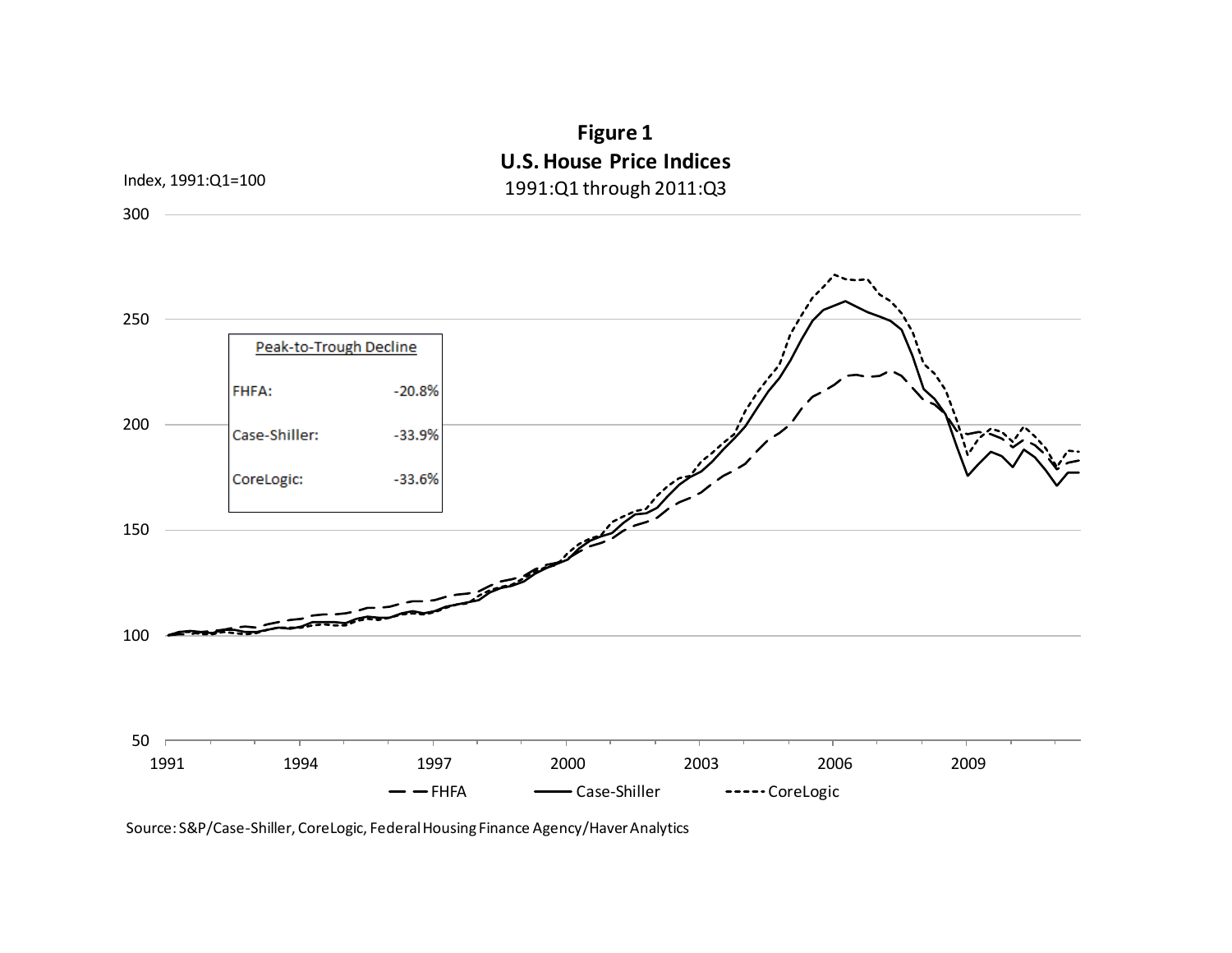# Figure 1
## U.S. House Price Indices
1991:Q1 through 2011:Q3

Index, 1991:Q1=100

| Peak-to-Trough Decline | |
|---|---|
| FHFA: | -20.8% |
| Case-Shiller: | -33.9% |
| CoreLogic: | -33.6% |

FHFA — Case-Shiller — CoreLogic

Source: S&P/Case-Shiller, CoreLogic, Federal Housing Finance Agency/Haver Analytics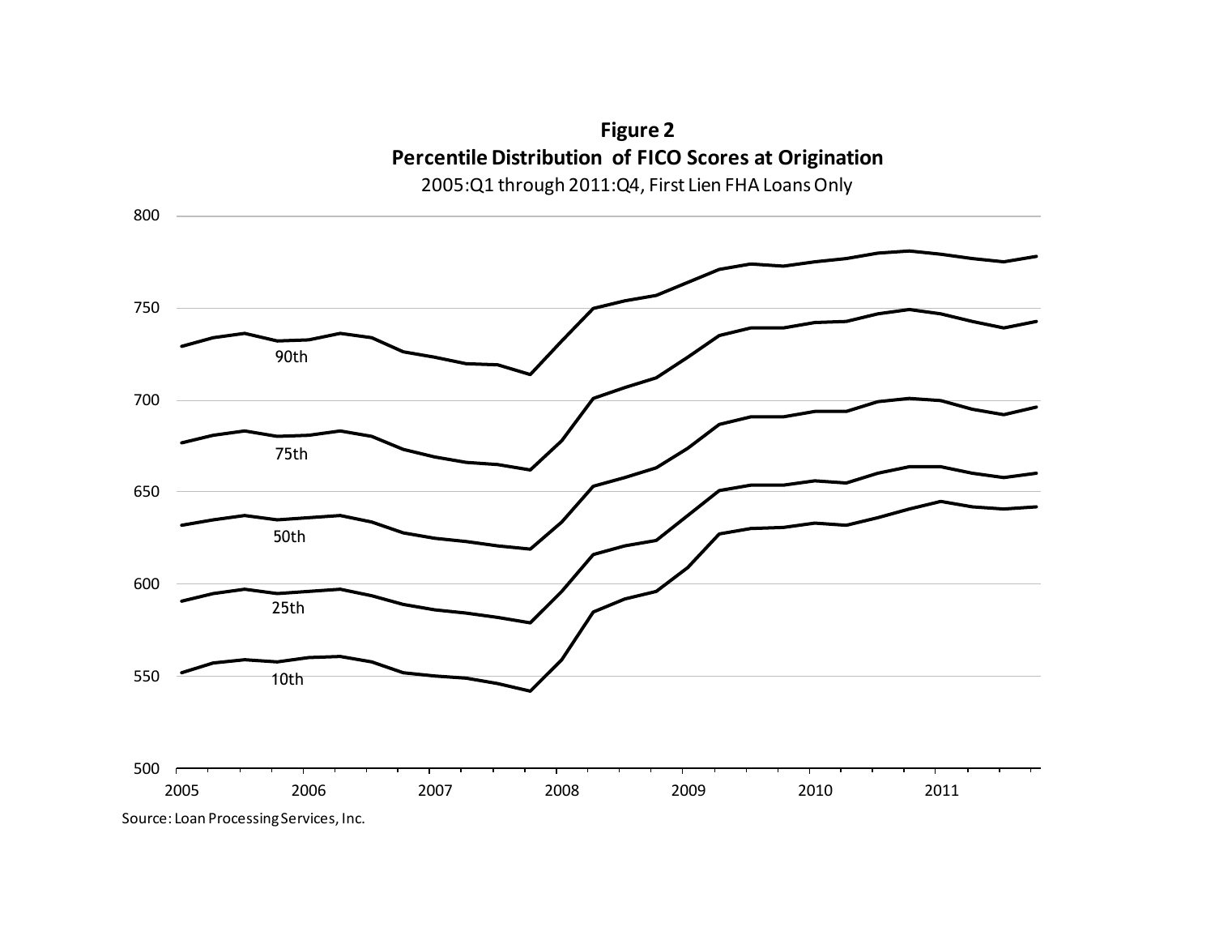**Figure 2**
**Percentile Distribution of FICO Scores at Origination**
2005:Q1 through 2011:Q4, First Lien FHA Loans Only

Source: Loan Processing Services, Inc.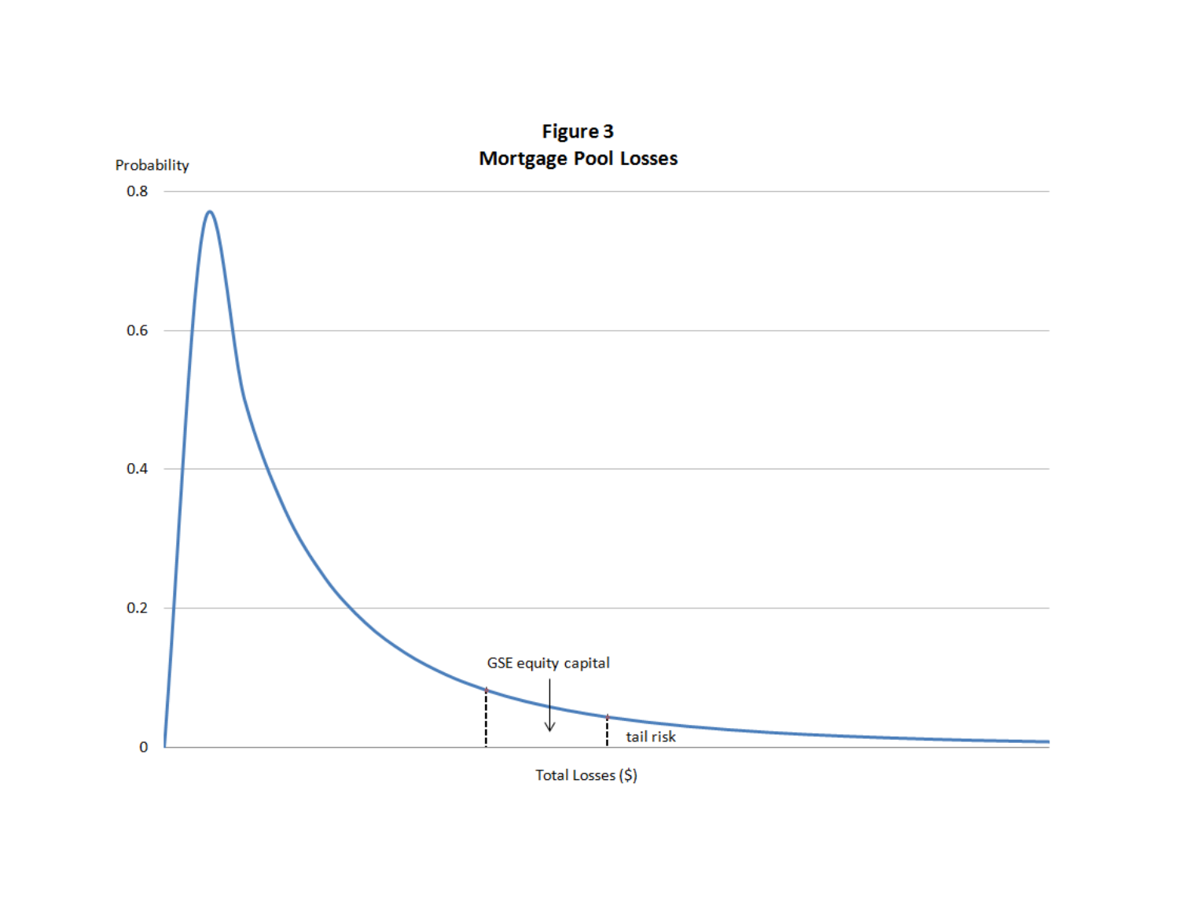**Figure 3**
**Mortgage Pool Losses**

Probability

0.8

0.6

0.4

0.2

0

GSE equity capital

tail risk

Total Losses ($)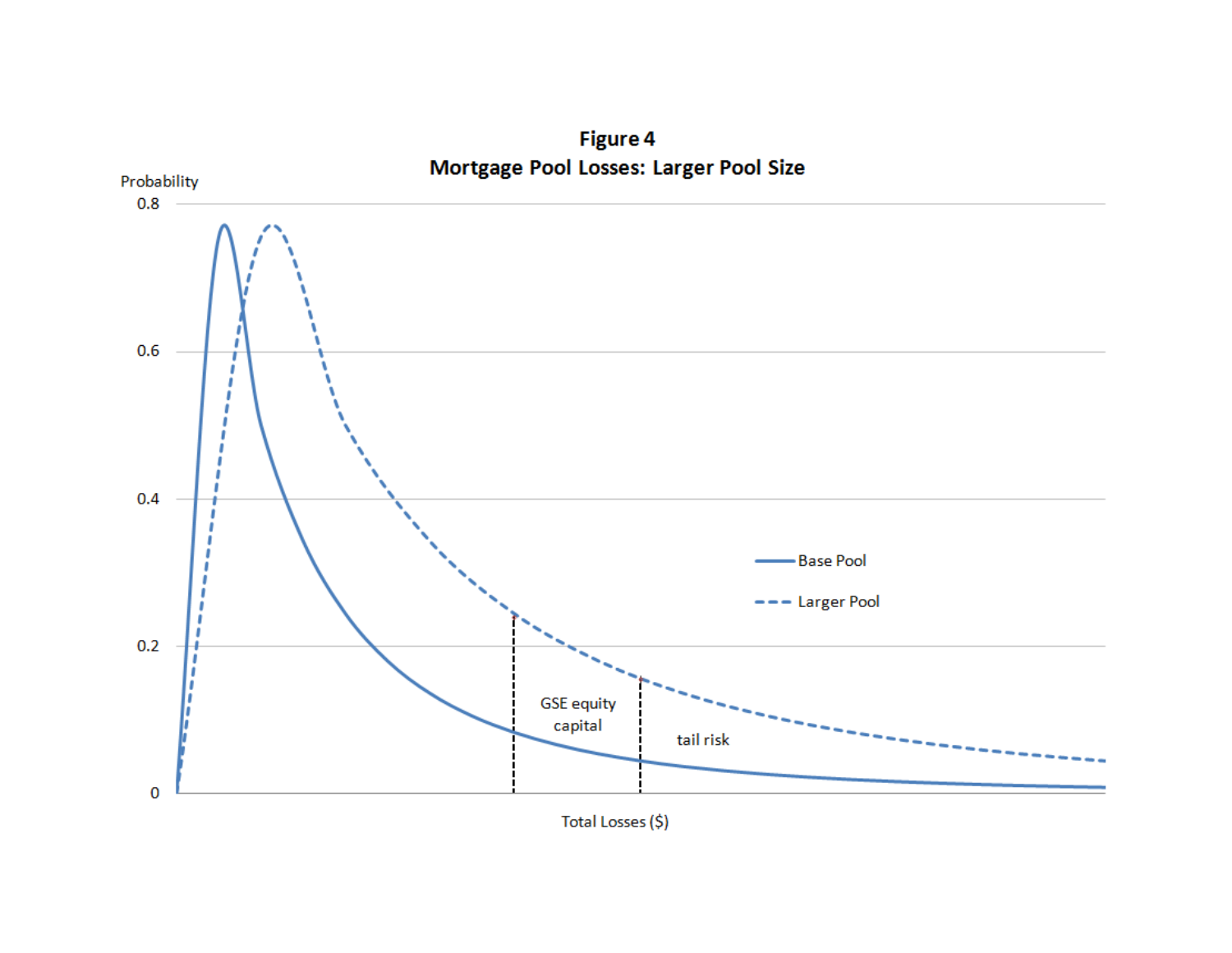**Figure 4**
**Mortgage Pool Losses: Larger Pool Size**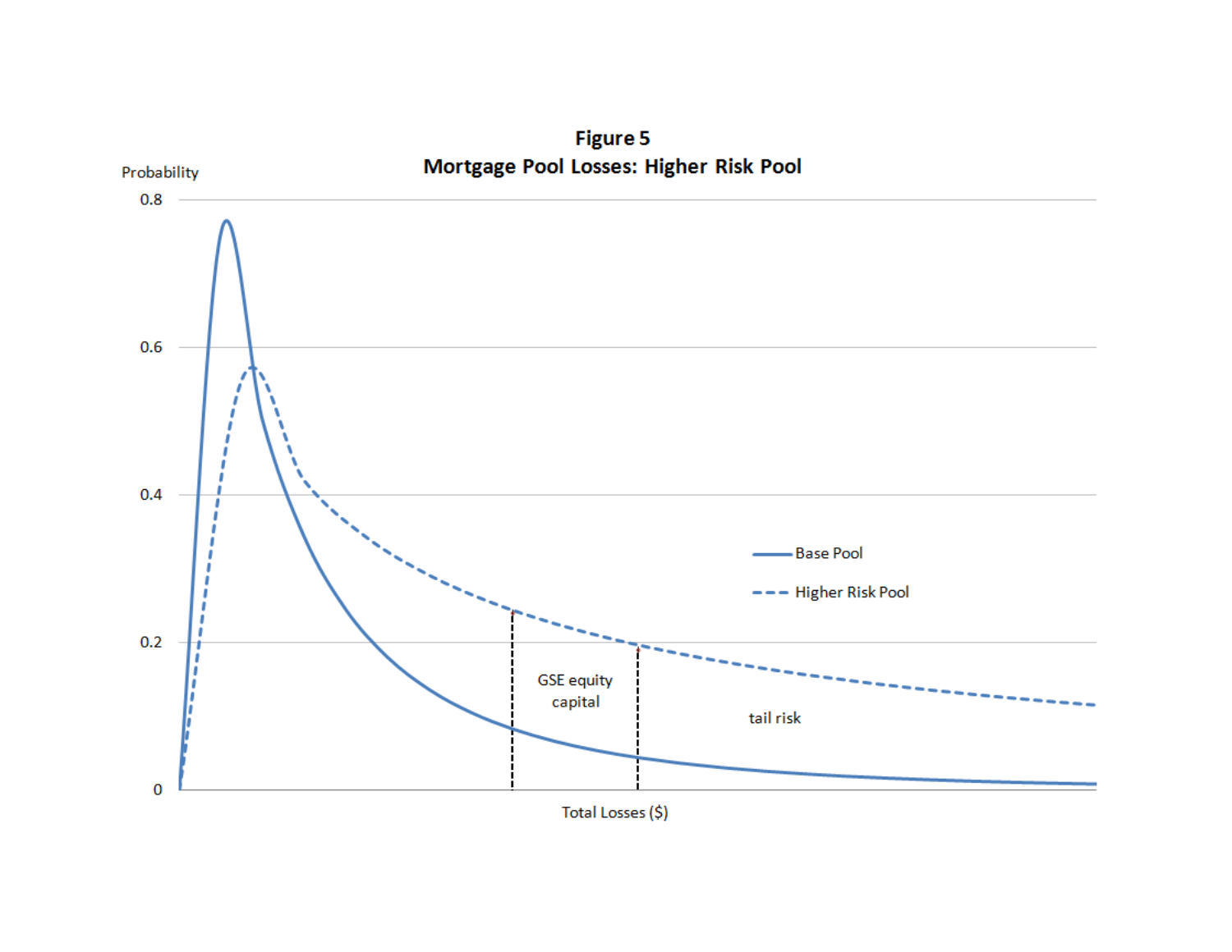**Figure 5**

**Mortgage Pool Losses: Higher Risk Pool**

Probability

0.8

0.6

0.4

0.2

0

Base Pool

Higher Risk Pool

GSE equity capital

tail risk

Total Losses ($)